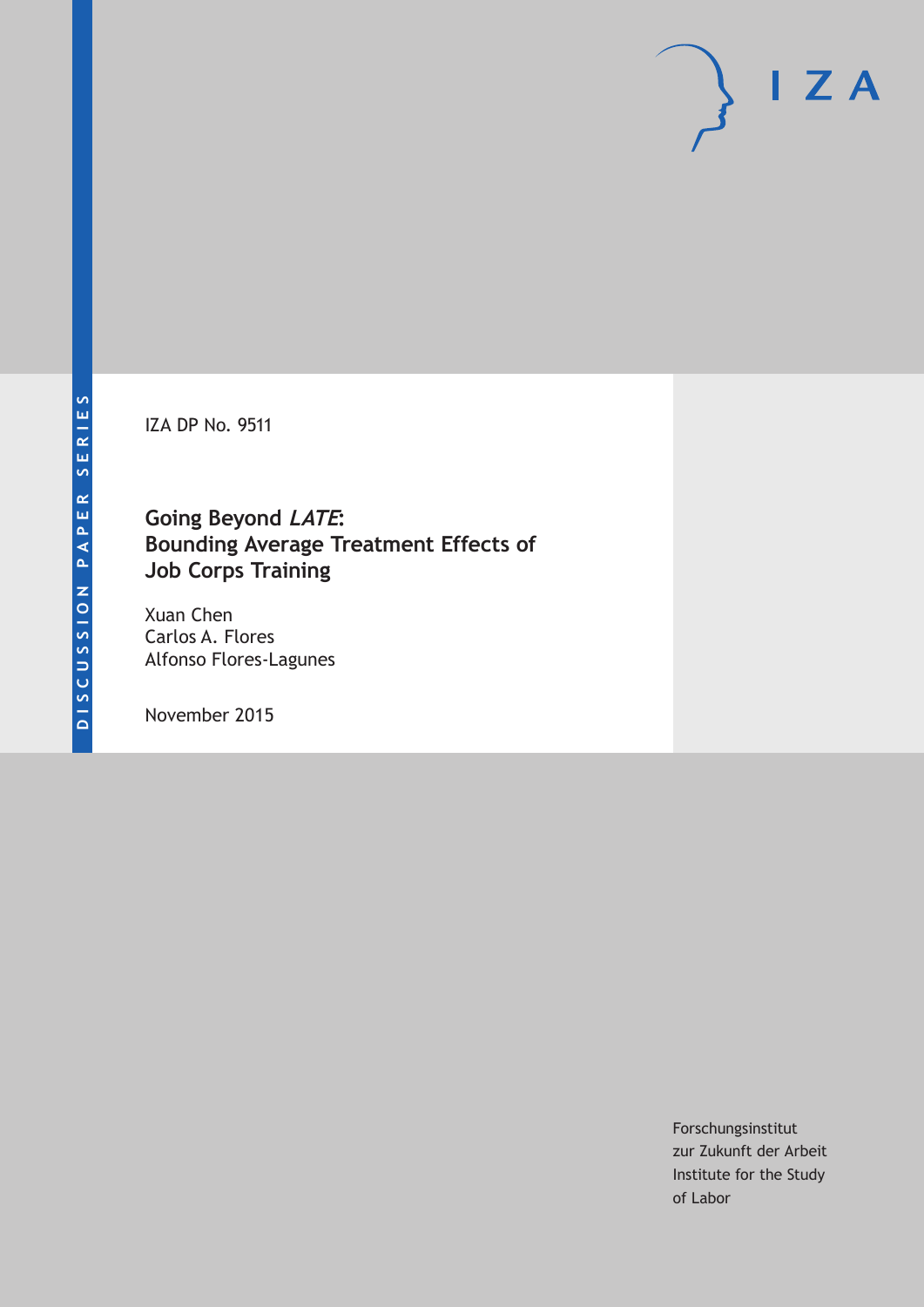DISCUSSION PAPER SERIES

IZA

IZA DP No. 9511

# Going Beyond *LATE*: Bounding Average Treatment Effects of Job Corps Training

Xuan Chen
Carlos A. Flores
Alfonso Flores-Lagunes

November 2015

Forschungsinstitut
zur Zukunft der Arbeit
Institute for the Study
of Labor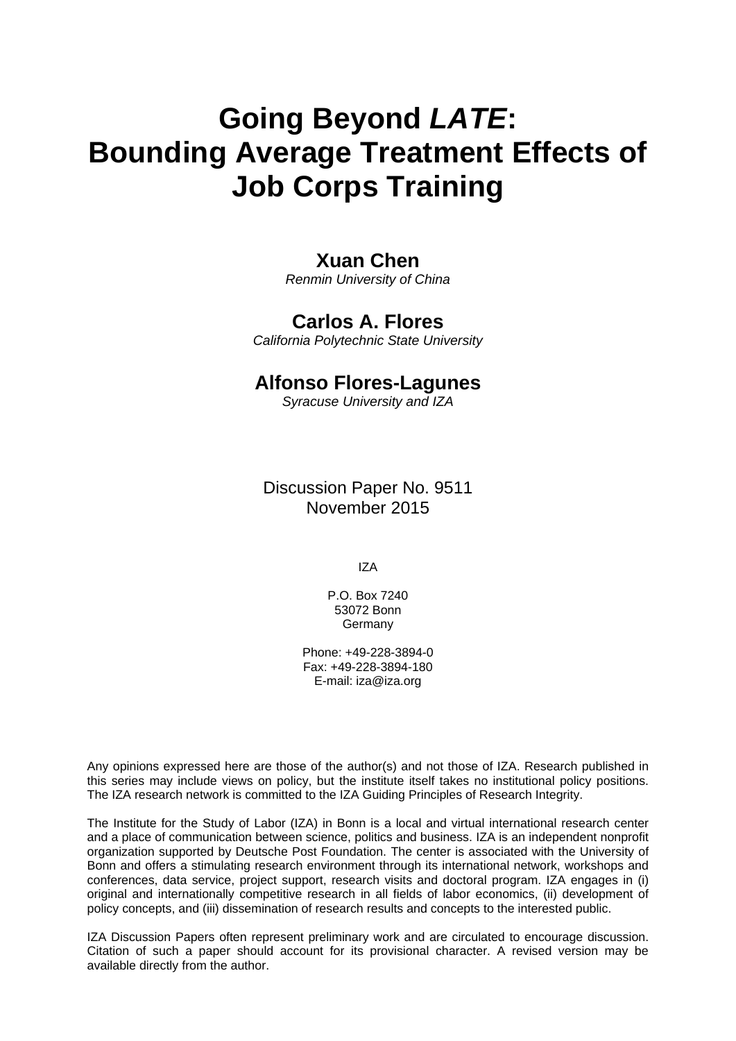# Going Beyond *LATE*: Bounding Average Treatment Effects of Job Corps Training

**Xuan Chen**
*Renmin University of China*

**Carlos A. Flores**
*California Polytechnic State University*

**Alfonso Flores-Lagunes**
*Syracuse University and IZA*

Discussion Paper No. 9511
November 2015

IZA

P.O. Box 7240
53072 Bonn
Germany

Phone: +49-228-3894-0
Fax: +49-228-3894-180
E-mail: iza@iza.org

Any opinions expressed here are those of the author(s) and not those of IZA. Research published in this series may include views on policy, but the institute itself takes no institutional policy positions. The IZA research network is committed to the IZA Guiding Principles of Research Integrity.

The Institute for the Study of Labor (IZA) in Bonn is a local and virtual international research center and a place of communication between science, politics and business. IZA is an independent nonprofit organization supported by Deutsche Post Foundation. The center is associated with the University of Bonn and offers a stimulating research environment through its international network, workshops and conferences, data service, project support, research visits and doctoral program. IZA engages in (i) original and internationally competitive research in all fields of labor economics, (ii) development of policy concepts, and (iii) dissemination of research results and concepts to the interested public.

IZA Discussion Papers often represent preliminary work and are circulated to encourage discussion. Citation of such a paper should account for its provisional character. A revised version may be available directly from the author.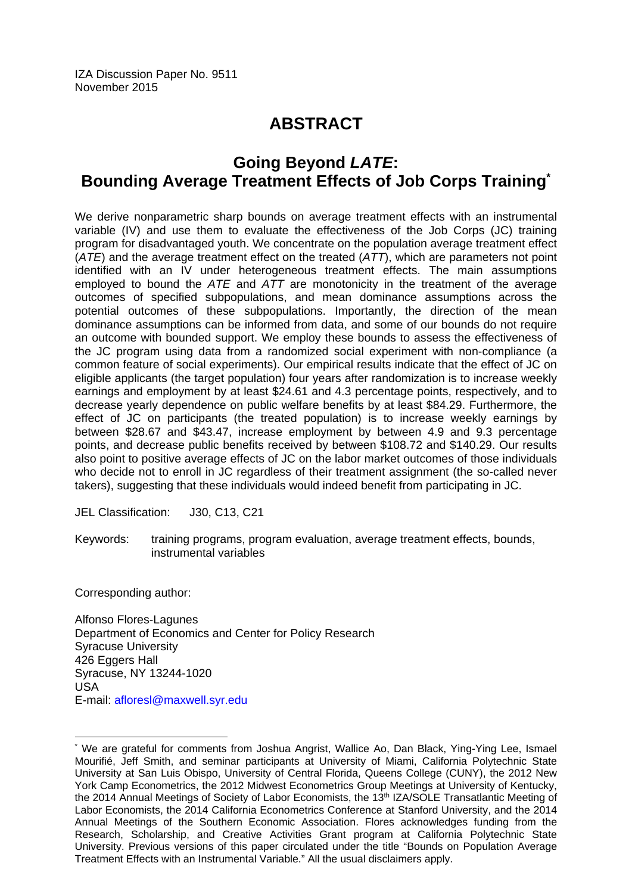IZA Discussion Paper No. 9511
November 2015

# ABSTRACT

## Going Beyond *LATE*: Bounding Average Treatment Effects of Job Corps Training[*]

We derive nonparametric sharp bounds on average treatment effects with an instrumental variable (IV) and use them to evaluate the effectiveness of the Job Corps (JC) training program for disadvantaged youth. We concentrate on the population average treatment effect (*ATE*) and the average treatment effect on the treated (*ATT*), which are parameters not point identified with an IV under heterogeneous treatment effects. The main assumptions employed to bound the *ATE* and *ATT* are monotonicity in the treatment of the average outcomes of specified subpopulations, and mean dominance assumptions across the potential outcomes of these subpopulations. Importantly, the direction of the mean dominance assumptions can be informed from data, and some of our bounds do not require an outcome with bounded support. We employ these bounds to assess the effectiveness of the JC program using data from a randomized social experiment with non-compliance (a common feature of social experiments). Our empirical results indicate that the effect of JC on eligible applicants (the target population) four years after randomization is to increase weekly earnings and employment by at least \$24.61 and 4.3 percentage points, respectively, and to decrease yearly dependence on public welfare benefits by at least \$84.29. Furthermore, the effect of JC on participants (the treated population) is to increase weekly earnings by between \$28.67 and \$43.47, increase employment by between 4.9 and 9.3 percentage points, and decrease public benefits received by between \$108.72 and \$140.29. Our results also point to positive average effects of JC on the labor market outcomes of those individuals who decide not to enroll in JC regardless of their treatment assignment (the so-called never takers), suggesting that these individuals would indeed benefit from participating in JC.

JEL Classification: J30, C13, C21

Keywords: training programs, program evaluation, average treatment effects, bounds, instrumental variables

Corresponding author:

Alfonso Flores-Lagunes
Department of Economics and Center for Policy Research
Syracuse University
426 Eggers Hall
Syracuse, NY 13244-1020
USA
E-mail: afloresl@maxwell.syr.edu

---

[*] We are grateful for comments from Joshua Angrist, Wallice Ao, Dan Black, Ying-Ying Lee, Ismael Mourifié, Jeff Smith, and seminar participants at University of Miami, California Polytechnic State University at San Luis Obispo, University of Central Florida, Queens College (CUNY), the 2012 New York Camp Econometrics, the 2012 Midwest Econometrics Group Meetings at University of Kentucky, the 2014 Annual Meetings of Society of Labor Economists, the 13th IZA/SOLE Transatlantic Meeting of Labor Economists, the 2014 California Econometrics Conference at Stanford University, and the 2014 Annual Meetings of the Southern Economic Association. Flores acknowledges funding from the Research, Scholarship, and Creative Activities Grant program at California Polytechnic State University. Previous versions of this paper circulated under the title "Bounds on Population Average Treatment Effects with an Instrumental Variable." All the usual disclaimers apply.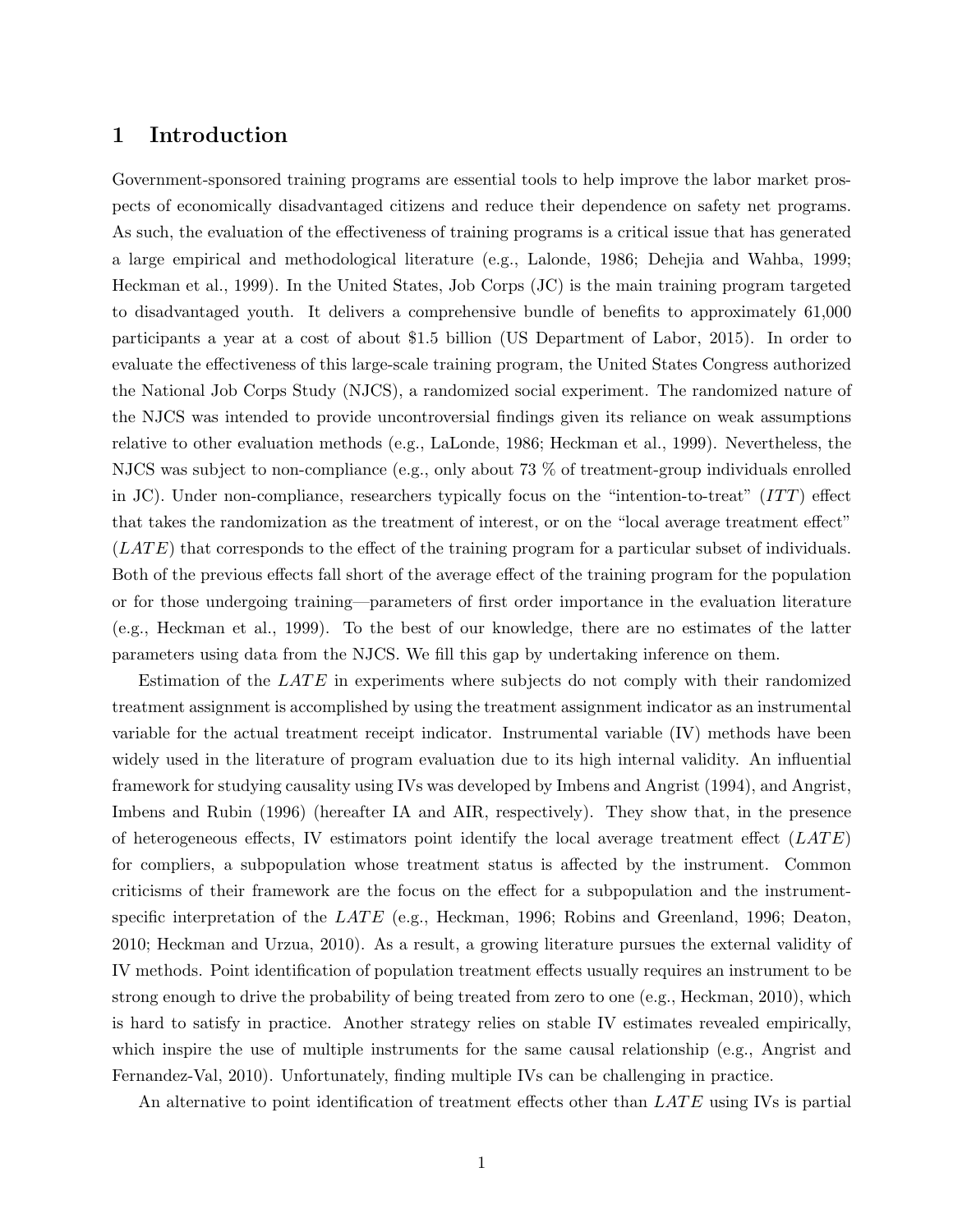# 1 Introduction

Government-sponsored training programs are essential tools to help improve the labor market prospects of economically disadvantaged citizens and reduce their dependence on safety net programs. As such, the evaluation of the effectiveness of training programs is a critical issue that has generated a large empirical and methodological literature (e.g., Lalonde, 1986; Dehejia and Wahba, 1999; Heckman et al., 1999). In the United States, Job Corps (JC) is the main training program targeted to disadvantaged youth. It delivers a comprehensive bundle of benefits to approximately 61,000 participants a year at a cost of about $1.5 billion (US Department of Labor, 2015). In order to evaluate the effectiveness of this large-scale training program, the United States Congress authorized the National Job Corps Study (NJCS), a randomized social experiment. The randomized nature of the NJCS was intended to provide uncontroversial findings given its reliance on weak assumptions relative to other evaluation methods (e.g., LaLonde, 1986; Heckman et al., 1999). Nevertheless, the NJCS was subject to non-compliance (e.g., only about 73 % of treatment-group individuals enrolled in JC). Under non-compliance, researchers typically focus on the "intention-to-treat" ($ITT$) effect that takes the randomization as the treatment of interest, or on the "local average treatment effect" ($LATE$) that corresponds to the effect of the training program for a particular subset of individuals. Both of the previous effects fall short of the average effect of the training program for the population or for those undergoing training—parameters of first order importance in the evaluation literature (e.g., Heckman et al., 1999). To the best of our knowledge, there are no estimates of the latter parameters using data from the NJCS. We fill this gap by undertaking inference on them.

Estimation of the $LATE$ in experiments where subjects do not comply with their randomized treatment assignment is accomplished by using the treatment assignment indicator as an instrumental variable for the actual treatment receipt indicator. Instrumental variable (IV) methods have been widely used in the literature of program evaluation due to its high internal validity. An influential framework for studying causality using IVs was developed by Imbens and Angrist (1994), and Angrist, Imbens and Rubin (1996) (hereafter IA and AIR, respectively). They show that, in the presence of heterogeneous effects, IV estimators point identify the local average treatment effect ($LATE$) for compliers, a subpopulation whose treatment status is affected by the instrument. Common criticisms of their framework are the focus on the effect for a subpopulation and the instrument-specific interpretation of the $LATE$ (e.g., Heckman, 1996; Robins and Greenland, 1996; Deaton, 2010; Heckman and Urzua, 2010). As a result, a growing literature pursues the external validity of IV methods. Point identification of population treatment effects usually requires an instrument to be strong enough to drive the probability of being treated from zero to one (e.g., Heckman, 2010), which is hard to satisfy in practice. Another strategy relies on stable IV estimates revealed empirically, which inspire the use of multiple instruments for the same causal relationship (e.g., Angrist and Fernandez-Val, 2010). Unfortunately, finding multiple IVs can be challenging in practice.

An alternative to point identification of treatment effects other than $LATE$ using IVs is partial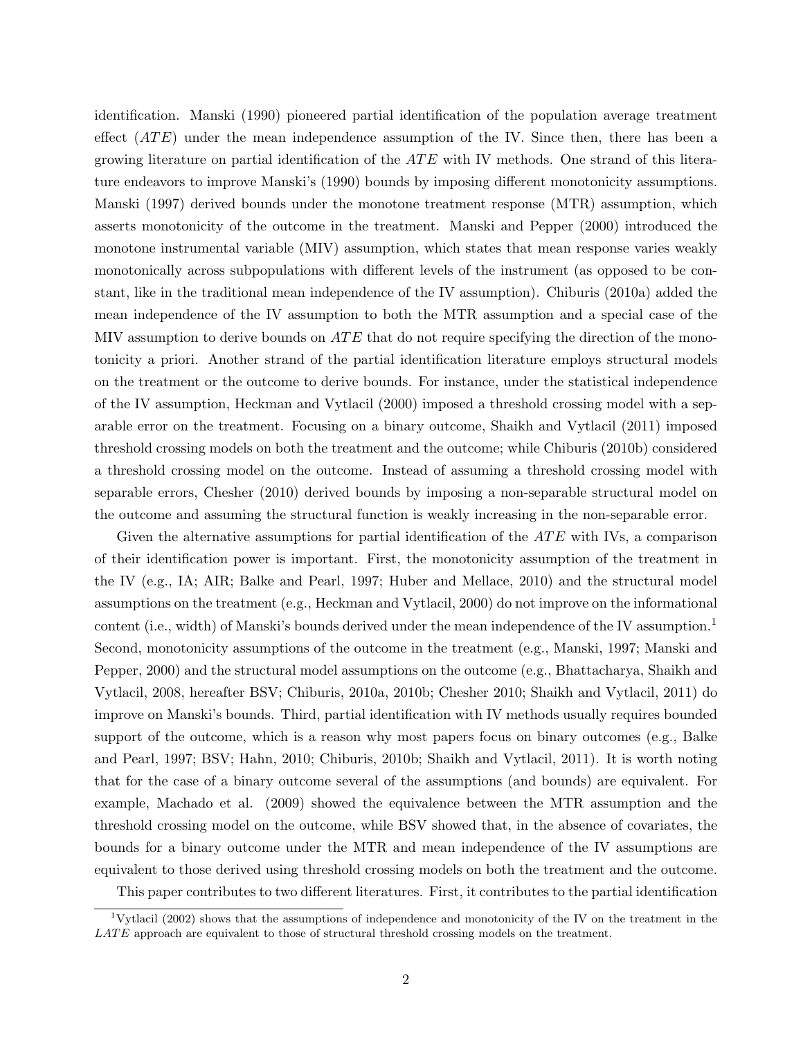identification. Manski (1990) pioneered partial identification of the population average treatment effect ($ATE$) under the mean independence assumption of the IV. Since then, there has been a growing literature on partial identification of the $ATE$ with IV methods. One strand of this literature endeavors to improve Manski's (1990) bounds by imposing different monotonicity assumptions. Manski (1997) derived bounds under the monotone treatment response (MTR) assumption, which asserts monotonicity of the outcome in the treatment. Manski and Pepper (2000) introduced the monotone instrumental variable (MIV) assumption, which states that mean response varies weakly monotonically across subpopulations with different levels of the instrument (as opposed to be constant, like in the traditional mean independence of the IV assumption). Chiburis (2010a) added the mean independence of the IV assumption to both the MTR assumption and a special case of the MIV assumption to derive bounds on $ATE$ that do not require specifying the direction of the monotonicity a priori. Another strand of the partial identification literature employs structural models on the treatment or the outcome to derive bounds. For instance, under the statistical independence of the IV assumption, Heckman and Vytlacil (2000) imposed a threshold crossing model with a separable error on the treatment. Focusing on a binary outcome, Shaikh and Vytlacil (2011) imposed threshold crossing models on both the treatment and the outcome; while Chiburis (2010b) considered a threshold crossing model on the outcome. Instead of assuming a threshold crossing model with separable errors, Chesher (2010) derived bounds by imposing a non-separable structural model on the outcome and assuming the structural function is weakly increasing in the non-separable error.

Given the alternative assumptions for partial identification of the $ATE$ with IVs, a comparison of their identification power is important. First, the monotonicity assumption of the treatment in the IV (e.g., IA; AIR; Balke and Pearl, 1997; Huber and Mellace, 2010) and the structural model assumptions on the treatment (e.g., Heckman and Vytlacil, 2000) do not improve on the informational content (i.e., width) of Manski's bounds derived under the mean independence of the IV assumption.[1] Second, monotonicity assumptions of the outcome in the treatment (e.g., Manski, 1997; Manski and Pepper, 2000) and the structural model assumptions on the outcome (e.g., Bhattacharya, Shaikh and Vytlacil, 2008, hereafter BSV; Chiburis, 2010a, 2010b; Chesher 2010; Shaikh and Vytlacil, 2011) do improve on Manski's bounds. Third, partial identification with IV methods usually requires bounded support of the outcome, which is a reason why most papers focus on binary outcomes (e.g., Balke and Pearl, 1997; BSV; Hahn, 2010; Chiburis, 2010b; Shaikh and Vytlacil, 2011). It is worth noting that for the case of a binary outcome several of the assumptions (and bounds) are equivalent. For example, Machado et al. (2009) showed the equivalence between the MTR assumption and the threshold crossing model on the outcome, while BSV showed that, in the absence of covariates, the bounds for a binary outcome under the MTR and mean independence of the IV assumptions are equivalent to those derived using threshold crossing models on both the treatment and the outcome.

This paper contributes to two different literatures. First, it contributes to the partial identification

[1] Vytlacil (2002) shows that the assumptions of independence and monotonicity of the IV on the treatment in the $LATE$ approach are equivalent to those of structural threshold crossing models on the treatment.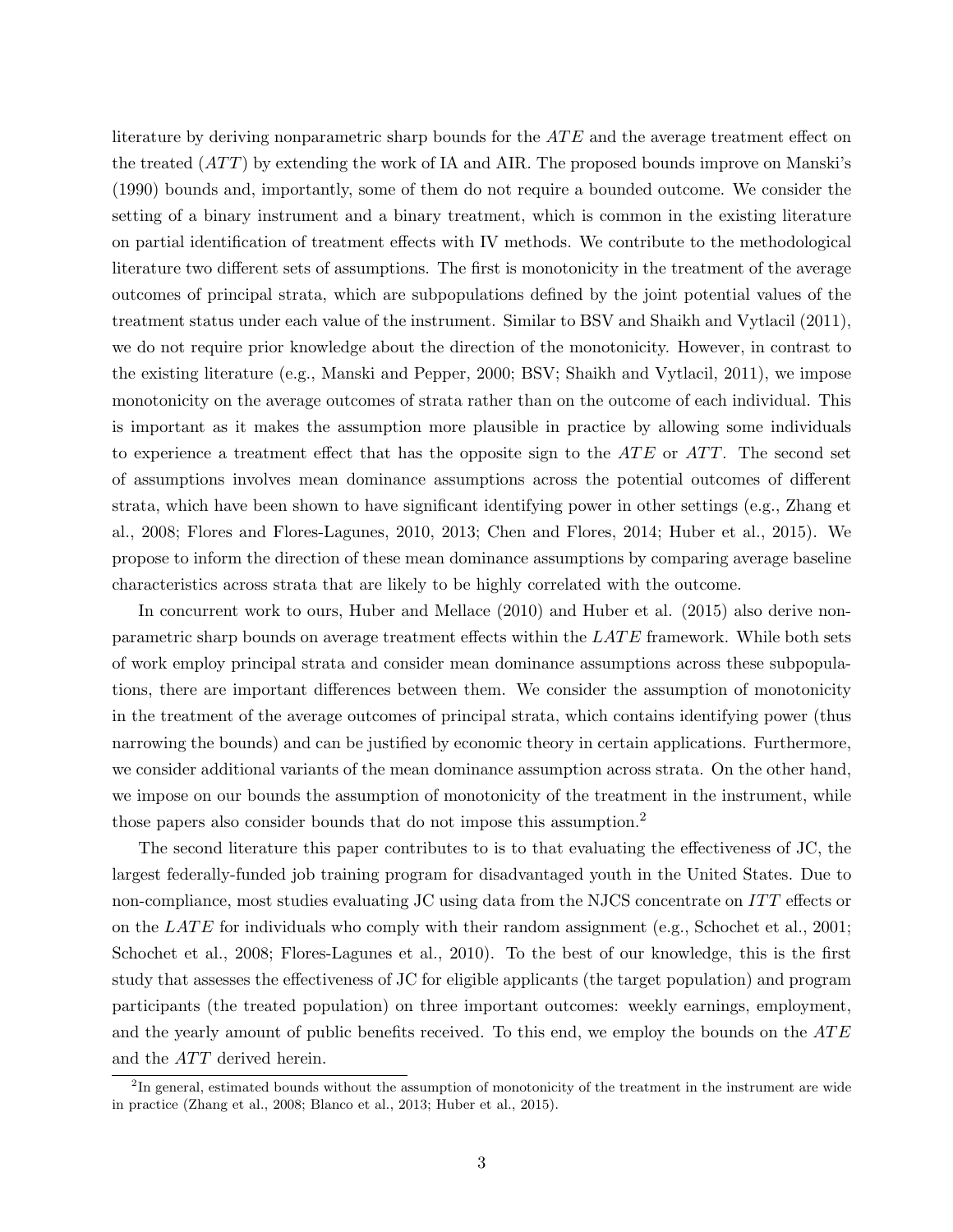literature by deriving nonparametric sharp bounds for the $ATE$ and the average treatment effect on the treated ($ATT$) by extending the work of IA and AIR. The proposed bounds improve on Manski's (1990) bounds and, importantly, some of them do not require a bounded outcome. We consider the setting of a binary instrument and a binary treatment, which is common in the existing literature on partial identification of treatment effects with IV methods. We contribute to the methodological literature two different sets of assumptions. The first is monotonicity in the treatment of the average outcomes of principal strata, which are subpopulations defined by the joint potential values of the treatment status under each value of the instrument. Similar to BSV and Shaikh and Vytlacil (2011), we do not require prior knowledge about the direction of the monotonicity. However, in contrast to the existing literature (e.g., Manski and Pepper, 2000; BSV; Shaikh and Vytlacil, 2011), we impose monotonicity on the average outcomes of strata rather than on the outcome of each individual. This is important as it makes the assumption more plausible in practice by allowing some individuals to experience a treatment effect that has the opposite sign to the $ATE$ or $ATT$. The second set of assumptions involves mean dominance assumptions across the potential outcomes of different strata, which have been shown to have significant identifying power in other settings (e.g., Zhang et al., 2008; Flores and Flores-Lagunes, 2010, 2013; Chen and Flores, 2014; Huber et al., 2015). We propose to inform the direction of these mean dominance assumptions by comparing average baseline characteristics across strata that are likely to be highly correlated with the outcome.

In concurrent work to ours, Huber and Mellace (2010) and Huber et al. (2015) also derive nonparametric sharp bounds on average treatment effects within the $LATE$ framework. While both sets of work employ principal strata and consider mean dominance assumptions across these subpopulations, there are important differences between them. We consider the assumption of monotonicity in the treatment of the average outcomes of principal strata, which contains identifying power (thus narrowing the bounds) and can be justified by economic theory in certain applications. Furthermore, we consider additional variants of the mean dominance assumption across strata. On the other hand, we impose on our bounds the assumption of monotonicity of the treatment in the instrument, while those papers also consider bounds that do not impose this assumption.[2]

The second literature this paper contributes to is to that evaluating the effectiveness of JC, the largest federally-funded job training program for disadvantaged youth in the United States. Due to non-compliance, most studies evaluating JC using data from the NJCS concentrate on $ITT$ effects or on the $LATE$ for individuals who comply with their random assignment (e.g., Schochet et al., 2001; Schochet et al., 2008; Flores-Lagunes et al., 2010). To the best of our knowledge, this is the first study that assesses the effectiveness of JC for eligible applicants (the target population) and program participants (the treated population) on three important outcomes: weekly earnings, employment, and the yearly amount of public benefits received. To this end, we employ the bounds on the $ATE$ and the $ATT$ derived herein.

[2] In general, estimated bounds without the assumption of monotonicity of the treatment in the instrument are wide in practice (Zhang et al., 2008; Blanco et al., 2013; Huber et al., 2015).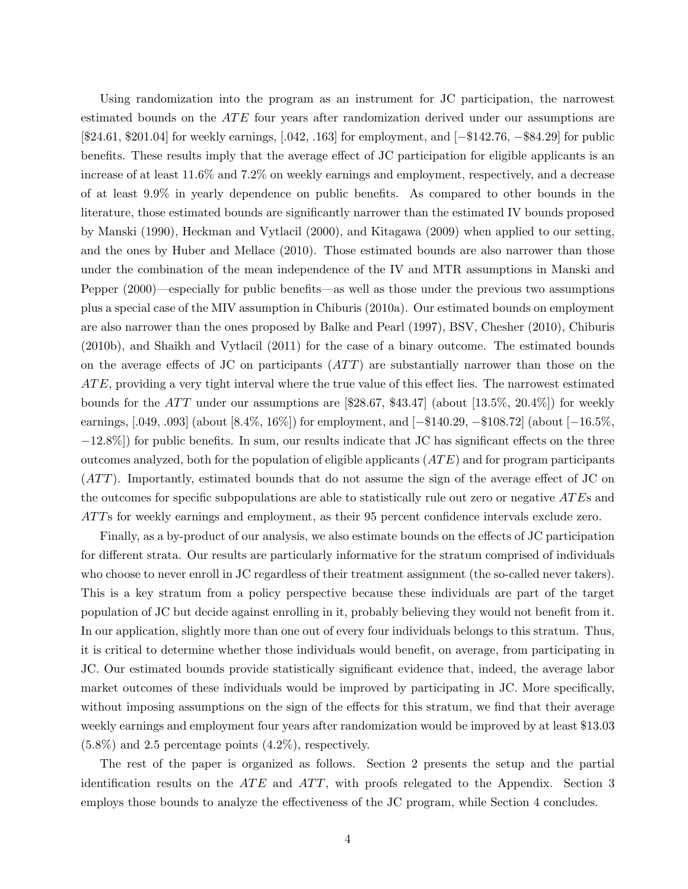Using randomization into the program as an instrument for JC participation, the narrowest estimated bounds on the $ATE$ four years after randomization derived under our assumptions are [\$24.61, \$201.04] for weekly earnings, [.042, .163] for employment, and [−\$142.76, −\$84.29] for public benefits. These results imply that the average effect of JC participation for eligible applicants is an increase of at least 11.6% and 7.2% on weekly earnings and employment, respectively, and a decrease of at least 9.9% in yearly dependence on public benefits. As compared to other bounds in the literature, those estimated bounds are significantly narrower than the estimated IV bounds proposed by Manski (1990), Heckman and Vytlacil (2000), and Kitagawa (2009) when applied to our setting, and the ones by Huber and Mellace (2010). Those estimated bounds are also narrower than those under the combination of the mean independence of the IV and MTR assumptions in Manski and Pepper (2000)—especially for public benefits—as well as those under the previous two assumptions plus a special case of the MIV assumption in Chiburis (2010a). Our estimated bounds on employment are also narrower than the ones proposed by Balke and Pearl (1997), BSV, Chesher (2010), Chiburis (2010b), and Shaikh and Vytlacil (2011) for the case of a binary outcome. The estimated bounds on the average effects of JC on participants ($ATT$) are substantially narrower than those on the $ATE$, providing a very tight interval where the true value of this effect lies. The narrowest estimated bounds for the $ATT$ under our assumptions are [\$28.67, \$43.47] (about [13.5%, 20.4%]) for weekly earnings, [.049, .093] (about [8.4%, 16%]) for employment, and [−\$140.29, −\$108.72] (about [−16.5%, −12.8%]) for public benefits. In sum, our results indicate that JC has significant effects on the three outcomes analyzed, both for the population of eligible applicants ($ATE$) and for program participants ($ATT$). Importantly, estimated bounds that do not assume the sign of the average effect of JC on the outcomes for specific subpopulations are able to statistically rule out zero or negative $ATE$s and $ATT$s for weekly earnings and employment, as their 95 percent confidence intervals exclude zero.

Finally, as a by-product of our analysis, we also estimate bounds on the effects of JC participation for different strata. Our results are particularly informative for the stratum comprised of individuals who choose to never enroll in JC regardless of their treatment assignment (the so-called never takers). This is a key stratum from a policy perspective because these individuals are part of the target population of JC but decide against enrolling in it, probably believing they would not benefit from it. In our application, slightly more than one out of every four individuals belongs to this stratum. Thus, it is critical to determine whether those individuals would benefit, on average, from participating in JC. Our estimated bounds provide statistically significant evidence that, indeed, the average labor market outcomes of these individuals would be improved by participating in JC. More specifically, without imposing assumptions on the sign of the effects for this stratum, we find that their average weekly earnings and employment four years after randomization would be improved by at least \$13.03 (5.8%) and 2.5 percentage points (4.2%), respectively.

The rest of the paper is organized as follows. Section 2 presents the setup and the partial identification results on the $ATE$ and $ATT$, with proofs relegated to the Appendix. Section 3 employs those bounds to analyze the effectiveness of the JC program, while Section 4 concludes.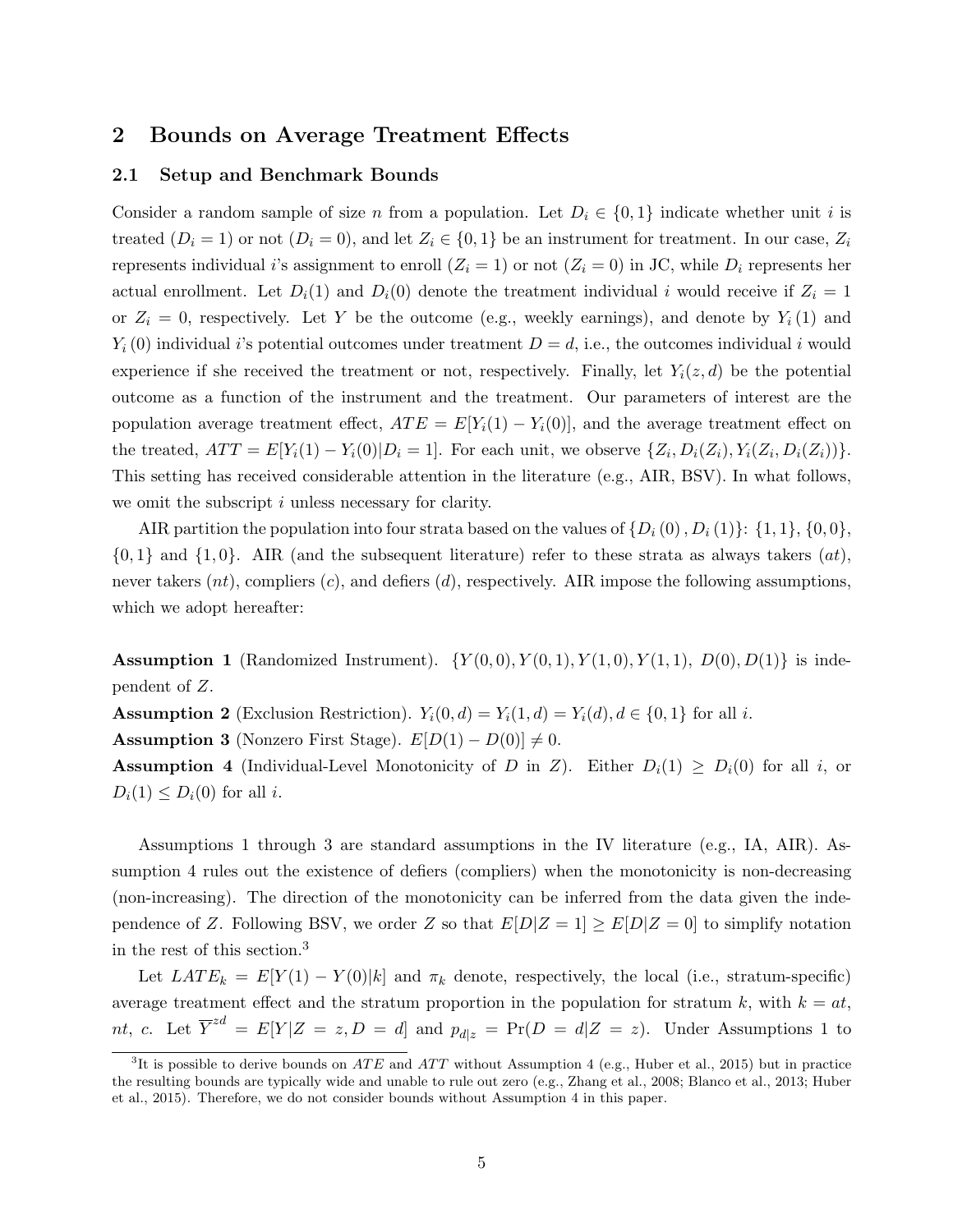## 2 Bounds on Average Treatment Effects

### 2.1 Setup and Benchmark Bounds

Consider a random sample of size $n$ from a population. Let $D_i \in \{0,1\}$ indicate whether unit $i$ is treated ($D_i = 1$) or not ($D_i = 0$), and let $Z_i \in \{0,1\}$ be an instrument for treatment. In our case, $Z_i$ represents individual $i$'s assignment to enroll ($Z_i = 1$) or not ($Z_i = 0$) in JC, while $D_i$ represents her actual enrollment. Let $D_i(1)$ and $D_i(0)$ denote the treatment individual $i$ would receive if $Z_i = 1$ or $Z_i = 0$, respectively. Let $Y$ be the outcome (e.g., weekly earnings), and denote by $Y_i(1)$ and $Y_i(0)$ individual $i$'s potential outcomes under treatment $D = d$, i.e., the outcomes individual $i$ would experience if she received the treatment or not, respectively. Finally, let $Y_i(z,d)$ be the potential outcome as a function of the instrument and the treatment. Our parameters of interest are the population average treatment effect, $ATE = E[Y_i(1) - Y_i(0)]$, and the average treatment effect on the treated, $ATT = E[Y_i(1) - Y_i(0)|D_i = 1]$. For each unit, we observe $\{Z_i, D_i(Z_i), Y_i(Z_i, D_i(Z_i))\}$. This setting has received considerable attention in the literature (e.g., AIR, BSV). In what follows, we omit the subscript $i$ unless necessary for clarity.

AIR partition the population into four strata based on the values of $\{D_i(0), D_i(1)\}$: $\{1,1\}$, $\{0,0\}$, $\{0,1\}$ and $\{1,0\}$. AIR (and the subsequent literature) refer to these strata as always takers ($at$), never takers ($nt$), compliers ($c$), and defiers ($d$), respectively. AIR impose the following assumptions, which we adopt hereafter:

**Assumption 1** (Randomized Instrument). $\{Y(0,0), Y(0,1), Y(1,0), Y(1,1), D(0), D(1)\}$ is independent of $Z$.

**Assumption 2** (Exclusion Restriction). $Y_i(0,d) = Y_i(1,d) = Y_i(d), d \in \{0,1\}$ for all $i$.

**Assumption 3** (Nonzero First Stage). $E[D(1) - D(0)] \neq 0$.

**Assumption 4** (Individual-Level Monotonicity of $D$ in $Z$). Either $D_i(1) \geq D_i(0)$ for all $i$, or $D_i(1) \leq D_i(0)$ for all $i$.

Assumptions 1 through 3 are standard assumptions in the IV literature (e.g., IA, AIR). Assumption 4 rules out the existence of defiers (compliers) when the monotonicity is non-decreasing (non-increasing). The direction of the monotonicity can be inferred from the data given the independence of $Z$. Following BSV, we order $Z$ so that $E[D|Z = 1] \geq E[D|Z = 0]$ to simplify notation in the rest of this section.[3]

Let $LATE_k = E[Y(1) - Y(0)|k]$ and $\pi_k$ denote, respectively, the local (i.e., stratum-specific) average treatment effect and the stratum proportion in the population for stratum $k$, with $k = at$, $nt$, $c$. Let $\overline{Y}^{zd} = E[Y|Z = z, D = d]$ and $p_{d|z} = \Pr(D = d|Z = z)$. Under Assumptions 1 to

[3] It is possible to derive bounds on $ATE$ and $ATT$ without Assumption 4 (e.g., Huber et al., 2015) but in practice the resulting bounds are typically wide and unable to rule out zero (e.g., Zhang et al., 2008; Blanco et al., 2013; Huber et al., 2015). Therefore, we do not consider bounds without Assumption 4 in this paper.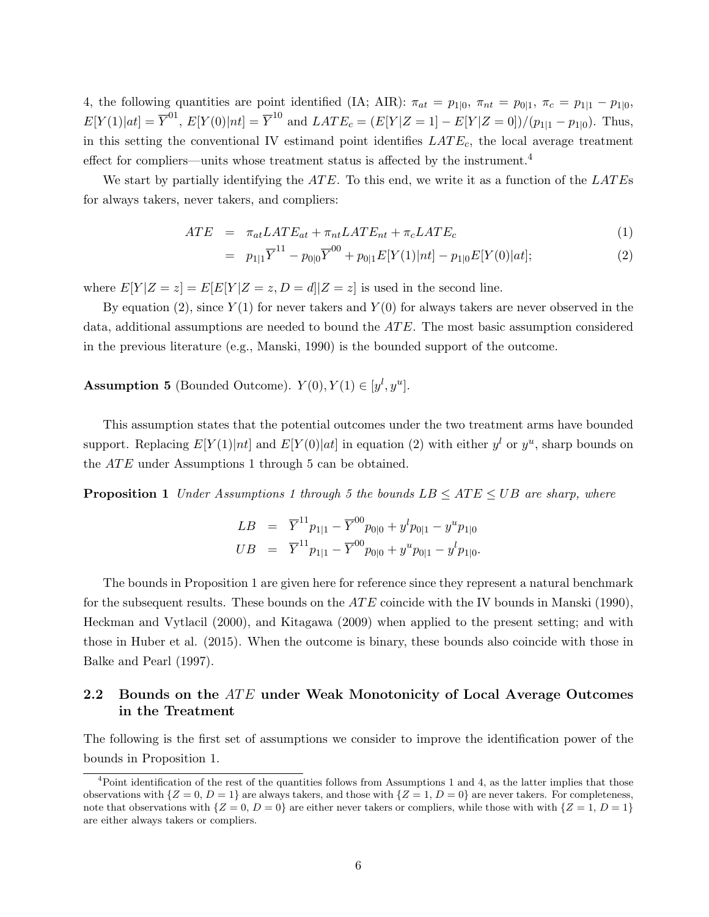4, the following quantities are point identified (IA; AIR): $\pi_{at} = p_{1|0}$, $\pi_{nt} = p_{0|1}$, $\pi_c = p_{1|1} - p_{1|0}$, $E[Y(1)|at] = \overline{Y}^{01}$, $E[Y(0)|nt] = \overline{Y}^{10}$ and $LATE_c = (E[Y|Z=1] - E[Y|Z=0])/(p_{1|1} - p_{1|0})$. Thus, in this setting the conventional IV estimand point identifies $LATE_c$, the local average treatment effect for compliers—units whose treatment status is affected by the instrument.[4]

We start by partially identifying the $ATE$. To this end, we write it as a function of the $LATE$s for always takers, never takers, and compliers:

$$
\begin{aligned}
ATE &= \pi_{at} LATE_{at} + \pi_{nt} LATE_{nt} + \pi_c LATE_c && (1)\\
&= p_{1|1}\overline{Y}^{11} - p_{0|0}\overline{Y}^{00} + p_{0|1}E[Y(1)|nt] - p_{1|0}E[Y(0)|at]; && (2)
\end{aligned}
$$

where $E[Y|Z=z] = E[E[Y|Z=z, D=d]|Z=z]$ is used in the second line.

By equation (2), since $Y(1)$ for never takers and $Y(0)$ for always takers are never observed in the data, additional assumptions are needed to bound the $ATE$. The most basic assumption considered in the previous literature (e.g., Manski, 1990) is the bounded support of the outcome.

**Assumption 5** (Bounded Outcome). $Y(0), Y(1) \in [y^l, y^u]$.

This assumption states that the potential outcomes under the two treatment arms have bounded support. Replacing $E[Y(1)|nt]$ and $E[Y(0)|at]$ in equation (2) with either $y^l$ or $y^u$, sharp bounds on the $ATE$ under Assumptions 1 through 5 can be obtained.

**Proposition 1** *Under Assumptions 1 through 5 the bounds $LB \leq ATE \leq UB$ are sharp, where*

$$
\begin{aligned}
LB &= \overline{Y}^{11}p_{1|1} - \overline{Y}^{00}p_{0|0} + y^l p_{0|1} - y^u p_{1|0}\\
UB &= \overline{Y}^{11}p_{1|1} - \overline{Y}^{00}p_{0|0} + y^u p_{0|1} - y^l p_{1|0}.
\end{aligned}
$$

The bounds in Proposition 1 are given here for reference since they represent a natural benchmark for the subsequent results. These bounds on the $ATE$ coincide with the IV bounds in Manski (1990), Heckman and Vytlacil (2000), and Kitagawa (2009) when applied to the present setting; and with those in Huber et al. (2015). When the outcome is binary, these bounds also coincide with those in Balke and Pearl (1997).

## 2.2 Bounds on the $ATE$ under Weak Monotonicity of Local Average Outcomes in the Treatment

The following is the first set of assumptions we consider to improve the identification power of the bounds in Proposition 1.

[4] Point identification of the rest of the quantities follows from Assumptions 1 and 4, as the latter implies that those observations with $\{Z=0, D=1\}$ are always takers, and those with $\{Z=1, D=0\}$ are never takers. For completeness, note that observations with $\{Z=0, D=0\}$ are either never takers or compliers, while those with with $\{Z=1, D=1\}$ are either always takers or compliers.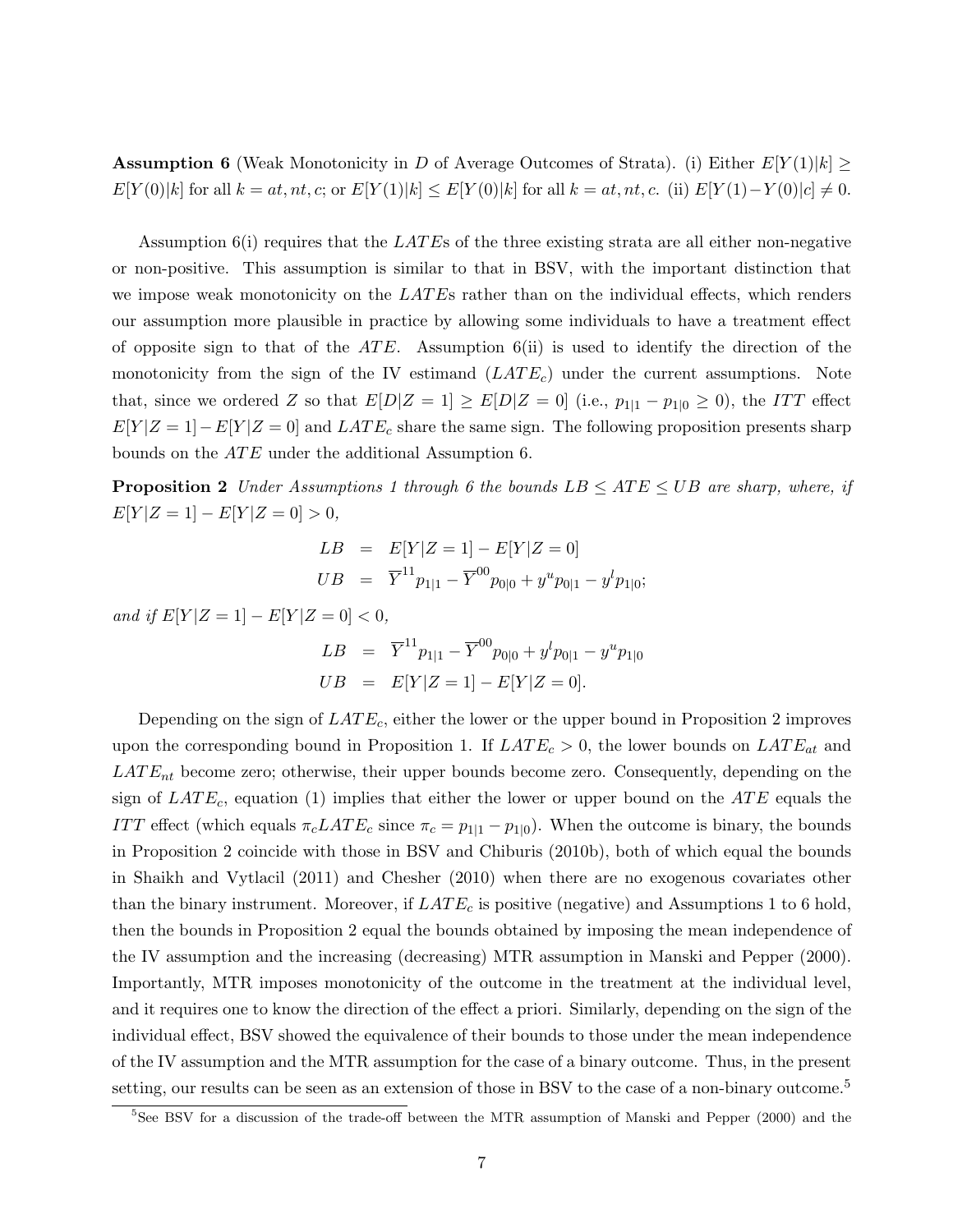**Assumption 6** (Weak Monotonicity in $D$ of Average Outcomes of Strata). (i) Either $E[Y(1)|k] \geq E[Y(0)|k]$ for all $k = at, nt, c$; or $E[Y(1)|k] \leq E[Y(0)|k]$ for all $k = at, nt, c$. (ii) $E[Y(1) - Y(0)|c] \neq 0$.

Assumption 6(i) requires that the $LATE$s of the three existing strata are all either non-negative or non-positive. This assumption is similar to that in BSV, with the important distinction that we impose weak monotonicity on the $LATE$s rather than on the individual effects, which renders our assumption more plausible in practice by allowing some individuals to have a treatment effect of opposite sign to that of the $ATE$. Assumption 6(ii) is used to identify the direction of the monotonicity from the sign of the IV estimand ($LATE_c$) under the current assumptions. Note that, since we ordered $Z$ so that $E[D|Z = 1] \geq E[D|Z = 0]$ (i.e., $p_{1|1} - p_{1|0} \geq 0$), the $ITT$ effect $E[Y|Z = 1] - E[Y|Z = 0]$ and $LATE_c$ share the same sign. The following proposition presents sharp bounds on the $ATE$ under the additional Assumption 6.

**Proposition 2** *Under Assumptions 1 through 6 the bounds $LB \leq ATE \leq UB$ are sharp, where, if $E[Y|Z = 1] - E[Y|Z = 0] > 0$,*

$$\begin{aligned} LB &= E[Y|Z = 1] - E[Y|Z = 0] \\ UB &= \overline{Y}^{11} p_{1|1} - \overline{Y}^{00} p_{0|0} + y^u p_{0|1} - y^l p_{1|0}; \end{aligned}$$

*and if $E[Y|Z = 1] - E[Y|Z = 0] < 0$,*

$$\begin{aligned} LB &= \overline{Y}^{11} p_{1|1} - \overline{Y}^{00} p_{0|0} + y^l p_{0|1} - y^u p_{1|0} \\ UB &= E[Y|Z = 1] - E[Y|Z = 0]. \end{aligned}$$

Depending on the sign of $LATE_c$, either the lower or the upper bound in Proposition 2 improves upon the corresponding bound in Proposition 1. If $LATE_c > 0$, the lower bounds on $LATE_{at}$ and $LATE_{nt}$ become zero; otherwise, their upper bounds become zero. Consequently, depending on the sign of $LATE_c$, equation (1) implies that either the lower or upper bound on the $ATE$ equals the $ITT$ effect (which equals $\pi_c LATE_c$ since $\pi_c = p_{1|1} - p_{1|0}$). When the outcome is binary, the bounds in Proposition 2 coincide with those in BSV and Chiburis (2010b), both of which equal the bounds in Shaikh and Vytlacil (2011) and Chesher (2010) when there are no exogenous covariates other than the binary instrument. Moreover, if $LATE_c$ is positive (negative) and Assumptions 1 to 6 hold, then the bounds in Proposition 2 equal the bounds obtained by imposing the mean independence of the IV assumption and the increasing (decreasing) MTR assumption in Manski and Pepper (2000). Importantly, MTR imposes monotonicity of the outcome in the treatment at the individual level, and it requires one to know the direction of the effect a priori. Similarly, depending on the sign of the individual effect, BSV showed the equivalence of their bounds to those under the mean independence of the IV assumption and the MTR assumption for the case of a binary outcome. Thus, in the present setting, our results can be seen as an extension of those in BSV to the case of a non-binary outcome.[5]

[5]See BSV for a discussion of the trade-off between the MTR assumption of Manski and Pepper (2000) and the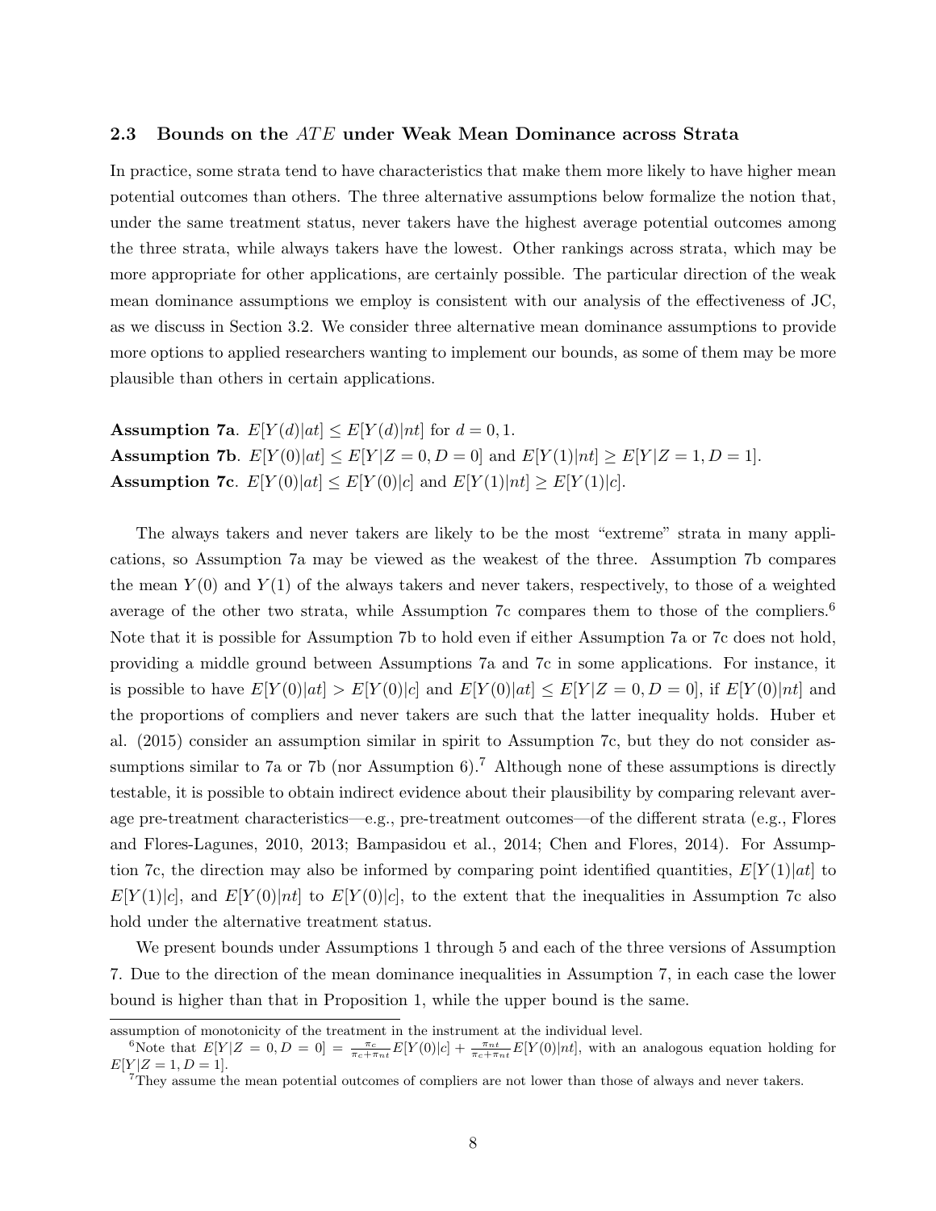### 2.3 Bounds on the $ATE$ under Weak Mean Dominance across Strata

In practice, some strata tend to have characteristics that make them more likely to have higher mean potential outcomes than others. The three alternative assumptions below formalize the notion that, under the same treatment status, never takers have the highest average potential outcomes among the three strata, while always takers have the lowest. Other rankings across strata, which may be more appropriate for other applications, are certainly possible. The particular direction of the weak mean dominance assumptions we employ is consistent with our analysis of the effectiveness of JC, as we discuss in Section 3.2. We consider three alternative mean dominance assumptions to provide more options to applied researchers wanting to implement our bounds, as some of them may be more plausible than others in certain applications.

**Assumption 7a**. $E[Y(d)|at] \leq E[Y(d)|nt]$ for $d = 0, 1$.
**Assumption 7b**. $E[Y(0)|at] \leq E[Y|Z = 0, D = 0]$ and $E[Y(1)|nt] \geq E[Y|Z = 1, D = 1]$.
**Assumption 7c**. $E[Y(0)|at] \leq E[Y(0)|c]$ and $E[Y(1)|nt] \geq E[Y(1)|c]$.

The always takers and never takers are likely to be the most "extreme" strata in many applications, so Assumption 7a may be viewed as the weakest of the three. Assumption 7b compares the mean $Y(0)$ and $Y(1)$ of the always takers and never takers, respectively, to those of a weighted average of the other two strata, while Assumption 7c compares them to those of the compliers.[6] Note that it is possible for Assumption 7b to hold even if either Assumption 7a or 7c does not hold, providing a middle ground between Assumptions 7a and 7c in some applications. For instance, it is possible to have $E[Y(0)|at] > E[Y(0)|c]$ and $E[Y(0)|at] \leq E[Y|Z = 0, D = 0]$, if $E[Y(0)|nt]$ and the proportions of compliers and never takers are such that the latter inequality holds. Huber et al. (2015) consider an assumption similar in spirit to Assumption 7c, but they do not consider assumptions similar to 7a or 7b (nor Assumption 6).[7] Although none of these assumptions is directly testable, it is possible to obtain indirect evidence about their plausibility by comparing relevant average pre-treatment characteristics—e.g., pre-treatment outcomes—of the different strata (e.g., Flores and Flores-Lagunes, 2010, 2013; Bampasidou et al., 2014; Chen and Flores, 2014). For Assumption 7c, the direction may also be informed by comparing point identified quantities, $E[Y(1)|at]$ to $E[Y(1)|c]$, and $E[Y(0)|nt]$ to $E[Y(0)|c]$, to the extent that the inequalities in Assumption 7c also hold under the alternative treatment status.

We present bounds under Assumptions 1 through 5 and each of the three versions of Assumption 7. Due to the direction of the mean dominance inequalities in Assumption 7, in each case the lower bound is higher than that in Proposition 1, while the upper bound is the same.

---

assumption of monotonicity of the treatment in the instrument at the individual level.

[6] Note that $E[Y|Z = 0, D = 0] = \frac{\pi_c}{\pi_c + \pi_{nt}} E[Y(0)|c] + \frac{\pi_{nt}}{\pi_c + \pi_{nt}} E[Y(0)|nt]$, with an analogous equation holding for $E[Y|Z = 1, D = 1]$.

[7] They assume the mean potential outcomes of compliers are not lower than those of always and never takers.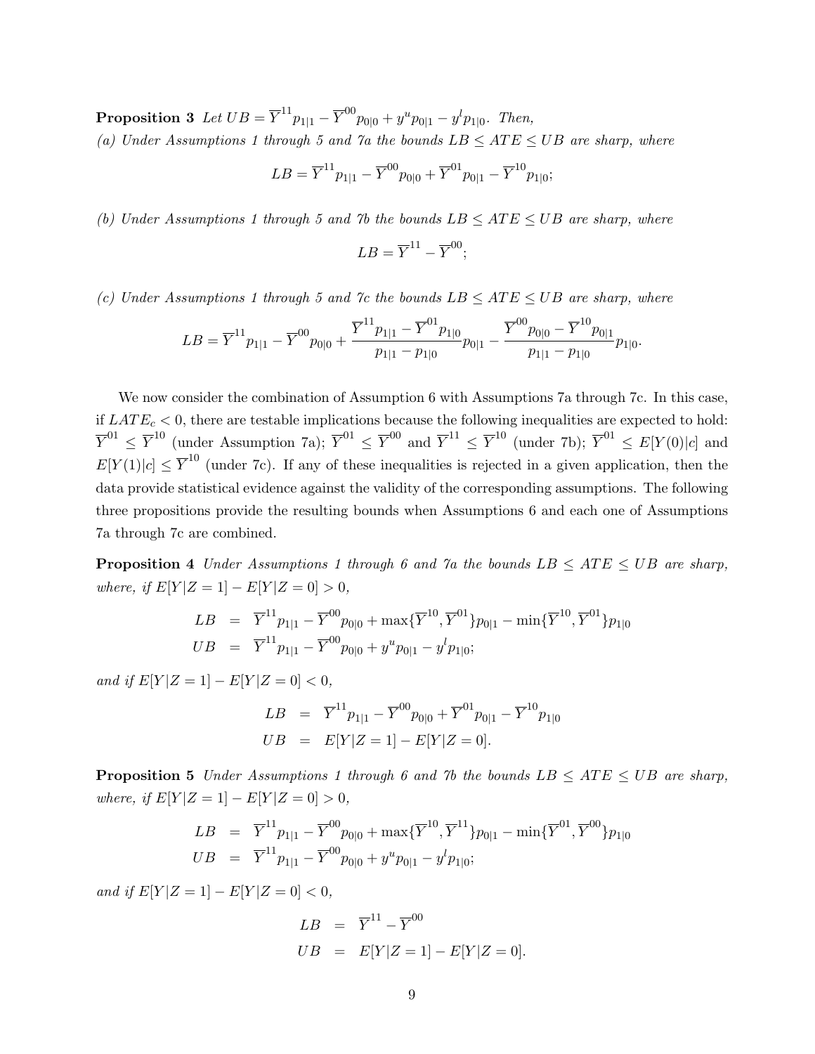**Proposition 3** *Let $UB = \overline{Y}^{11}p_{1|1} - \overline{Y}^{00}p_{0|0} + y^u p_{0|1} - y^l p_{1|0}$. Then,*
*(a) Under Assumptions 1 through 5 and 7a the bounds $LB \leq ATE \leq UB$ are sharp, where*

$$LB = \overline{Y}^{11}p_{1|1} - \overline{Y}^{00}p_{0|0} + \overline{Y}^{01}p_{0|1} - \overline{Y}^{10}p_{1|0};$$

*(b) Under Assumptions 1 through 5 and 7b the bounds $LB \leq ATE \leq UB$ are sharp, where*

$$LB = \overline{Y}^{11} - \overline{Y}^{00};$$

*(c) Under Assumptions 1 through 5 and 7c the bounds $LB \leq ATE \leq UB$ are sharp, where*

$$LB = \overline{Y}^{11}p_{1|1} - \overline{Y}^{00}p_{0|0} + \frac{\overline{Y}^{11}p_{1|1} - \overline{Y}^{01}p_{1|0}}{p_{1|1} - p_{1|0}}p_{0|1} - \frac{\overline{Y}^{00}p_{0|0} - \overline{Y}^{10}p_{0|1}}{p_{1|1} - p_{1|0}}p_{1|0}.$$

We now consider the combination of Assumption 6 with Assumptions 7a through 7c. In this case, if $LATE_c < 0$, there are testable implications because the following inequalities are expected to hold: $\overline{Y}^{01} \leq \overline{Y}^{10}$ (under Assumption 7a); $\overline{Y}^{01} \leq \overline{Y}^{00}$ and $\overline{Y}^{11} \leq \overline{Y}^{10}$ (under 7b); $\overline{Y}^{01} \leq E[Y(0)|c]$ and $E[Y(1)|c] \leq \overline{Y}^{10}$ (under 7c). If any of these inequalities is rejected in a given application, then the data provide statistical evidence against the validity of the corresponding assumptions. The following three propositions provide the resulting bounds when Assumptions 6 and each one of Assumptions 7a through 7c are combined.

**Proposition 4** *Under Assumptions 1 through 6 and 7a the bounds $LB \leq ATE \leq UB$ are sharp, where, if $E[Y|Z=1] - E[Y|Z=0] > 0$,*

$$\begin{aligned}
LB &= \overline{Y}^{11}p_{1|1} - \overline{Y}^{00}p_{0|0} + \max\{\overline{Y}^{10}, \overline{Y}^{01}\}p_{0|1} - \min\{\overline{Y}^{10}, \overline{Y}^{01}\}p_{1|0} \\
UB &= \overline{Y}^{11}p_{1|1} - \overline{Y}^{00}p_{0|0} + y^u p_{0|1} - y^l p_{1|0};
\end{aligned}$$

*and if $E[Y|Z=1] - E[Y|Z=0] < 0$,*

$$\begin{aligned}
LB &= \overline{Y}^{11}p_{1|1} - \overline{Y}^{00}p_{0|0} + \overline{Y}^{01}p_{0|1} - \overline{Y}^{10}p_{1|0} \\
UB &= E[Y|Z=1] - E[Y|Z=0].
\end{aligned}$$

**Proposition 5** *Under Assumptions 1 through 6 and 7b the bounds $LB \leq ATE \leq UB$ are sharp, where, if $E[Y|Z=1] - E[Y|Z=0] > 0$,*

$$\begin{aligned}
LB &= \overline{Y}^{11}p_{1|1} - \overline{Y}^{00}p_{0|0} + \max\{\overline{Y}^{10}, \overline{Y}^{11}\}p_{0|1} - \min\{\overline{Y}^{01}, \overline{Y}^{00}\}p_{1|0} \\
UB &= \overline{Y}^{11}p_{1|1} - \overline{Y}^{00}p_{0|0} + y^u p_{0|1} - y^l p_{1|0};
\end{aligned}$$

*and if $E[Y|Z=1] - E[Y|Z=0] < 0$,*

$$\begin{aligned}
LB &= \overline{Y}^{11} - \overline{Y}^{00} \\
UB &= E[Y|Z=1] - E[Y|Z=0].
\end{aligned}$$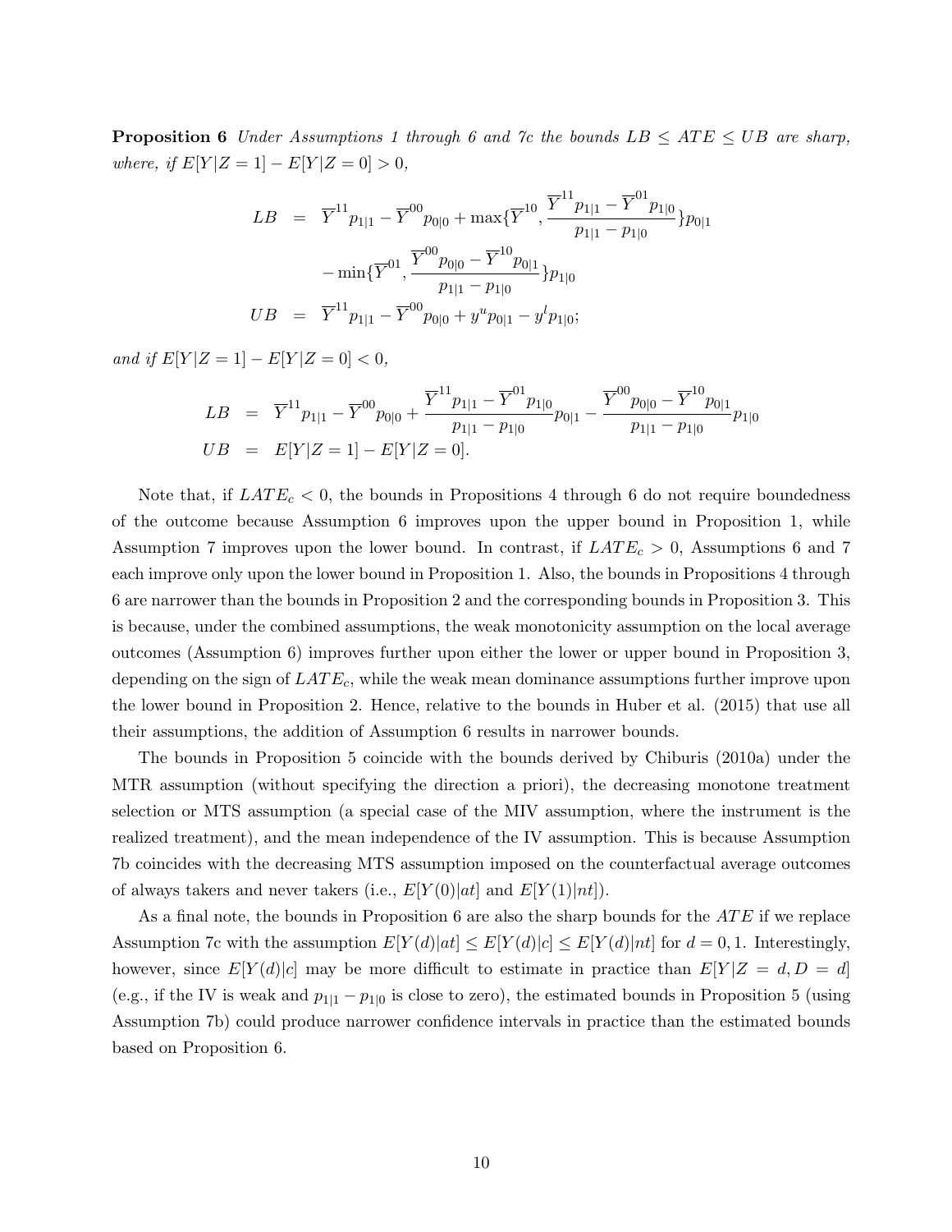**Proposition 6** *Under Assumptions 1 through 6 and 7c the bounds $LB \leq ATE \leq UB$ are sharp, where, if $E[Y|Z=1] - E[Y|Z=0] > 0$,*

$$
\begin{aligned}
LB &= \overline{Y}^{11} p_{1|1} - \overline{Y}^{00} p_{0|0} + \max\{\overline{Y}^{10}, \frac{\overline{Y}^{11} p_{1|1} - \overline{Y}^{01} p_{1|0}}{p_{1|1} - p_{1|0}}\} p_{0|1} \\
&\quad - \min\{\overline{Y}^{01}, \frac{\overline{Y}^{00} p_{0|0} - \overline{Y}^{10} p_{0|1}}{p_{1|1} - p_{1|0}}\} p_{1|0} \\
UB &= \overline{Y}^{11} p_{1|1} - \overline{Y}^{00} p_{0|0} + y^u p_{0|1} - y^l p_{1|0};
\end{aligned}
$$

*and if $E[Y|Z=1] - E[Y|Z=0] < 0$,*

$$
\begin{aligned}
LB &= \overline{Y}^{11} p_{1|1} - \overline{Y}^{00} p_{0|0} + \frac{\overline{Y}^{11} p_{1|1} - \overline{Y}^{01} p_{1|0}}{p_{1|1} - p_{1|0}} p_{0|1} - \frac{\overline{Y}^{00} p_{0|0} - \overline{Y}^{10} p_{0|1}}{p_{1|1} - p_{1|0}} p_{1|0} \\
UB &= E[Y|Z=1] - E[Y|Z=0].
\end{aligned}
$$

Note that, if $LATE_c < 0$, the bounds in Propositions 4 through 6 do not require boundedness of the outcome because Assumption 6 improves upon the upper bound in Proposition 1, while Assumption 7 improves upon the lower bound. In contrast, if $LATE_c > 0$, Assumptions 6 and 7 each improve only upon the lower bound in Proposition 1. Also, the bounds in Propositions 4 through 6 are narrower than the bounds in Proposition 2 and the corresponding bounds in Proposition 3. This is because, under the combined assumptions, the weak monotonicity assumption on the local average outcomes (Assumption 6) improves further upon either the lower or upper bound in Proposition 3, depending on the sign of $LATE_c$, while the weak mean dominance assumptions further improve upon the lower bound in Proposition 2. Hence, relative to the bounds in Huber et al. (2015) that use all their assumptions, the addition of Assumption 6 results in narrower bounds.

The bounds in Proposition 5 coincide with the bounds derived by Chiburis (2010a) under the MTR assumption (without specifying the direction a priori), the decreasing monotone treatment selection or MTS assumption (a special case of the MIV assumption, where the instrument is the realized treatment), and the mean independence of the IV assumption. This is because Assumption 7b coincides with the decreasing MTS assumption imposed on the counterfactual average outcomes of always takers and never takers (i.e., $E[Y(0)|at]$ and $E[Y(1)|nt]$).

As a final note, the bounds in Proposition 6 are also the sharp bounds for the $ATE$ if we replace Assumption 7c with the assumption $E[Y(d)|at] \leq E[Y(d)|c] \leq E[Y(d)|nt]$ for $d = 0, 1$. Interestingly, however, since $E[Y(d)|c]$ may be more difficult to estimate in practice than $E[Y|Z = d, D = d]$ (e.g., if the IV is weak and $p_{1|1} - p_{1|0}$ is close to zero), the estimated bounds in Proposition 5 (using Assumption 7b) could produce narrower confidence intervals in practice than the estimated bounds based on Proposition 6.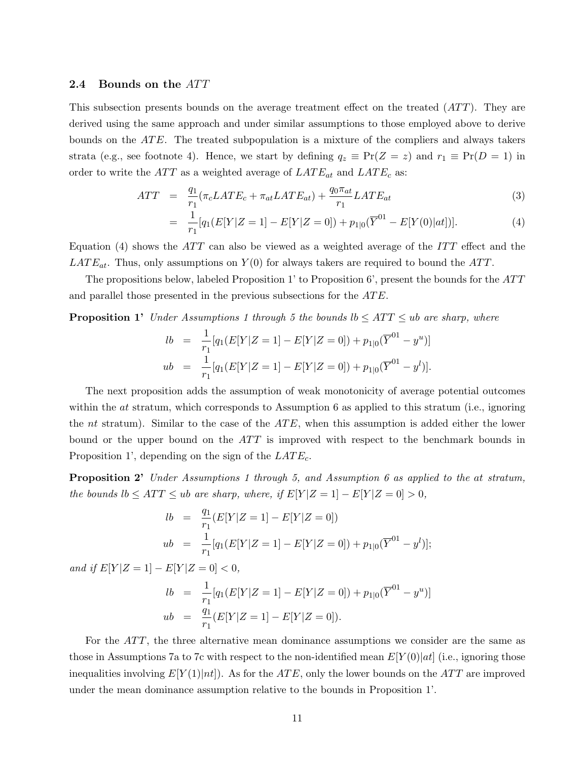### 2.4 Bounds on the $ATT$

This subsection presents bounds on the average treatment effect on the treated ($ATT$). They are derived using the same approach and under similar assumptions to those employed above to derive bounds on the $ATE$. The treated subpopulation is a mixture of the compliers and always takers strata (e.g., see footnote 4). Hence, we start by defining $q_z \equiv \Pr(Z = z)$ and $r_1 \equiv \Pr(D = 1)$ in order to write the $ATT$ as a weighted average of $LATE_{at}$ and $LATE_c$ as:

$$
\begin{aligned}
ATT &= \frac{q_1}{r_1}(\pi_c LATE_c + \pi_{at} LATE_{at}) + \frac{q_0 \pi_{at}}{r_1} LATE_{at} &(3)\\
&= \frac{1}{r_1}[q_1(E[Y|Z=1] - E[Y|Z=0]) + p_{1|0}(\overline{Y}^{01} - E[Y(0)|at])]. &(4)
\end{aligned}
$$

Equation (4) shows the $ATT$ can also be viewed as a weighted average of the $ITT$ effect and the $LATE_{at}$. Thus, only assumptions on $Y(0)$ for always takers are required to bound the $ATT$.

The propositions below, labeled Proposition 1' to Proposition 6', present the bounds for the $ATT$ and parallel those presented in the previous subsections for the $ATE$.

**Proposition 1'** *Under Assumptions 1 through 5 the bounds $lb \leq ATT \leq ub$ are sharp, where*

$$
\begin{aligned}
lb &= \frac{1}{r_1}[q_1(E[Y|Z=1] - E[Y|Z=0]) + p_{1|0}(\overline{Y}^{01} - y^u)]\\
ub &= \frac{1}{r_1}[q_1(E[Y|Z=1] - E[Y|Z=0]) + p_{1|0}(\overline{Y}^{01} - y^l)].
\end{aligned}
$$

The next proposition adds the assumption of weak monotonicity of average potential outcomes within the $at$ stratum, which corresponds to Assumption 6 as applied to this stratum (i.e., ignoring the $nt$ stratum). Similar to the case of the $ATE$, when this assumption is added either the lower bound or the upper bound on the $ATT$ is improved with respect to the benchmark bounds in Proposition 1', depending on the sign of the $LATE_c$.

**Proposition 2'** *Under Assumptions 1 through 5, and Assumption 6 as applied to the at stratum, the bounds $lb \leq ATT \leq ub$ are sharp, where, if $E[Y|Z=1] - E[Y|Z=0] > 0$,*

$$
\begin{aligned}
lb &= \frac{q_1}{r_1}(E[Y|Z=1] - E[Y|Z=0])\\
ub &= \frac{1}{r_1}[q_1(E[Y|Z=1] - E[Y|Z=0]) + p_{1|0}(\overline{Y}^{01} - y^l)];
\end{aligned}
$$

*and if $E[Y|Z=1] - E[Y|Z=0] < 0$,*

$$
\begin{aligned}
lb &= \frac{1}{r_1}[q_1(E[Y|Z=1] - E[Y|Z=0]) + p_{1|0}(\overline{Y}^{01} - y^u)]\\
ub &= \frac{q_1}{r_1}(E[Y|Z=1] - E[Y|Z=0]).
\end{aligned}
$$

For the $ATT$, the three alternative mean dominance assumptions we consider are the same as those in Assumptions 7a to 7c with respect to the non-identified mean $E[Y(0)|at]$ (i.e., ignoring those inequalities involving $E[Y(1)|nt]$). As for the $ATE$, only the lower bounds on the $ATT$ are improved under the mean dominance assumption relative to the bounds in Proposition 1'.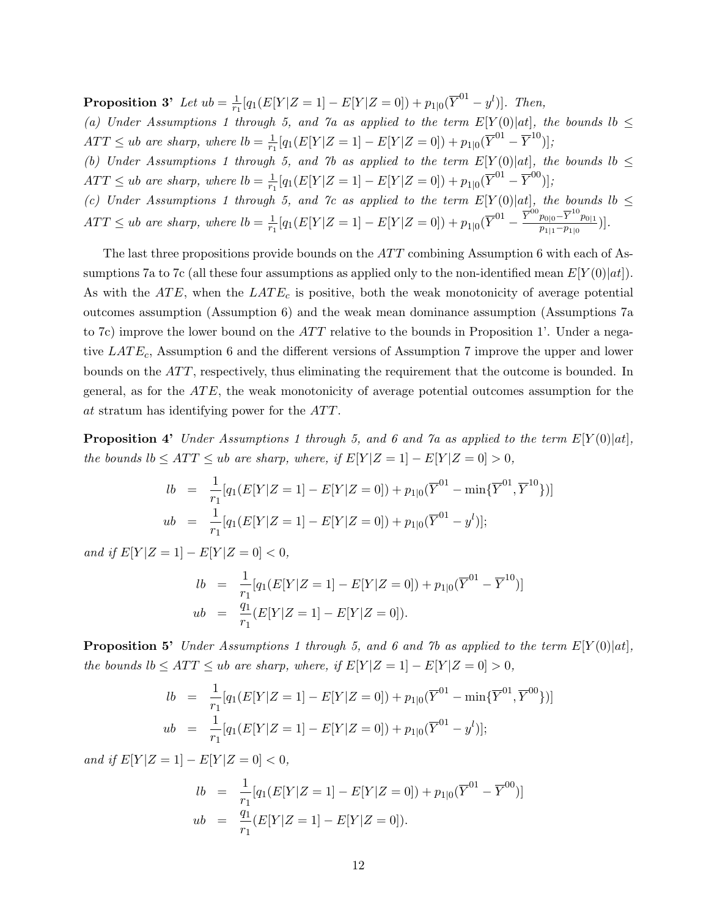**Proposition 3'** *Let* $ub = \frac{1}{r_1}[q_1(E[Y|Z=1] - E[Y|Z=0]) + p_{1|0}(\overline{Y}^{01} - y^l)]$*. Then,*

*(a) Under Assumptions 1 through 5, and 7a as applied to the term* $E[Y(0)|at]$*, the bounds* $lb \leq ATT \leq ub$ *are sharp, where* $lb = \frac{1}{r_1}[q_1(E[Y|Z=1] - E[Y|Z=0]) + p_{1|0}(\overline{Y}^{01} - \overline{Y}^{10})]$*;*

*(b) Under Assumptions 1 through 5, and 7b as applied to the term* $E[Y(0)|at]$*, the bounds* $lb \leq ATT \leq ub$ *are sharp, where* $lb = \frac{1}{r_1}[q_1(E[Y|Z=1] - E[Y|Z=0]) + p_{1|0}(\overline{Y}^{01} - \overline{Y}^{00})]$*;*

*(c) Under Assumptions 1 through 5, and 7c as applied to the term* $E[Y(0)|at]$*, the bounds* $lb \leq ATT \leq ub$ *are sharp, where* $lb = \frac{1}{r_1}[q_1(E[Y|Z=1] - E[Y|Z=0]) + p_{1|0}(\overline{Y}^{01} - \frac{\overline{Y}^{00}p_{0|0} - \overline{Y}^{10}p_{0|1}}{p_{1|1} - p_{1|0}})]$*.*

The last three propositions provide bounds on the $ATT$ combining Assumption 6 with each of Assumptions 7a to 7c (all these four assumptions as applied only to the non-identified mean $E[Y(0)|at]$). As with the $ATE$, when the $LATE_c$ is positive, both the weak monotonicity of average potential outcomes assumption (Assumption 6) and the weak mean dominance assumption (Assumptions 7a to 7c) improve the lower bound on the $ATT$ relative to the bounds in Proposition 1'. Under a negative $LATE_c$, Assumption 6 and the different versions of Assumption 7 improve the upper and lower bounds on the $ATT$, respectively, thus eliminating the requirement that the outcome is bounded. In general, as for the $ATE$, the weak monotonicity of average potential outcomes assumption for the $at$ stratum has identifying power for the $ATT$.

**Proposition 4'** *Under Assumptions 1 through 5, and 6 and 7a as applied to the term* $E[Y(0)|at]$*, the bounds* $lb \leq ATT \leq ub$ *are sharp, where, if* $E[Y|Z=1] - E[Y|Z=0] > 0$*,*

$$
\begin{aligned}
lb &= \frac{1}{r_1}[q_1(E[Y|Z=1] - E[Y|Z=0]) + p_{1|0}(\overline{Y}^{01} - \min\{\overline{Y}^{01}, \overline{Y}^{10}\})] \\
ub &= \frac{1}{r_1}[q_1(E[Y|Z=1] - E[Y|Z=0]) + p_{1|0}(\overline{Y}^{01} - y^l)];
\end{aligned}
$$

*and if* $E[Y|Z=1] - E[Y|Z=0] < 0$*,*

$$
\begin{aligned}
lb &= \frac{1}{r_1}[q_1(E[Y|Z=1] - E[Y|Z=0]) + p_{1|0}(\overline{Y}^{01} - \overline{Y}^{10})] \\
ub &= \frac{q_1}{r_1}(E[Y|Z=1] - E[Y|Z=0]).
\end{aligned}
$$

**Proposition 5'** *Under Assumptions 1 through 5, and 6 and 7b as applied to the term* $E[Y(0)|at]$*, the bounds* $lb \leq ATT \leq ub$ *are sharp, where, if* $E[Y|Z=1] - E[Y|Z=0] > 0$*,*

$$
\begin{aligned}
lb &= \frac{1}{r_1}[q_1(E[Y|Z=1] - E[Y|Z=0]) + p_{1|0}(\overline{Y}^{01} - \min\{\overline{Y}^{01}, \overline{Y}^{00}\})] \\
ub &= \frac{1}{r_1}[q_1(E[Y|Z=1] - E[Y|Z=0]) + p_{1|0}(\overline{Y}^{01} - y^l)];
\end{aligned}
$$

*and if* $E[Y|Z=1] - E[Y|Z=0] < 0$*,*

$$
\begin{aligned}
lb &= \frac{1}{r_1}[q_1(E[Y|Z=1] - E[Y|Z=0]) + p_{1|0}(\overline{Y}^{01} - \overline{Y}^{00})] \\
ub &= \frac{q_1}{r_1}(E[Y|Z=1] - E[Y|Z=0]).
\end{aligned}
$$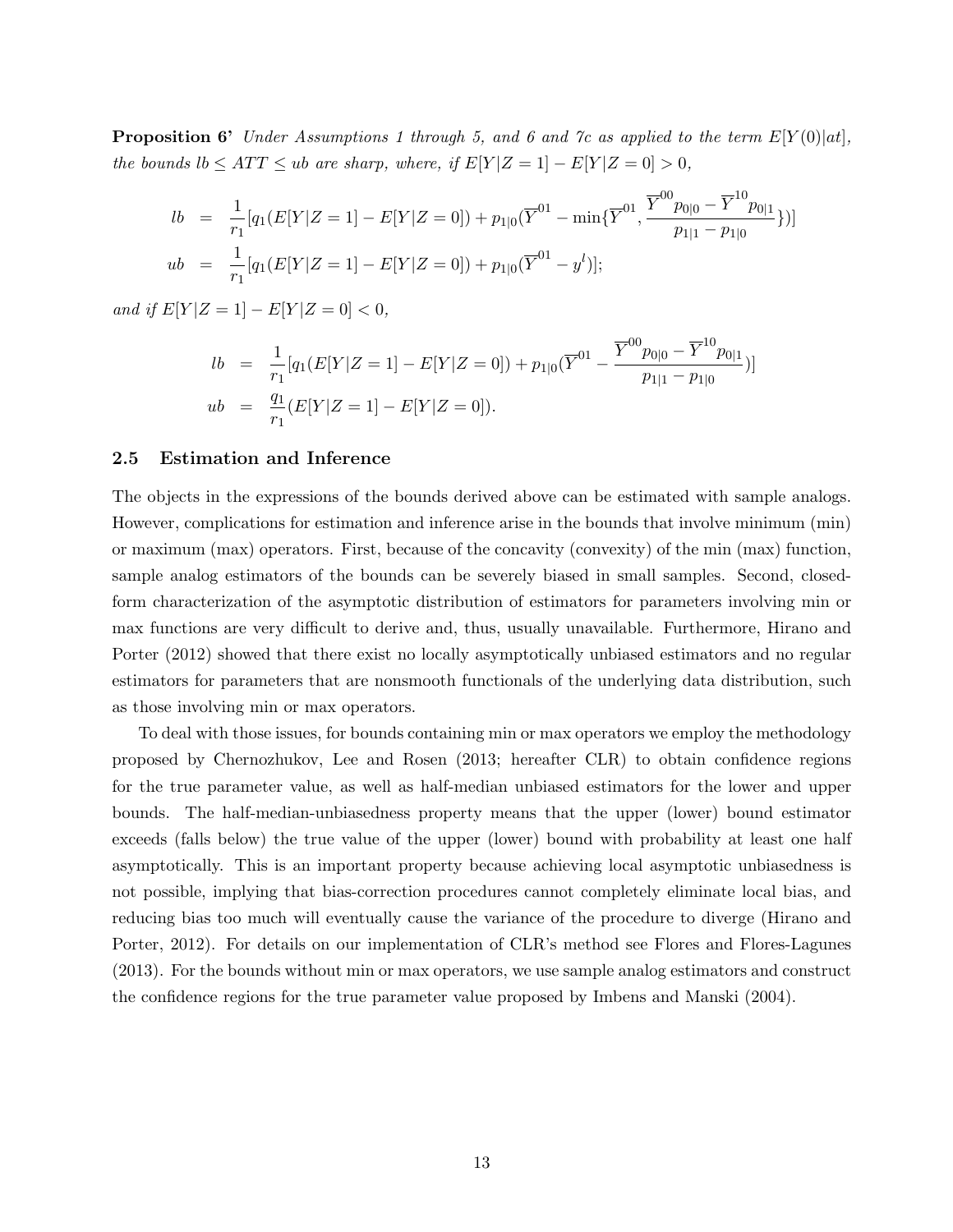**Proposition 6'** *Under Assumptions 1 through 5, and 6 and 7c as applied to the term $E[Y(0)|at]$, the bounds $lb \leq ATT \leq ub$ are sharp, where, if $E[Y|Z=1] - E[Y|Z=0] > 0$,*

$$
\begin{aligned}
lb &= \frac{1}{r_1}[q_1(E[Y|Z=1] - E[Y|Z=0]) + p_{1|0}(\overline{Y}^{01} - \min\{\overline{Y}^{01}, \frac{\overline{Y}^{00}p_{0|0} - \overline{Y}^{10}p_{0|1}}{p_{1|1} - p_{1|0}}\})] \\
ub &= \frac{1}{r_1}[q_1(E[Y|Z=1] - E[Y|Z=0]) + p_{1|0}(\overline{Y}^{01} - y^l)];
\end{aligned}
$$

*and if $E[Y|Z=1] - E[Y|Z=0] < 0$,*

$$
\begin{aligned}
lb &= \frac{1}{r_1}[q_1(E[Y|Z=1] - E[Y|Z=0]) + p_{1|0}(\overline{Y}^{01} - \frac{\overline{Y}^{00}p_{0|0} - \overline{Y}^{10}p_{0|1}}{p_{1|1} - p_{1|0}})] \\
ub &= \frac{q_1}{r_1}(E[Y|Z=1] - E[Y|Z=0]).
\end{aligned}
$$

### 2.5 Estimation and Inference

The objects in the expressions of the bounds derived above can be estimated with sample analogs. However, complications for estimation and inference arise in the bounds that involve minimum (min) or maximum (max) operators. First, because of the concavity (convexity) of the min (max) function, sample analog estimators of the bounds can be severely biased in small samples. Second, closed-form characterization of the asymptotic distribution of estimators for parameters involving min or max functions are very difficult to derive and, thus, usually unavailable. Furthermore, Hirano and Porter (2012) showed that there exist no locally asymptotically unbiased estimators and no regular estimators for parameters that are nonsmooth functionals of the underlying data distribution, such as those involving min or max operators.

To deal with those issues, for bounds containing min or max operators we employ the methodology proposed by Chernozhukov, Lee and Rosen (2013; hereafter CLR) to obtain confidence regions for the true parameter value, as well as half-median unbiased estimators for the lower and upper bounds. The half-median-unbiasedness property means that the upper (lower) bound estimator exceeds (falls below) the true value of the upper (lower) bound with probability at least one half asymptotically. This is an important property because achieving local asymptotic unbiasedness is not possible, implying that bias-correction procedures cannot completely eliminate local bias, and reducing bias too much will eventually cause the variance of the procedure to diverge (Hirano and Porter, 2012). For details on our implementation of CLR's method see Flores and Flores-Lagunes (2013). For the bounds without min or max operators, we use sample analog estimators and construct the confidence regions for the true parameter value proposed by Imbens and Manski (2004).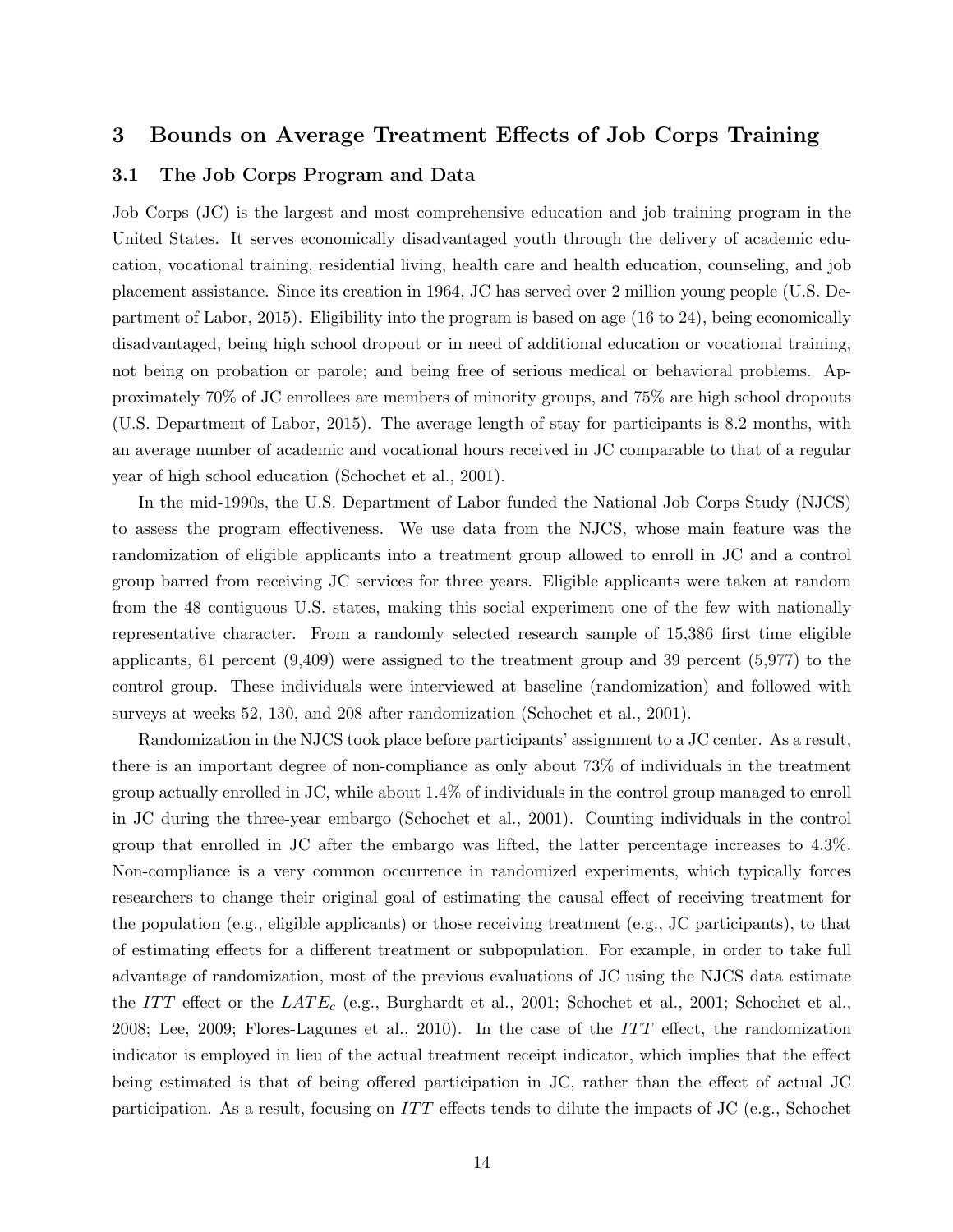## 3 Bounds on Average Treatment Effects of Job Corps Training

### 3.1 The Job Corps Program and Data

Job Corps (JC) is the largest and most comprehensive education and job training program in the United States. It serves economically disadvantaged youth through the delivery of academic education, vocational training, residential living, health care and health education, counseling, and job placement assistance. Since its creation in 1964, JC has served over 2 million young people (U.S. Department of Labor, 2015). Eligibility into the program is based on age (16 to 24), being economically disadvantaged, being high school dropout or in need of additional education or vocational training, not being on probation or parole; and being free of serious medical or behavioral problems. Approximately 70% of JC enrollees are members of minority groups, and 75% are high school dropouts (U.S. Department of Labor, 2015). The average length of stay for participants is 8.2 months, with an average number of academic and vocational hours received in JC comparable to that of a regular year of high school education (Schochet et al., 2001).

In the mid-1990s, the U.S. Department of Labor funded the National Job Corps Study (NJCS) to assess the program effectiveness. We use data from the NJCS, whose main feature was the randomization of eligible applicants into a treatment group allowed to enroll in JC and a control group barred from receiving JC services for three years. Eligible applicants were taken at random from the 48 contiguous U.S. states, making this social experiment one of the few with nationally representative character. From a randomly selected research sample of 15,386 first time eligible applicants, 61 percent (9,409) were assigned to the treatment group and 39 percent (5,977) to the control group. These individuals were interviewed at baseline (randomization) and followed with surveys at weeks 52, 130, and 208 after randomization (Schochet et al., 2001).

Randomization in the NJCS took place before participants' assignment to a JC center. As a result, there is an important degree of non-compliance as only about 73% of individuals in the treatment group actually enrolled in JC, while about 1.4% of individuals in the control group managed to enroll in JC during the three-year embargo (Schochet et al., 2001). Counting individuals in the control group that enrolled in JC after the embargo was lifted, the latter percentage increases to 4.3%. Non-compliance is a very common occurrence in randomized experiments, which typically forces researchers to change their original goal of estimating the causal effect of receiving treatment for the population (e.g., eligible applicants) or those receiving treatment (e.g., JC participants), to that of estimating effects for a different treatment or subpopulation. For example, in order to take full advantage of randomization, most of the previous evaluations of JC using the NJCS data estimate the $ITT$ effect or the $LATE_c$ (e.g., Burghardt et al., 2001; Schochet et al., 2001; Schochet et al., 2008; Lee, 2009; Flores-Lagunes et al., 2010). In the case of the $ITT$ effect, the randomization indicator is employed in lieu of the actual treatment receipt indicator, which implies that the effect being estimated is that of being offered participation in JC, rather than the effect of actual JC participation. As a result, focusing on $ITT$ effects tends to dilute the impacts of JC (e.g., Schochet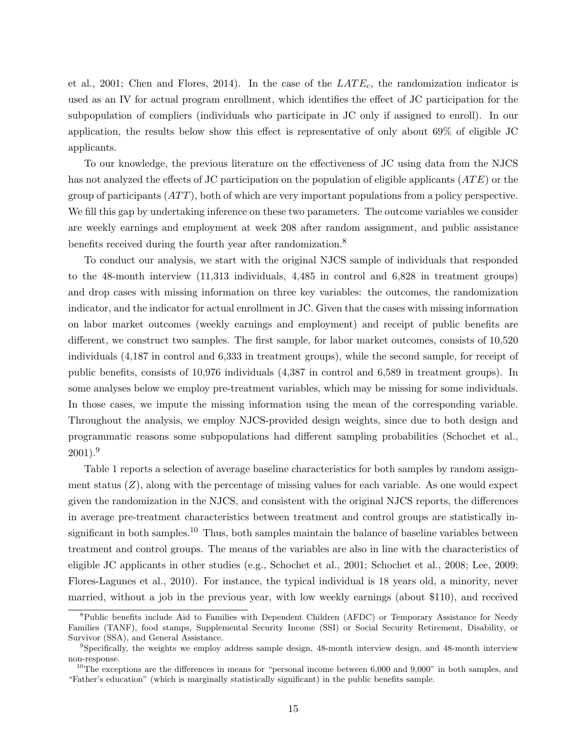et al., 2001; Chen and Flores, 2014). In the case of the $LATE_c$, the randomization indicator is used as an IV for actual program enrollment, which identifies the effect of JC participation for the subpopulation of compliers (individuals who participate in JC only if assigned to enroll). In our application, the results below show this effect is representative of only about 69% of eligible JC applicants.

To our knowledge, the previous literature on the effectiveness of JC using data from the NJCS has not analyzed the effects of JC participation on the population of eligible applicants ($ATE$) or the group of participants ($ATT$), both of which are very important populations from a policy perspective. We fill this gap by undertaking inference on these two parameters. The outcome variables we consider are weekly earnings and employment at week 208 after random assignment, and public assistance benefits received during the fourth year after randomization.[8]

To conduct our analysis, we start with the original NJCS sample of individuals that responded to the 48-month interview (11,313 individuals, 4,485 in control and 6,828 in treatment groups) and drop cases with missing information on three key variables: the outcomes, the randomization indicator, and the indicator for actual enrollment in JC. Given that the cases with missing information on labor market outcomes (weekly earnings and employment) and receipt of public benefits are different, we construct two samples. The first sample, for labor market outcomes, consists of 10,520 individuals (4,187 in control and 6,333 in treatment groups), while the second sample, for receipt of public benefits, consists of 10,976 individuals (4,387 in control and 6,589 in treatment groups). In some analyses below we employ pre-treatment variables, which may be missing for some individuals. In those cases, we impute the missing information using the mean of the corresponding variable. Throughout the analysis, we employ NJCS-provided design weights, since due to both design and programmatic reasons some subpopulations had different sampling probabilities (Schochet et al., 2001).[9]

Table 1 reports a selection of average baseline characteristics for both samples by random assignment status ($Z$), along with the percentage of missing values for each variable. As one would expect given the randomization in the NJCS, and consistent with the original NJCS reports, the differences in average pre-treatment characteristics between treatment and control groups are statistically insignificant in both samples.[10] Thus, both samples maintain the balance of baseline variables between treatment and control groups. The means of the variables are also in line with the characteristics of eligible JC applicants in other studies (e.g., Schochet et al., 2001; Schochet et al., 2008; Lee, 2009; Flores-Lagunes et al., 2010). For instance, the typical individual is 18 years old, a minority, never married, without a job in the previous year, with low weekly earnings (about \$110), and received

---

[8] Public benefits include Aid to Families with Dependent Children (AFDC) or Temporary Assistance for Needy Families (TANF), food stamps, Supplemental Security Income (SSI) or Social Security Retirement, Disability, or Survivor (SSA), and General Assistance.

[9] Specifically, the weights we employ address sample design, 48-month interview design, and 48-month interview non-response.

[10] The exceptions are the differences in means for "personal income between 6,000 and 9,000" in both samples, and "Father's education" (which is marginally statistically significant) in the public benefits sample.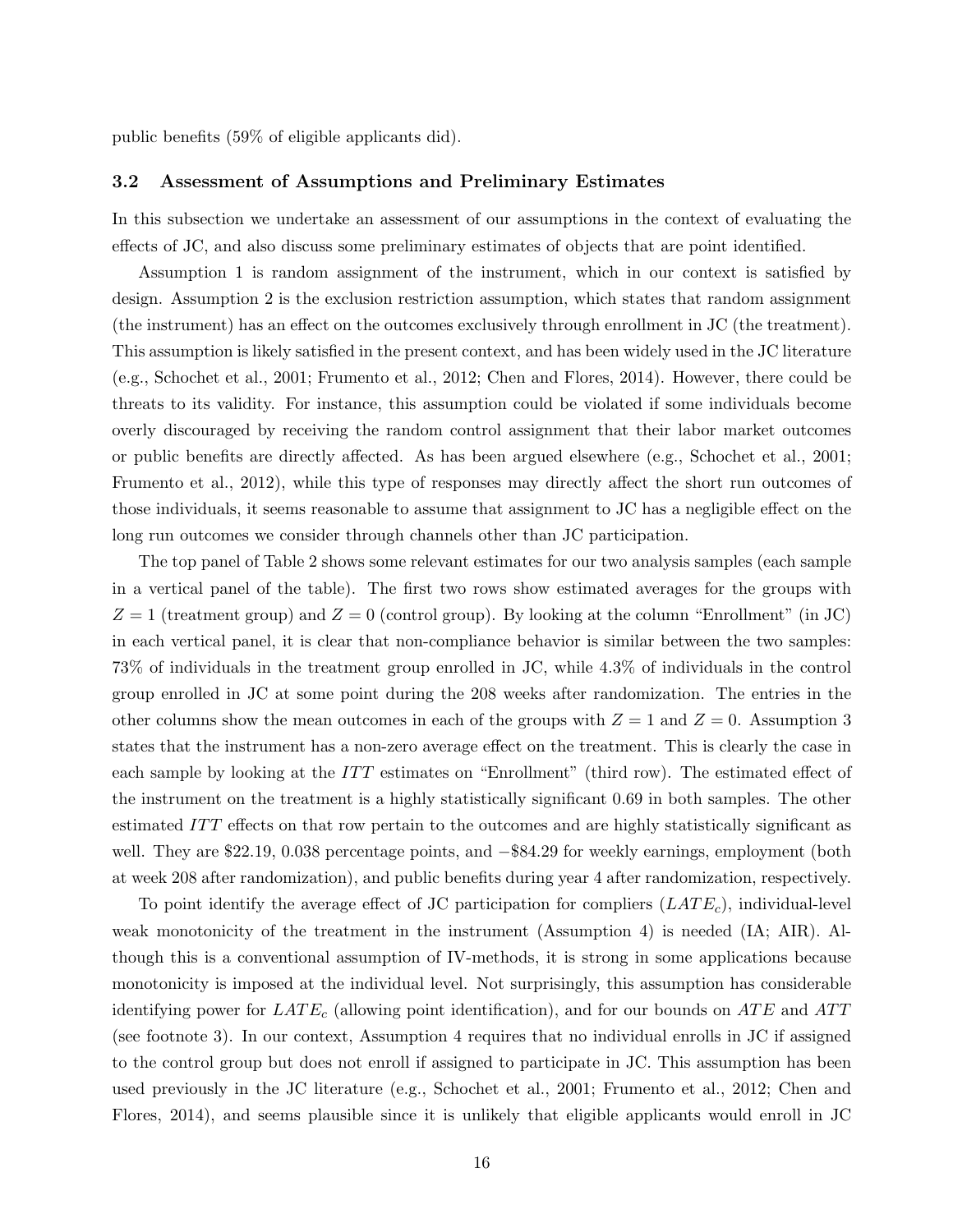public benefits (59% of eligible applicants did).

### 3.2 Assessment of Assumptions and Preliminary Estimates

In this subsection we undertake an assessment of our assumptions in the context of evaluating the effects of JC, and also discuss some preliminary estimates of objects that are point identified.

Assumption 1 is random assignment of the instrument, which in our context is satisfied by design. Assumption 2 is the exclusion restriction assumption, which states that random assignment (the instrument) has an effect on the outcomes exclusively through enrollment in JC (the treatment). This assumption is likely satisfied in the present context, and has been widely used in the JC literature (e.g., Schochet et al., 2001; Frumento et al., 2012; Chen and Flores, 2014). However, there could be threats to its validity. For instance, this assumption could be violated if some individuals become overly discouraged by receiving the random control assignment that their labor market outcomes or public benefits are directly affected. As has been argued elsewhere (e.g., Schochet et al., 2001; Frumento et al., 2012), while this type of responses may directly affect the short run outcomes of those individuals, it seems reasonable to assume that assignment to JC has a negligible effect on the long run outcomes we consider through channels other than JC participation.

The top panel of Table 2 shows some relevant estimates for our two analysis samples (each sample in a vertical panel of the table). The first two rows show estimated averages for the groups with $Z = 1$ (treatment group) and $Z = 0$ (control group). By looking at the column "Enrollment" (in JC) in each vertical panel, it is clear that non-compliance behavior is similar between the two samples: 73% of individuals in the treatment group enrolled in JC, while 4.3% of individuals in the control group enrolled in JC at some point during the 208 weeks after randomization. The entries in the other columns show the mean outcomes in each of the groups with $Z = 1$ and $Z = 0$. Assumption 3 states that the instrument has a non-zero average effect on the treatment. This is clearly the case in each sample by looking at the $ITT$ estimates on "Enrollment" (third row). The estimated effect of the instrument on the treatment is a highly statistically significant 0.69 in both samples. The other estimated $ITT$ effects on that row pertain to the outcomes and are highly statistically significant as well. They are \$22.19, 0.038 percentage points, and $-$\$84.29 for weekly earnings, employment (both at week 208 after randomization), and public benefits during year 4 after randomization, respectively.

To point identify the average effect of JC participation for compliers ($LATE_c$), individual-level weak monotonicity of the treatment in the instrument (Assumption 4) is needed (IA; AIR). Although this is a conventional assumption of IV-methods, it is strong in some applications because monotonicity is imposed at the individual level. Not surprisingly, this assumption has considerable identifying power for $LATE_c$ (allowing point identification), and for our bounds on $ATE$ and $ATT$ (see footnote 3). In our context, Assumption 4 requires that no individual enrolls in JC if assigned to the control group but does not enroll if assigned to participate in JC. This assumption has been used previously in the JC literature (e.g., Schochet et al., 2001; Frumento et al., 2012; Chen and Flores, 2014), and seems plausible since it is unlikely that eligible applicants would enroll in JC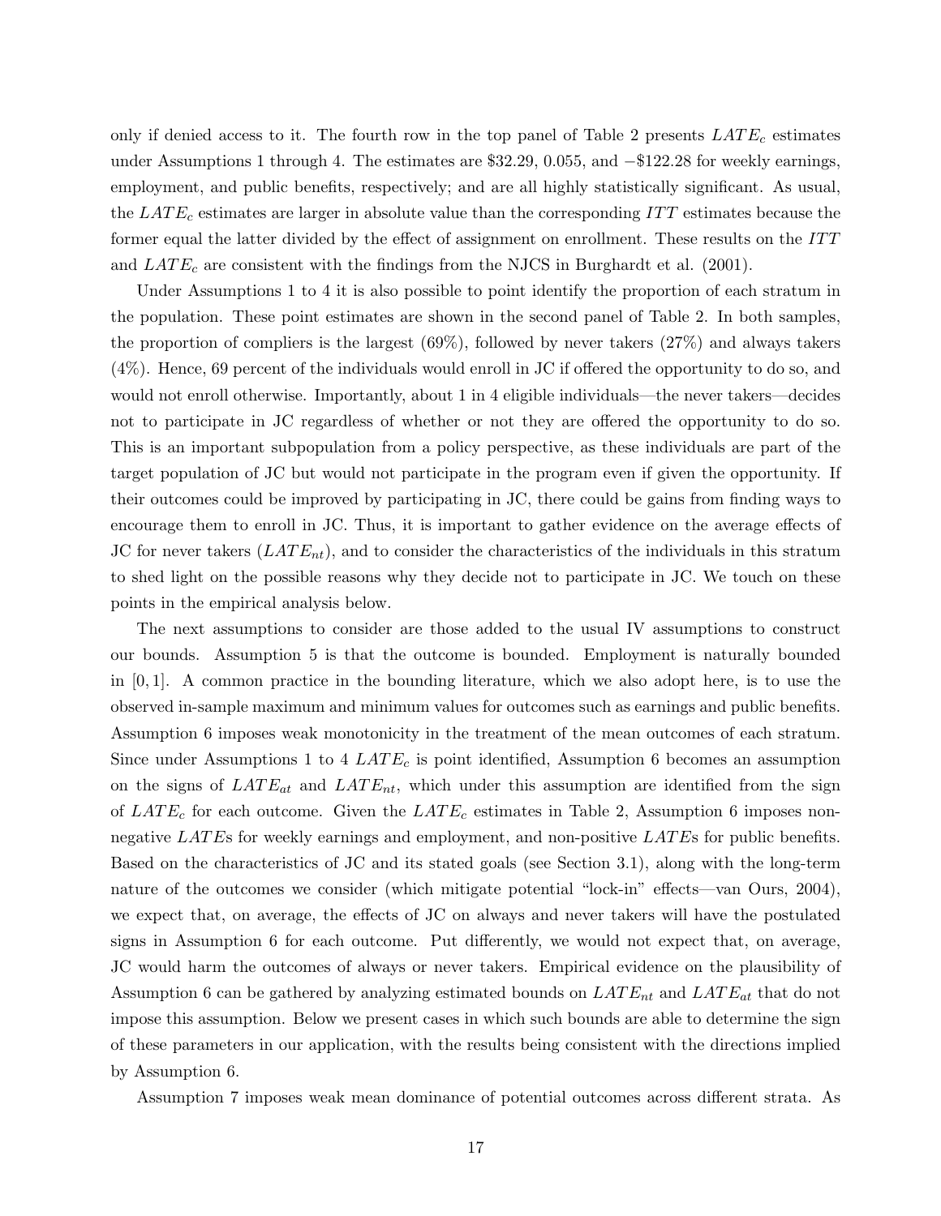only if denied access to it. The fourth row in the top panel of Table 2 presents $LATE_c$ estimates under Assumptions 1 through 4. The estimates are \$32.29, 0.055, and $-$\$122.28 for weekly earnings, employment, and public benefits, respectively; and are all highly statistically significant. As usual, the $LATE_c$ estimates are larger in absolute value than the corresponding $ITT$ estimates because the former equal the latter divided by the effect of assignment on enrollment. These results on the $ITT$ and $LATE_c$ are consistent with the findings from the NJCS in Burghardt et al. (2001).

Under Assumptions 1 to 4 it is also possible to point identify the proportion of each stratum in the population. These point estimates are shown in the second panel of Table 2. In both samples, the proportion of compliers is the largest (69%), followed by never takers (27%) and always takers (4%). Hence, 69 percent of the individuals would enroll in JC if offered the opportunity to do so, and would not enroll otherwise. Importantly, about 1 in 4 eligible individuals—the never takers—decides not to participate in JC regardless of whether or not they are offered the opportunity to do so. This is an important subpopulation from a policy perspective, as these individuals are part of the target population of JC but would not participate in the program even if given the opportunity. If their outcomes could be improved by participating in JC, there could be gains from finding ways to encourage them to enroll in JC. Thus, it is important to gather evidence on the average effects of JC for never takers ($LATE_{nt}$), and to consider the characteristics of the individuals in this stratum to shed light on the possible reasons why they decide not to participate in JC. We touch on these points in the empirical analysis below.

The next assumptions to consider are those added to the usual IV assumptions to construct our bounds. Assumption 5 is that the outcome is bounded. Employment is naturally bounded in $[0, 1]$. A common practice in the bounding literature, which we also adopt here, is to use the observed in-sample maximum and minimum values for outcomes such as earnings and public benefits. Assumption 6 imposes weak monotonicity in the treatment of the mean outcomes of each stratum. Since under Assumptions 1 to 4 $LATE_c$ is point identified, Assumption 6 becomes an assumption on the signs of $LATE_{at}$ and $LATE_{nt}$, which under this assumption are identified from the sign of $LATE_c$ for each outcome. Given the $LATE_c$ estimates in Table 2, Assumption 6 imposes non-negative $LATE$s for weekly earnings and employment, and non-positive $LATE$s for public benefits. Based on the characteristics of JC and its stated goals (see Section 3.1), along with the long-term nature of the outcomes we consider (which mitigate potential "lock-in" effects—van Ours, 2004), we expect that, on average, the effects of JC on always and never takers will have the postulated signs in Assumption 6 for each outcome. Put differently, we would not expect that, on average, JC would harm the outcomes of always or never takers. Empirical evidence on the plausibility of Assumption 6 can be gathered by analyzing estimated bounds on $LATE_{nt}$ and $LATE_{at}$ that do not impose this assumption. Below we present cases in which such bounds are able to determine the sign of these parameters in our application, with the results being consistent with the directions implied by Assumption 6.

Assumption 7 imposes weak mean dominance of potential outcomes across different strata. As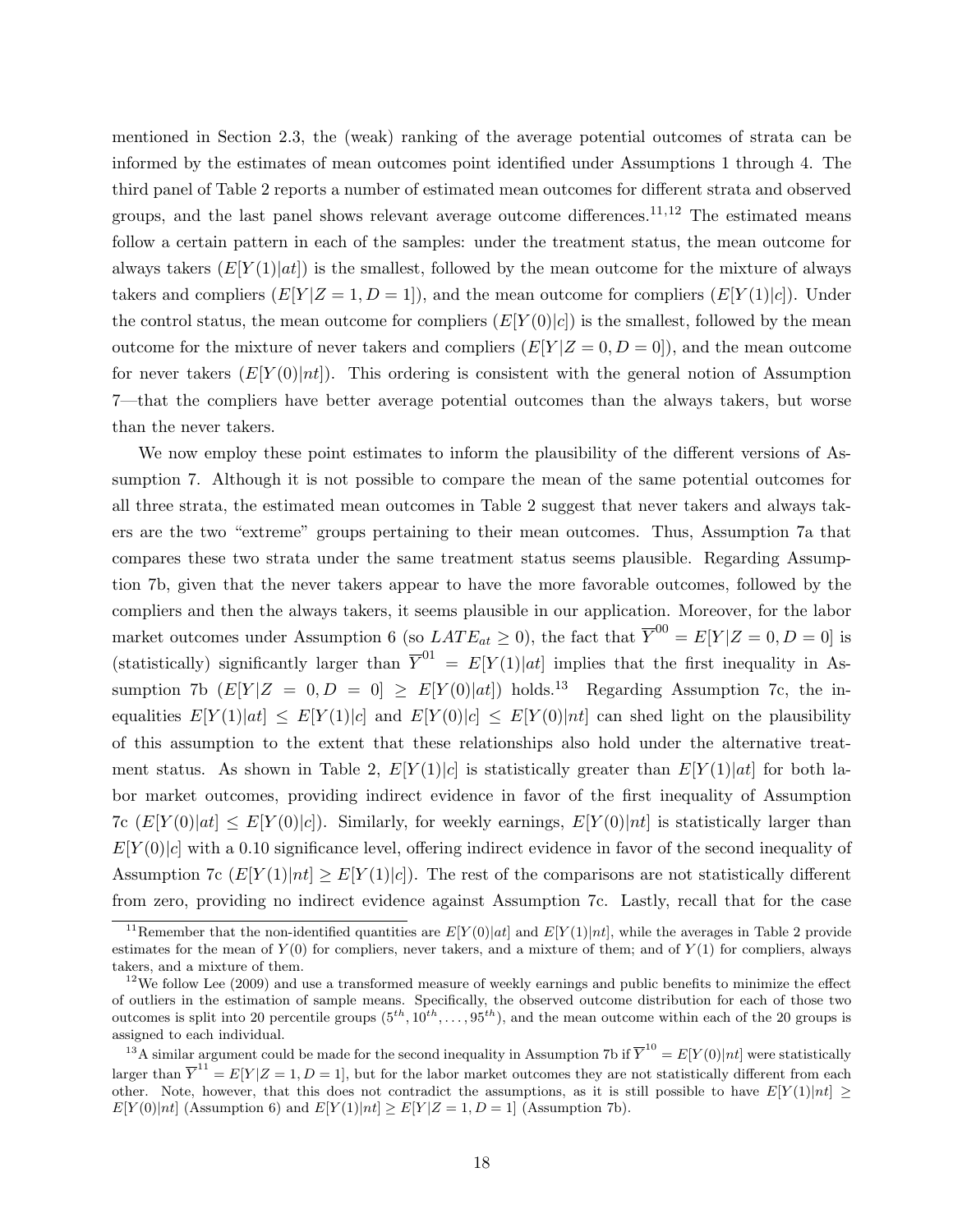mentioned in Section 2.3, the (weak) ranking of the average potential outcomes of strata can be informed by the estimates of mean outcomes point identified under Assumptions 1 through 4. The third panel of Table 2 reports a number of estimated mean outcomes for different strata and observed groups, and the last panel shows relevant average outcome differences.[11,12] The estimated means follow a certain pattern in each of the samples: under the treatment status, the mean outcome for always takers ($E[Y(1)|at]$) is the smallest, followed by the mean outcome for the mixture of always takers and compliers ($E[Y|Z=1,D=1]$), and the mean outcome for compliers ($E[Y(1)|c]$). Under the control status, the mean outcome for compliers ($E[Y(0)|c]$) is the smallest, followed by the mean outcome for the mixture of never takers and compliers ($E[Y|Z=0,D=0]$), and the mean outcome for never takers ($E[Y(0)|nt]$). This ordering is consistent with the general notion of Assumption 7—that the compliers have better average potential outcomes than the always takers, but worse than the never takers.

We now employ these point estimates to inform the plausibility of the different versions of Assumption 7. Although it is not possible to compare the mean of the same potential outcomes for all three strata, the estimated mean outcomes in Table 2 suggest that never takers and always takers are the two "extreme" groups pertaining to their mean outcomes. Thus, Assumption 7a that compares these two strata under the same treatment status seems plausible. Regarding Assumption 7b, given that the never takers appear to have the more favorable outcomes, followed by the compliers and then the always takers, it seems plausible in our application. Moreover, for the labor market outcomes under Assumption 6 (so $LATE_{at} \geq 0$), the fact that $\overline{Y}^{00} = E[Y|Z=0,D=0]$ is (statistically) significantly larger than $\overline{Y}^{01} = E[Y(1)|at]$ implies that the first inequality in Assumption 7b ($E[Y|Z=0,D=0] \geq E[Y(0)|at]$) holds.[13] Regarding Assumption 7c, the inequalities $E[Y(1)|at] \leq E[Y(1)|c]$ and $E[Y(0)|c] \leq E[Y(0)|nt]$ can shed light on the plausibility of this assumption to the extent that these relationships also hold under the alternative treatment status. As shown in Table 2, $E[Y(1)|c]$ is statistically greater than $E[Y(1)|at]$ for both labor market outcomes, providing indirect evidence in favor of the first inequality of Assumption 7c ($E[Y(0)|at] \leq E[Y(0)|c]$). Similarly, for weekly earnings, $E[Y(0)|nt]$ is statistically larger than $E[Y(0)|c]$ with a 0.10 significance level, offering indirect evidence in favor of the second inequality of Assumption 7c ($E[Y(1)|nt] \geq E[Y(1)|c]$). The rest of the comparisons are not statistically different from zero, providing no indirect evidence against Assumption 7c. Lastly, recall that for the case

[11] Remember that the non-identified quantities are $E[Y(0)|at]$ and $E[Y(1)|nt]$, while the averages in Table 2 provide estimates for the mean of $Y(0)$ for compliers, never takers, and a mixture of them; and of $Y(1)$ for compliers, always takers, and a mixture of them.

[12] We follow Lee (2009) and use a transformed measure of weekly earnings and public benefits to minimize the effect of outliers in the estimation of sample means. Specifically, the observed outcome distribution for each of those two outcomes is split into 20 percentile groups ($5^{th}, 10^{th}, \ldots, 95^{th}$), and the mean outcome within each of the 20 groups is assigned to each individual.

[13] A similar argument could be made for the second inequality in Assumption 7b if $\overline{Y}^{10} = E[Y(0)|nt]$ were statistically larger than $\overline{Y}^{11} = E[Y|Z=1,D=1]$, but for the labor market outcomes they are not statistically different from each other. Note, however, that this does not contradict the assumptions, as it is still possible to have $E[Y(1)|nt] \geq E[Y(0)|nt]$ (Assumption 6) and $E[Y(1)|nt] \geq E[Y|Z=1,D=1]$ (Assumption 7b).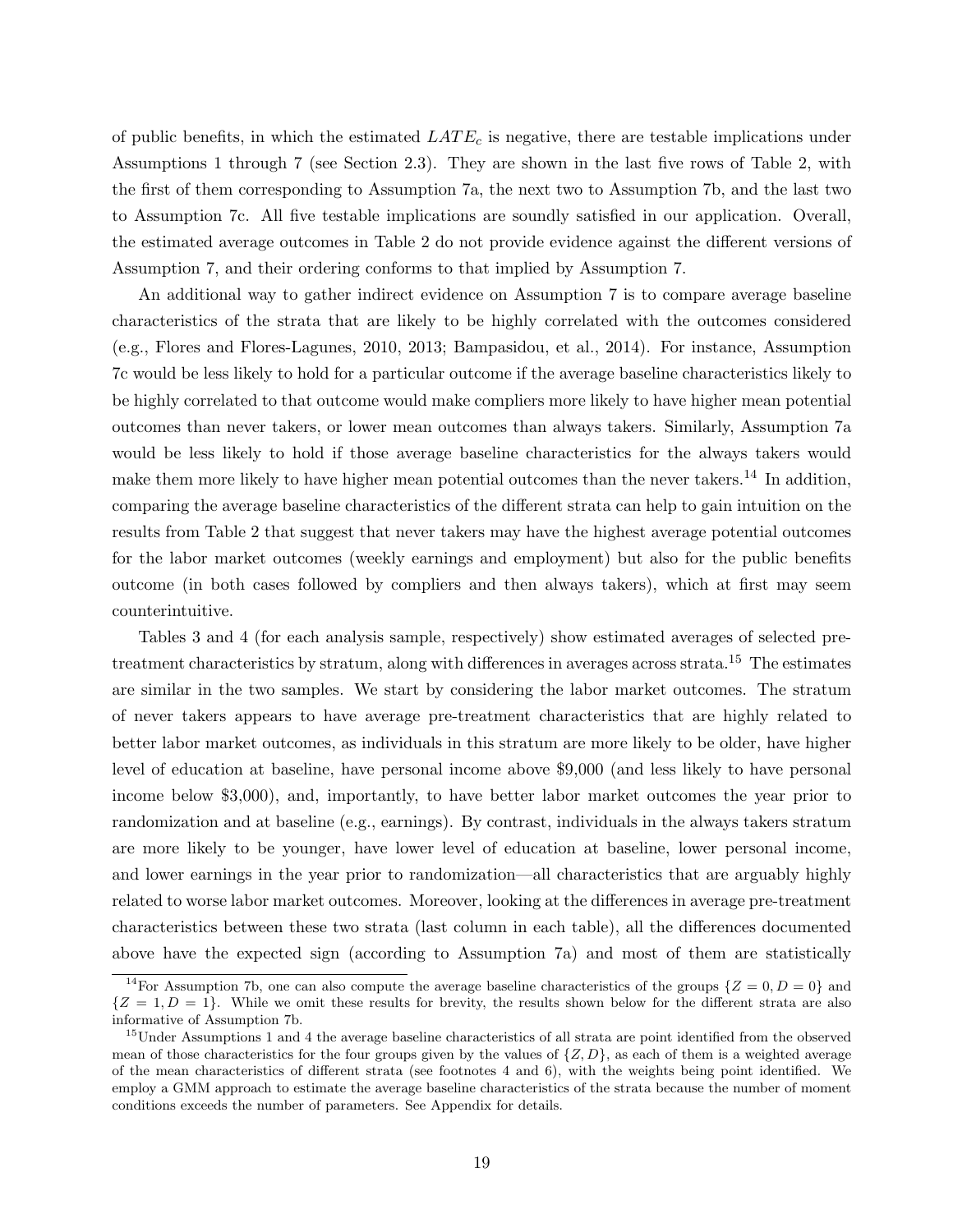of public benefits, in which the estimated $LATE_c$ is negative, there are testable implications under Assumptions 1 through 7 (see Section 2.3). They are shown in the last five rows of Table 2, with the first of them corresponding to Assumption 7a, the next two to Assumption 7b, and the last two to Assumption 7c. All five testable implications are soundly satisfied in our application. Overall, the estimated average outcomes in Table 2 do not provide evidence against the different versions of Assumption 7, and their ordering conforms to that implied by Assumption 7.

An additional way to gather indirect evidence on Assumption 7 is to compare average baseline characteristics of the strata that are likely to be highly correlated with the outcomes considered (e.g., Flores and Flores-Lagunes, 2010, 2013; Bampasidou, et al., 2014). For instance, Assumption 7c would be less likely to hold for a particular outcome if the average baseline characteristics likely to be highly correlated to that outcome would make compliers more likely to have higher mean potential outcomes than never takers, or lower mean outcomes than always takers. Similarly, Assumption 7a would be less likely to hold if those average baseline characteristics for the always takers would make them more likely to have higher mean potential outcomes than the never takers.[14] In addition, comparing the average baseline characteristics of the different strata can help to gain intuition on the results from Table 2 that suggest that never takers may have the highest average potential outcomes for the labor market outcomes (weekly earnings and employment) but also for the public benefits outcome (in both cases followed by compliers and then always takers), which at first may seem counterintuitive.

Tables 3 and 4 (for each analysis sample, respectively) show estimated averages of selected pre-treatment characteristics by stratum, along with differences in averages across strata.[15] The estimates are similar in the two samples. We start by considering the labor market outcomes. The stratum of never takers appears to have average pre-treatment characteristics that are highly related to better labor market outcomes, as individuals in this stratum are more likely to be older, have higher level of education at baseline, have personal income above \$9,000 (and less likely to have personal income below \$3,000), and, importantly, to have better labor market outcomes the year prior to randomization and at baseline (e.g., earnings). By contrast, individuals in the always takers stratum are more likely to be younger, have lower level of education at baseline, lower personal income, and lower earnings in the year prior to randomization—all characteristics that are arguably highly related to worse labor market outcomes. Moreover, looking at the differences in average pre-treatment characteristics between these two strata (last column in each table), all the differences documented above have the expected sign (according to Assumption 7a) and most of them are statistically

[14] For Assumption 7b, one can also compute the average baseline characteristics of the groups $\{Z = 0, D = 0\}$ and $\{Z = 1, D = 1\}$. While we omit these results for brevity, the results shown below for the different strata are also informative of Assumption 7b.

[15] Under Assumptions 1 and 4 the average baseline characteristics of all strata are point identified from the observed mean of those characteristics for the four groups given by the values of $\{Z, D\}$, as each of them is a weighted average of the mean characteristics of different strata (see footnotes 4 and 6), with the weights being point identified. We employ a GMM approach to estimate the average baseline characteristics of the strata because the number of moment conditions exceeds the number of parameters. See Appendix for details.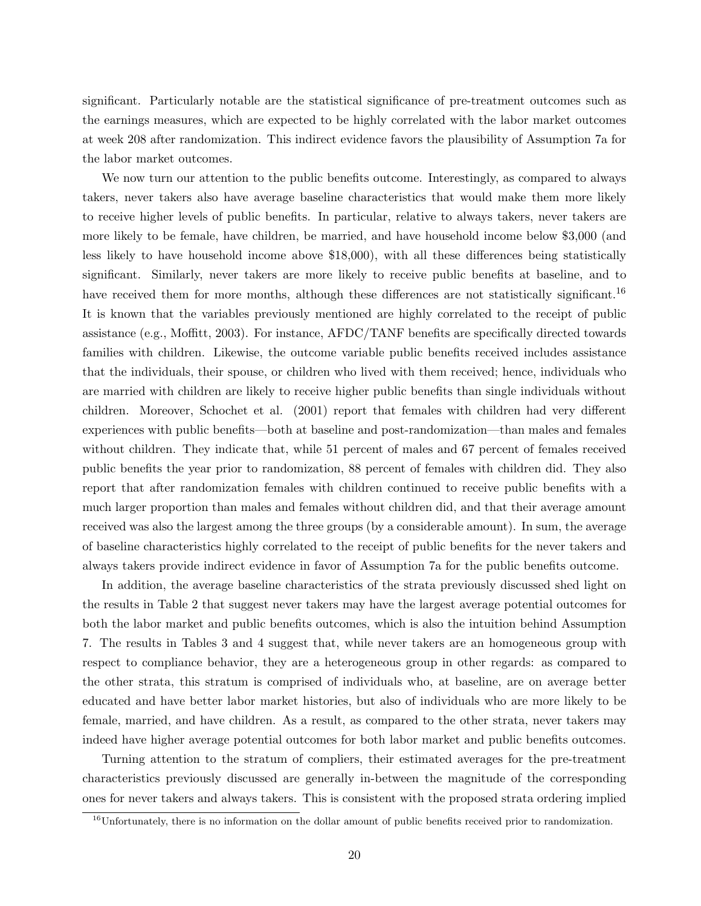significant. Particularly notable are the statistical significance of pre-treatment outcomes such as the earnings measures, which are expected to be highly correlated with the labor market outcomes at week 208 after randomization. This indirect evidence favors the plausibility of Assumption 7a for the labor market outcomes.

We now turn our attention to the public benefits outcome. Interestingly, as compared to always takers, never takers also have average baseline characteristics that would make them more likely to receive higher levels of public benefits. In particular, relative to always takers, never takers are more likely to be female, have children, be married, and have household income below \$3,000 (and less likely to have household income above \$18,000), with all these differences being statistically significant. Similarly, never takers are more likely to receive public benefits at baseline, and to have received them for more months, although these differences are not statistically significant.[16] It is known that the variables previously mentioned are highly correlated to the receipt of public assistance (e.g., Moffitt, 2003). For instance, AFDC/TANF benefits are specifically directed towards families with children. Likewise, the outcome variable public benefits received includes assistance that the individuals, their spouse, or children who lived with them received; hence, individuals who are married with children are likely to receive higher public benefits than single individuals without children. Moreover, Schochet et al. (2001) report that females with children had very different experiences with public benefits—both at baseline and post-randomization—than males and females without children. They indicate that, while 51 percent of males and 67 percent of females received public benefits the year prior to randomization, 88 percent of females with children did. They also report that after randomization females with children continued to receive public benefits with a much larger proportion than males and females without children did, and that their average amount received was also the largest among the three groups (by a considerable amount). In sum, the average of baseline characteristics highly correlated to the receipt of public benefits for the never takers and always takers provide indirect evidence in favor of Assumption 7a for the public benefits outcome.

In addition, the average baseline characteristics of the strata previously discussed shed light on the results in Table 2 that suggest never takers may have the largest average potential outcomes for both the labor market and public benefits outcomes, which is also the intuition behind Assumption 7. The results in Tables 3 and 4 suggest that, while never takers are an homogeneous group with respect to compliance behavior, they are a heterogeneous group in other regards: as compared to the other strata, this stratum is comprised of individuals who, at baseline, are on average better educated and have better labor market histories, but also of individuals who are more likely to be female, married, and have children. As a result, as compared to the other strata, never takers may indeed have higher average potential outcomes for both labor market and public benefits outcomes.

Turning attention to the stratum of compliers, their estimated averages for the pre-treatment characteristics previously discussed are generally in-between the magnitude of the corresponding ones for never takers and always takers. This is consistent with the proposed strata ordering implied

[16] Unfortunately, there is no information on the dollar amount of public benefits received prior to randomization.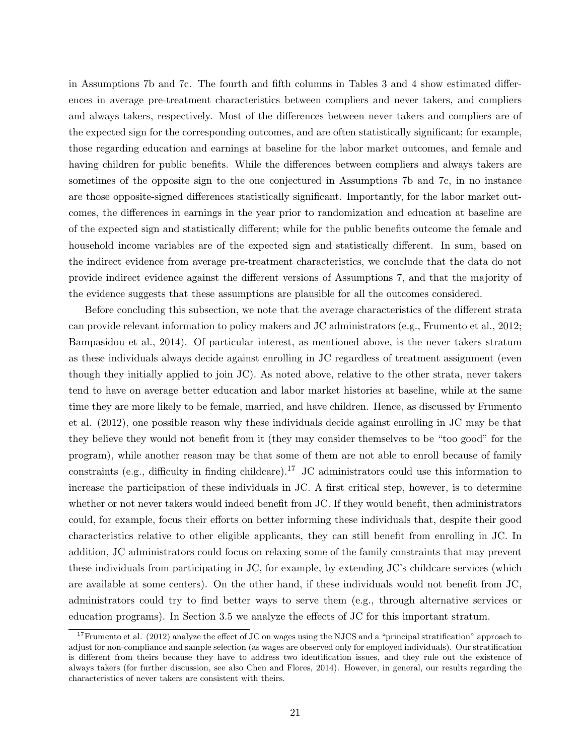in Assumptions 7b and 7c. The fourth and fifth columns in Tables 3 and 4 show estimated differences in average pre-treatment characteristics between compliers and never takers, and compliers and always takers, respectively. Most of the differences between never takers and compliers are of the expected sign for the corresponding outcomes, and are often statistically significant; for example, those regarding education and earnings at baseline for the labor market outcomes, and female and having children for public benefits. While the differences between compliers and always takers are sometimes of the opposite sign to the one conjectured in Assumptions 7b and 7c, in no instance are those opposite-signed differences statistically significant. Importantly, for the labor market outcomes, the differences in earnings in the year prior to randomization and education at baseline are of the expected sign and statistically different; while for the public benefits outcome the female and household income variables are of the expected sign and statistically different. In sum, based on the indirect evidence from average pre-treatment characteristics, we conclude that the data do not provide indirect evidence against the different versions of Assumptions 7, and that the majority of the evidence suggests that these assumptions are plausible for all the outcomes considered.

Before concluding this subsection, we note that the average characteristics of the different strata can provide relevant information to policy makers and JC administrators (e.g., Frumento et al., 2012; Bampasidou et al., 2014). Of particular interest, as mentioned above, is the never takers stratum as these individuals always decide against enrolling in JC regardless of treatment assignment (even though they initially applied to join JC). As noted above, relative to the other strata, never takers tend to have on average better education and labor market histories at baseline, while at the same time they are more likely to be female, married, and have children. Hence, as discussed by Frumento et al. (2012), one possible reason why these individuals decide against enrolling in JC may be that they believe they would not benefit from it (they may consider themselves to be "too good" for the program), while another reason may be that some of them are not able to enroll because of family constraints (e.g., difficulty in finding childcare).[17] JC administrators could use this information to increase the participation of these individuals in JC. A first critical step, however, is to determine whether or not never takers would indeed benefit from JC. If they would benefit, then administrators could, for example, focus their efforts on better informing these individuals that, despite their good characteristics relative to other eligible applicants, they can still benefit from enrolling in JC. In addition, JC administrators could focus on relaxing some of the family constraints that may prevent these individuals from participating in JC, for example, by extending JC's childcare services (which are available at some centers). On the other hand, if these individuals would not benefit from JC, administrators could try to find better ways to serve them (e.g., through alternative services or education programs). In Section 3.5 we analyze the effects of JC for this important stratum.

[17] Frumento et al. (2012) analyze the effect of JC on wages using the NJCS and a "principal stratification" approach to adjust for non-compliance and sample selection (as wages are observed only for employed individuals). Our stratification is different from theirs because they have to address two identification issues, and they rule out the existence of always takers (for further discussion, see also Chen and Flores, 2014). However, in general, our results regarding the characteristics of never takers are consistent with theirs.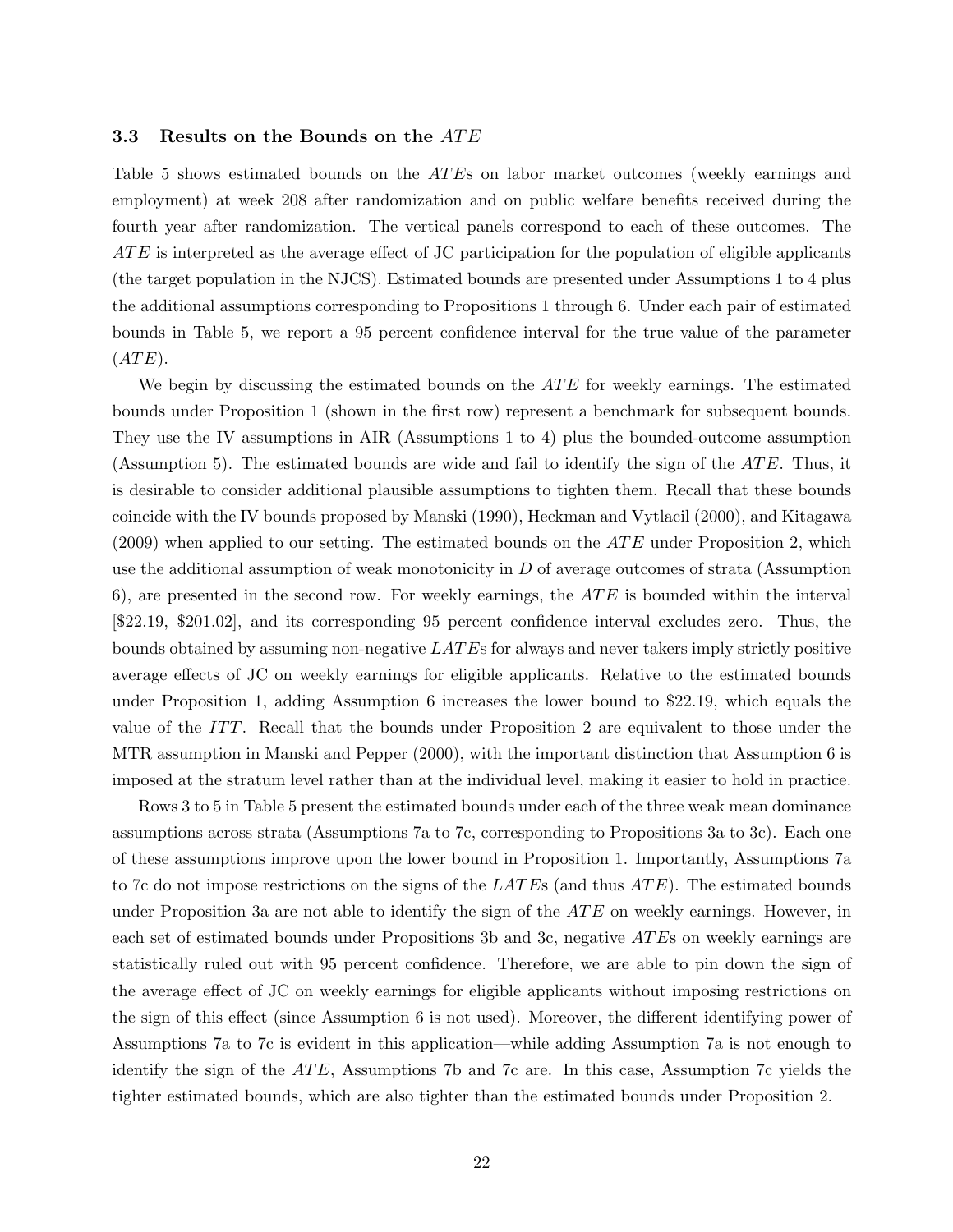### 3.3 Results on the Bounds on the $ATE$

Table 5 shows estimated bounds on the $ATE$s on labor market outcomes (weekly earnings and employment) at week 208 after randomization and on public welfare benefits received during the fourth year after randomization. The vertical panels correspond to each of these outcomes. The $ATE$ is interpreted as the average effect of JC participation for the population of eligible applicants (the target population in the NJCS). Estimated bounds are presented under Assumptions 1 to 4 plus the additional assumptions corresponding to Propositions 1 through 6. Under each pair of estimated bounds in Table 5, we report a 95 percent confidence interval for the true value of the parameter ($ATE$).

We begin by discussing the estimated bounds on the $ATE$ for weekly earnings. The estimated bounds under Proposition 1 (shown in the first row) represent a benchmark for subsequent bounds. They use the IV assumptions in AIR (Assumptions 1 to 4) plus the bounded-outcome assumption (Assumption 5). The estimated bounds are wide and fail to identify the sign of the $ATE$. Thus, it is desirable to consider additional plausible assumptions to tighten them. Recall that these bounds coincide with the IV bounds proposed by Manski (1990), Heckman and Vytlacil (2000), and Kitagawa (2009) when applied to our setting. The estimated bounds on the $ATE$ under Proposition 2, which use the additional assumption of weak monotonicity in $D$ of average outcomes of strata (Assumption 6), are presented in the second row. For weekly earnings, the $ATE$ is bounded within the interval [\$22.19, \$201.02], and its corresponding 95 percent confidence interval excludes zero. Thus, the bounds obtained by assuming non-negative $LATE$s for always and never takers imply strictly positive average effects of JC on weekly earnings for eligible applicants. Relative to the estimated bounds under Proposition 1, adding Assumption 6 increases the lower bound to \$22.19, which equals the value of the $ITT$. Recall that the bounds under Proposition 2 are equivalent to those under the MTR assumption in Manski and Pepper (2000), with the important distinction that Assumption 6 is imposed at the stratum level rather than at the individual level, making it easier to hold in practice.

Rows 3 to 5 in Table 5 present the estimated bounds under each of the three weak mean dominance assumptions across strata (Assumptions 7a to 7c, corresponding to Propositions 3a to 3c). Each one of these assumptions improve upon the lower bound in Proposition 1. Importantly, Assumptions 7a to 7c do not impose restrictions on the signs of the $LATE$s (and thus $ATE$). The estimated bounds under Proposition 3a are not able to identify the sign of the $ATE$ on weekly earnings. However, in each set of estimated bounds under Propositions 3b and 3c, negative $ATE$s on weekly earnings are statistically ruled out with 95 percent confidence. Therefore, we are able to pin down the sign of the average effect of JC on weekly earnings for eligible applicants without imposing restrictions on the sign of this effect (since Assumption 6 is not used). Moreover, the different identifying power of Assumptions 7a to 7c is evident in this application—while adding Assumption 7a is not enough to identify the sign of the $ATE$, Assumptions 7b and 7c are. In this case, Assumption 7c yields the tighter estimated bounds, which are also tighter than the estimated bounds under Proposition 2.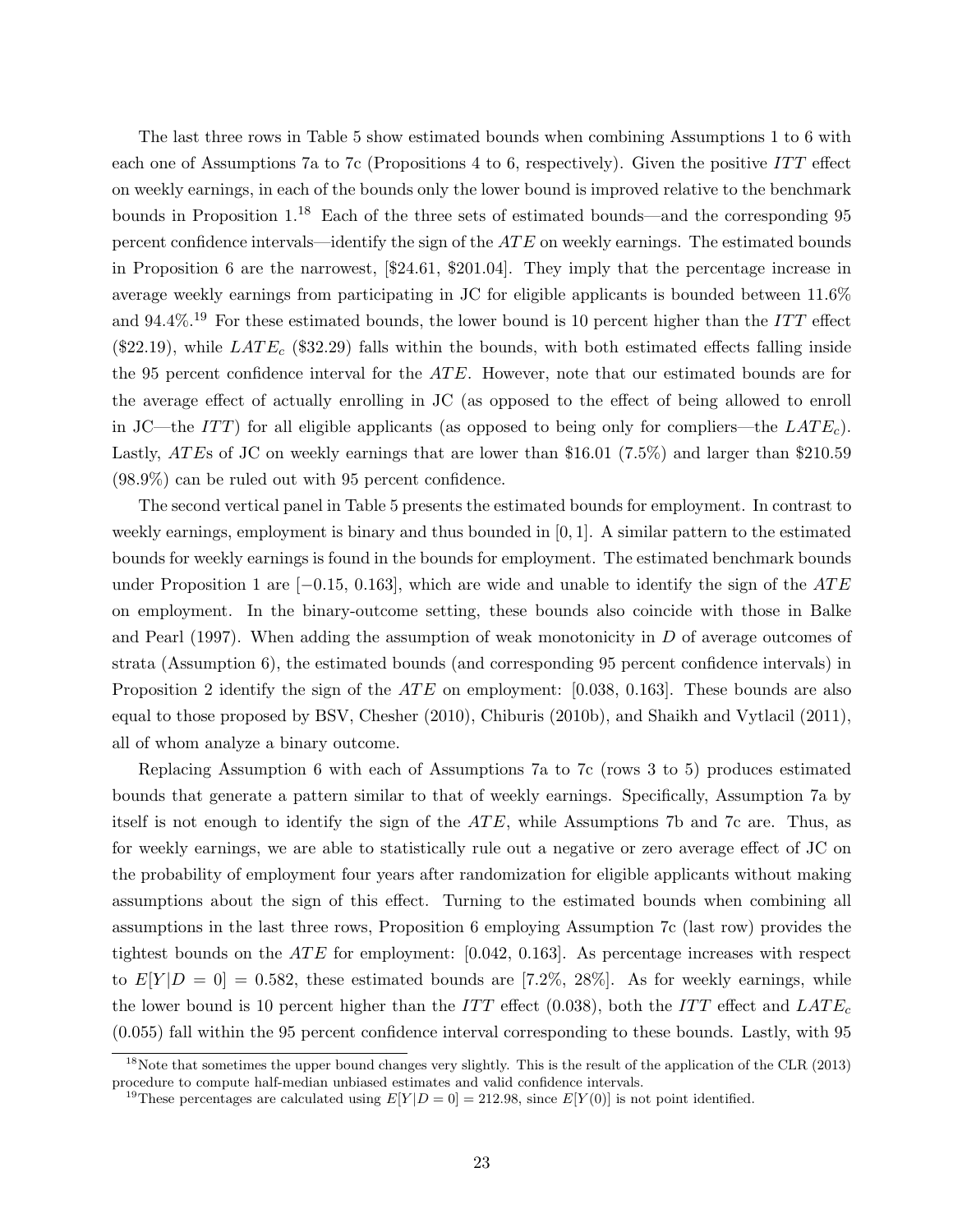The last three rows in Table 5 show estimated bounds when combining Assumptions 1 to 6 with each one of Assumptions 7a to 7c (Propositions 4 to 6, respectively). Given the positive $ITT$ effect on weekly earnings, in each of the bounds only the lower bound is improved relative to the benchmark bounds in Proposition 1.[18] Each of the three sets of estimated bounds—and the corresponding 95 percent confidence intervals—identify the sign of the $ATE$ on weekly earnings. The estimated bounds in Proposition 6 are the narrowest, [\$24.61, \$201.04]. They imply that the percentage increase in average weekly earnings from participating in JC for eligible applicants is bounded between 11.6% and 94.4%.[19] For these estimated bounds, the lower bound is 10 percent higher than the $ITT$ effect (\$22.19), while $LATE_c$ (\$32.29) falls within the bounds, with both estimated effects falling inside the 95 percent confidence interval for the $ATE$. However, note that our estimated bounds are for the average effect of actually enrolling in JC (as opposed to the effect of being allowed to enroll in JC—the $ITT$) for all eligible applicants (as opposed to being only for compliers—the $LATE_c$). Lastly, $ATE$s of JC on weekly earnings that are lower than \$16.01 (7.5%) and larger than \$210.59 (98.9%) can be ruled out with 95 percent confidence.

The second vertical panel in Table 5 presents the estimated bounds for employment. In contrast to weekly earnings, employment is binary and thus bounded in $[0, 1]$. A similar pattern to the estimated bounds for weekly earnings is found in the bounds for employment. The estimated benchmark bounds under Proposition 1 are $[-0.15, 0.163]$, which are wide and unable to identify the sign of the $ATE$ on employment. In the binary-outcome setting, these bounds also coincide with those in Balke and Pearl (1997). When adding the assumption of weak monotonicity in $D$ of average outcomes of strata (Assumption 6), the estimated bounds (and corresponding 95 percent confidence intervals) in Proposition 2 identify the sign of the $ATE$ on employment: $[0.038, 0.163]$. These bounds are also equal to those proposed by BSV, Chesher (2010), Chiburis (2010b), and Shaikh and Vytlacil (2011), all of whom analyze a binary outcome.

Replacing Assumption 6 with each of Assumptions 7a to 7c (rows 3 to 5) produces estimated bounds that generate a pattern similar to that of weekly earnings. Specifically, Assumption 7a by itself is not enough to identify the sign of the $ATE$, while Assumptions 7b and 7c are. Thus, as for weekly earnings, we are able to statistically rule out a negative or zero average effect of JC on the probability of employment four years after randomization for eligible applicants without making assumptions about the sign of this effect. Turning to the estimated bounds when combining all assumptions in the last three rows, Proposition 6 employing Assumption 7c (last row) provides the tightest bounds on the $ATE$ for employment: $[0.042, 0.163]$. As percentage increases with respect to $E[Y|D = 0] = 0.582$, these estimated bounds are [7.2%, 28%]. As for weekly earnings, while the lower bound is 10 percent higher than the $ITT$ effect (0.038), both the $ITT$ effect and $LATE_c$ (0.055) fall within the 95 percent confidence interval corresponding to these bounds. Lastly, with 95

[18] Note that sometimes the upper bound changes very slightly. This is the result of the application of the CLR (2013) procedure to compute half-median unbiased estimates and valid confidence intervals.

[19] These percentages are calculated using $E[Y|D = 0] = 212.98$, since $E[Y(0)]$ is not point identified.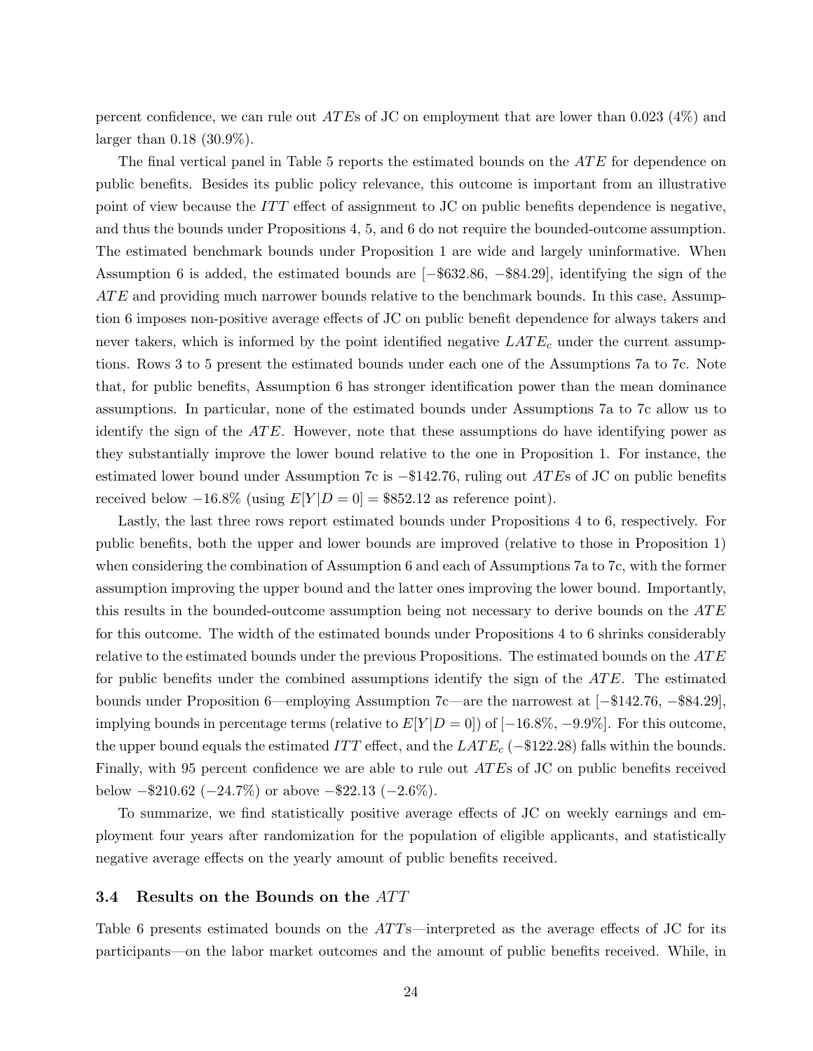percent confidence, we can rule out $ATE$s of JC on employment that are lower than 0.023 (4%) and larger than 0.18 (30.9%).

The final vertical panel in Table 5 reports the estimated bounds on the $ATE$ for dependence on public benefits. Besides its public policy relevance, this outcome is important from an illustrative point of view because the $ITT$ effect of assignment to JC on public benefits dependence is negative, and thus the bounds under Propositions 4, 5, and 6 do not require the bounded-outcome assumption. The estimated benchmark bounds under Proposition 1 are wide and largely uninformative. When Assumption 6 is added, the estimated bounds are [−\$632.86, −\$84.29], identifying the sign of the $ATE$ and providing much narrower bounds relative to the benchmark bounds. In this case, Assumption 6 imposes non-positive average effects of JC on public benefit dependence for always takers and never takers, which is informed by the point identified negative $LATE_c$ under the current assumptions. Rows 3 to 5 present the estimated bounds under each one of the Assumptions 7a to 7c. Note that, for public benefits, Assumption 6 has stronger identification power than the mean dominance assumptions. In particular, none of the estimated bounds under Assumptions 7a to 7c allow us to identify the sign of the $ATE$. However, note that these assumptions do have identifying power as they substantially improve the lower bound relative to the one in Proposition 1. For instance, the estimated lower bound under Assumption 7c is −\$142.76, ruling out $ATE$s of JC on public benefits received below −16.8% (using $E[Y|D = 0] = \$852.12$ as reference point).

Lastly, the last three rows report estimated bounds under Propositions 4 to 6, respectively. For public benefits, both the upper and lower bounds are improved (relative to those in Proposition 1) when considering the combination of Assumption 6 and each of Assumptions 7a to 7c, with the former assumption improving the upper bound and the latter ones improving the lower bound. Importantly, this results in the bounded-outcome assumption being not necessary to derive bounds on the $ATE$ for this outcome. The width of the estimated bounds under Propositions 4 to 6 shrinks considerably relative to the estimated bounds under the previous Propositions. The estimated bounds on the $ATE$ for public benefits under the combined assumptions identify the sign of the $ATE$. The estimated bounds under Proposition 6—employing Assumption 7c—are the narrowest at [−\$142.76, −\$84.29], implying bounds in percentage terms (relative to $E[Y|D = 0]$) of [−16.8%, −9.9%]. For this outcome, the upper bound equals the estimated $ITT$ effect, and the $LATE_c$ (−\$122.28) falls within the bounds. Finally, with 95 percent confidence we are able to rule out $ATE$s of JC on public benefits received below −\$210.62 (−24.7%) or above −\$22.13 (−2.6%).

To summarize, we find statistically positive average effects of JC on weekly earnings and employment four years after randomization for the population of eligible applicants, and statistically negative average effects on the yearly amount of public benefits received.

### 3.4 Results on the Bounds on the $ATT$

Table 6 presents estimated bounds on the $ATT$s—interpreted as the average effects of JC for its participants—on the labor market outcomes and the amount of public benefits received. While, in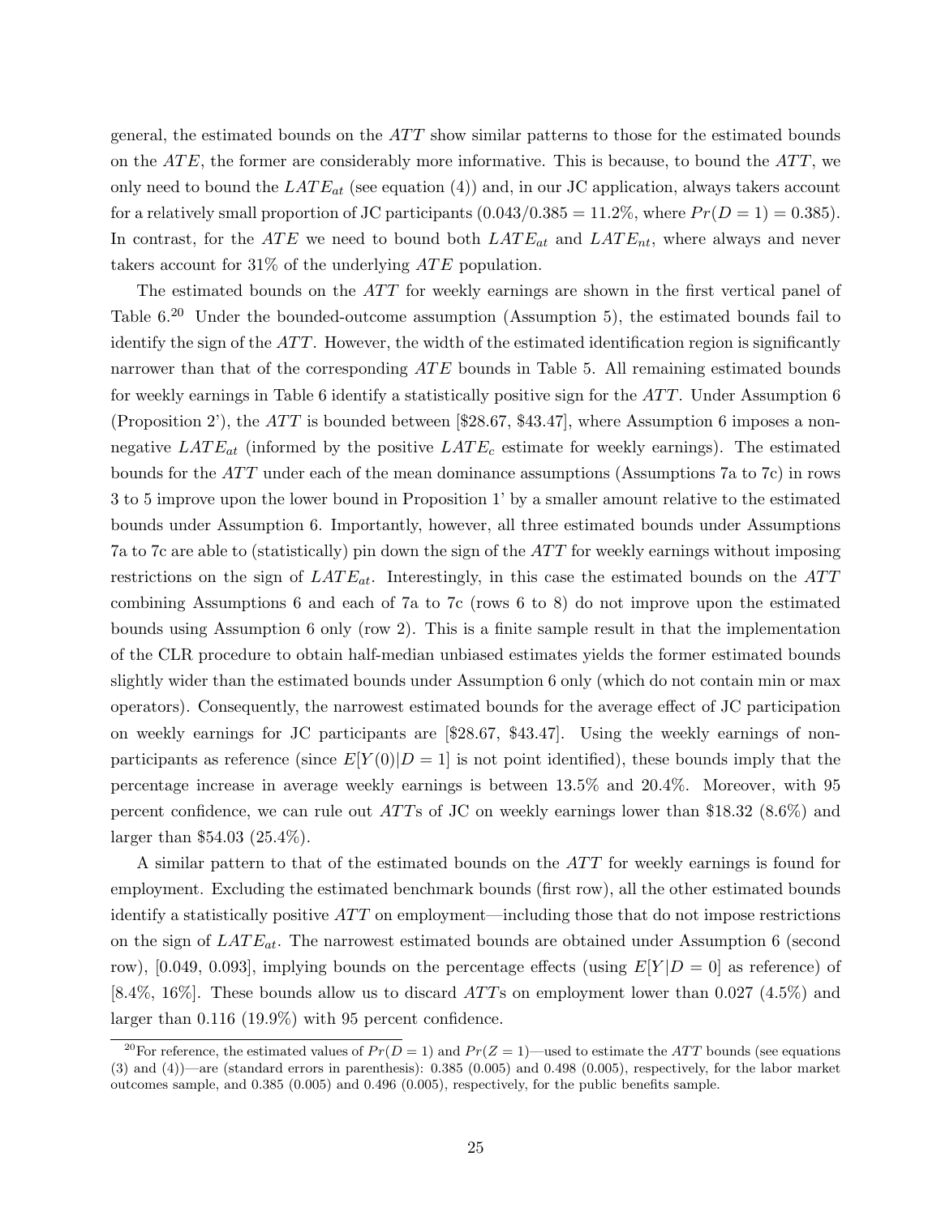general, the estimated bounds on the $ATT$ show similar patterns to those for the estimated bounds on the $ATE$, the former are considerably more informative. This is because, to bound the $ATT$, we only need to bound the $LATE_{at}$ (see equation (4)) and, in our JC application, always takers account for a relatively small proportion of JC participants ($0.043/0.385 = 11.2\%$, where $Pr(D = 1) = 0.385$). In contrast, for the $ATE$ we need to bound both $LATE_{at}$ and $LATE_{nt}$, where always and never takers account for 31% of the underlying $ATE$ population.

The estimated bounds on the $ATT$ for weekly earnings are shown in the first vertical panel of Table 6.[20] Under the bounded-outcome assumption (Assumption 5), the estimated bounds fail to identify the sign of the $ATT$. However, the width of the estimated identification region is significantly narrower than that of the corresponding $ATE$ bounds in Table 5. All remaining estimated bounds for weekly earnings in Table 6 identify a statistically positive sign for the $ATT$. Under Assumption 6 (Proposition 2'), the $ATT$ is bounded between [$28.67, $43.47], where Assumption 6 imposes a non-negative $LATE_{at}$ (informed by the positive $LATE_c$ estimate for weekly earnings). The estimated bounds for the $ATT$ under each of the mean dominance assumptions (Assumptions 7a to 7c) in rows 3 to 5 improve upon the lower bound in Proposition 1' by a smaller amount relative to the estimated bounds under Assumption 6. Importantly, however, all three estimated bounds under Assumptions 7a to 7c are able to (statistically) pin down the sign of the $ATT$ for weekly earnings without imposing restrictions on the sign of $LATE_{at}$. Interestingly, in this case the estimated bounds on the $ATT$ combining Assumptions 6 and each of 7a to 7c (rows 6 to 8) do not improve upon the estimated bounds using Assumption 6 only (row 2). This is a finite sample result in that the implementation of the CLR procedure to obtain half-median unbiased estimates yields the former estimated bounds slightly wider than the estimated bounds under Assumption 6 only (which do not contain min or max operators). Consequently, the narrowest estimated bounds for the average effect of JC participation on weekly earnings for JC participants are [$28.67, $43.47]. Using the weekly earnings of non-participants as reference (since $E[Y(0)|D = 1]$ is not point identified), these bounds imply that the percentage increase in average weekly earnings is between 13.5% and 20.4%. Moreover, with 95 percent confidence, we can rule out $ATT$s of JC on weekly earnings lower than $18.32 (8.6%) and larger than $54.03 (25.4%).

A similar pattern to that of the estimated bounds on the $ATT$ for weekly earnings is found for employment. Excluding the estimated benchmark bounds (first row), all the other estimated bounds identify a statistically positive $ATT$ on employment—including those that do not impose restrictions on the sign of $LATE_{at}$. The narrowest estimated bounds are obtained under Assumption 6 (second row), [0.049, 0.093], implying bounds on the percentage effects (using $E[Y|D = 0]$ as reference) of [8.4%, 16%]. These bounds allow us to discard $ATT$s on employment lower than 0.027 (4.5%) and larger than 0.116 (19.9%) with 95 percent confidence.

[20] For reference, the estimated values of $Pr(D = 1)$ and $Pr(Z = 1)$—used to estimate the $ATT$ bounds (see equations (3) and (4))—are (standard errors in parenthesis): 0.385 (0.005) and 0.498 (0.005), respectively, for the labor market outcomes sample, and 0.385 (0.005) and 0.496 (0.005), respectively, for the public benefits sample.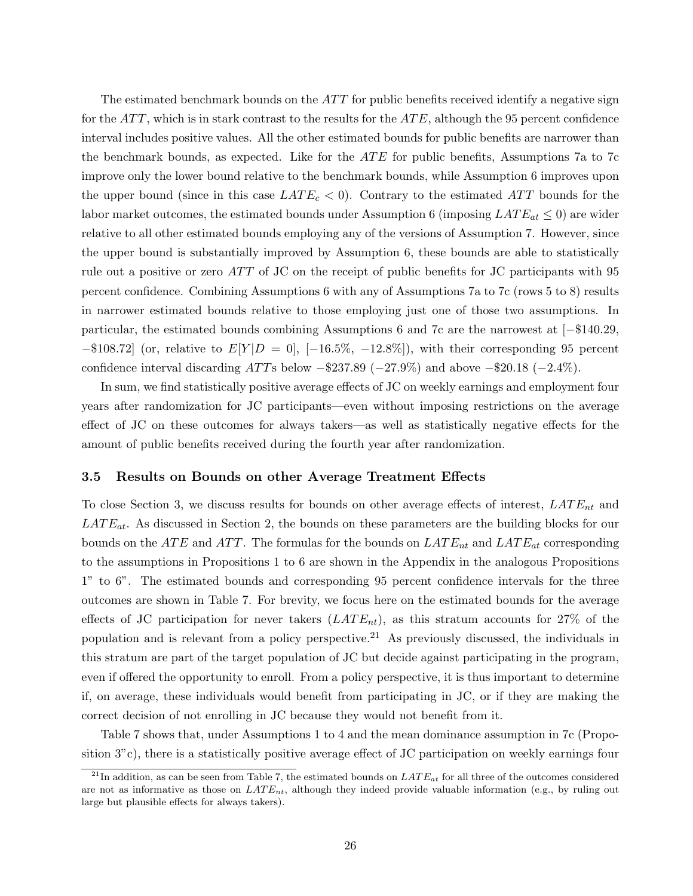The estimated benchmark bounds on the $ATT$ for public benefits received identify a negative sign for the $ATT$, which is in stark contrast to the results for the $ATE$, although the 95 percent confidence interval includes positive values. All the other estimated bounds for public benefits are narrower than the benchmark bounds, as expected. Like for the $ATE$ for public benefits, Assumptions 7a to 7c improve only the lower bound relative to the benchmark bounds, while Assumption 6 improves upon the upper bound (since in this case $LATE_c < 0$). Contrary to the estimated $ATT$ bounds for the labor market outcomes, the estimated bounds under Assumption 6 (imposing $LATE_{at} \leq 0$) are wider relative to all other estimated bounds employing any of the versions of Assumption 7. However, since the upper bound is substantially improved by Assumption 6, these bounds are able to statistically rule out a positive or zero $ATT$ of JC on the receipt of public benefits for JC participants with 95 percent confidence. Combining Assumptions 6 with any of Assumptions 7a to 7c (rows 5 to 8) results in narrower estimated bounds relative to those employing just one of those two assumptions. In particular, the estimated bounds combining Assumptions 6 and 7c are the narrowest at [−\$140.29, −\$108.72] (or, relative to $E[Y|D = 0]$, [−16.5%, −12.8%]), with their corresponding 95 percent confidence interval discarding $ATT$s below −\$237.89 (−27.9%) and above −\$20.18 (−2.4%).

In sum, we find statistically positive average effects of JC on weekly earnings and employment four years after randomization for JC participants—even without imposing restrictions on the average effect of JC on these outcomes for always takers—as well as statistically negative effects for the amount of public benefits received during the fourth year after randomization.

### 3.5 Results on Bounds on other Average Treatment Effects

To close Section 3, we discuss results for bounds on other average effects of interest, $LATE_{nt}$ and $LATE_{at}$. As discussed in Section 2, the bounds on these parameters are the building blocks for our bounds on the $ATE$ and $ATT$. The formulas for the bounds on $LATE_{nt}$ and $LATE_{at}$ corresponding to the assumptions in Propositions 1 to 6 are shown in the Appendix in the analogous Propositions 1" to 6". The estimated bounds and corresponding 95 percent confidence intervals for the three outcomes are shown in Table 7. For brevity, we focus here on the estimated bounds for the average effects of JC participation for never takers ($LATE_{nt}$), as this stratum accounts for 27% of the population and is relevant from a policy perspective.[21] As previously discussed, the individuals in this stratum are part of the target population of JC but decide against participating in the program, even if offered the opportunity to enroll. From a policy perspective, it is thus important to determine if, on average, these individuals would benefit from participating in JC, or if they are making the correct decision of not enrolling in JC because they would not benefit from it.

Table 7 shows that, under Assumptions 1 to 4 and the mean dominance assumption in 7c (Proposition 3"c), there is a statistically positive average effect of JC participation on weekly earnings four

[21] In addition, as can be seen from Table 7, the estimated bounds on $LATE_{at}$ for all three of the outcomes considered are not as informative as those on $LATE_{nt}$, although they indeed provide valuable information (e.g., by ruling out large but plausible effects for always takers).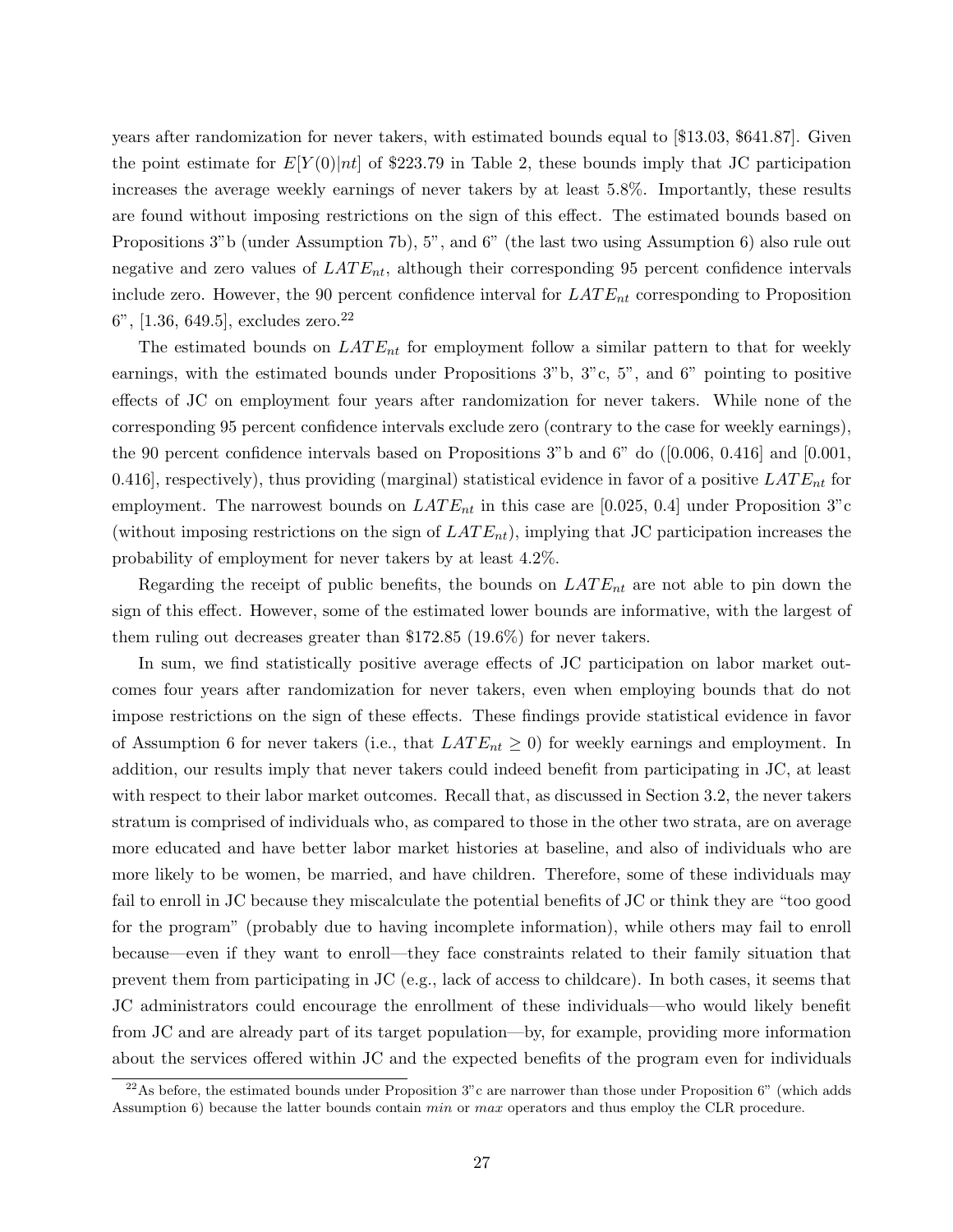years after randomization for never takers, with estimated bounds equal to [\$13.03, \$641.87]. Given the point estimate for $E[Y(0)|nt]$ of \$223.79 in Table 2, these bounds imply that JC participation increases the average weekly earnings of never takers by at least 5.8%. Importantly, these results are found without imposing restrictions on the sign of this effect. The estimated bounds based on Propositions 3"b (under Assumption 7b), 5", and 6" (the last two using Assumption 6) also rule out negative and zero values of $LATE_{nt}$, although their corresponding 95 percent confidence intervals include zero. However, the 90 percent confidence interval for $LATE_{nt}$ corresponding to Proposition 6", [1.36, 649.5], excludes zero.[22]

The estimated bounds on $LATE_{nt}$ for employment follow a similar pattern to that for weekly earnings, with the estimated bounds under Propositions 3"b, 3"c, 5", and 6" pointing to positive effects of JC on employment four years after randomization for never takers. While none of the corresponding 95 percent confidence intervals exclude zero (contrary to the case for weekly earnings), the 90 percent confidence intervals based on Propositions 3"b and 6" do ([0.006, 0.416] and [0.001, 0.416], respectively), thus providing (marginal) statistical evidence in favor of a positive $LATE_{nt}$ for employment. The narrowest bounds on $LATE_{nt}$ in this case are [0.025, 0.4] under Proposition 3"c (without imposing restrictions on the sign of $LATE_{nt}$), implying that JC participation increases the probability of employment for never takers by at least 4.2%.

Regarding the receipt of public benefits, the bounds on $LATE_{nt}$ are not able to pin down the sign of this effect. However, some of the estimated lower bounds are informative, with the largest of them ruling out decreases greater than \$172.85 (19.6%) for never takers.

In sum, we find statistically positive average effects of JC participation on labor market outcomes four years after randomization for never takers, even when employing bounds that do not impose restrictions on the sign of these effects. These findings provide statistical evidence in favor of Assumption 6 for never takers (i.e., that $LATE_{nt} \geq 0$) for weekly earnings and employment. In addition, our results imply that never takers could indeed benefit from participating in JC, at least with respect to their labor market outcomes. Recall that, as discussed in Section 3.2, the never takers stratum is comprised of individuals who, as compared to those in the other two strata, are on average more educated and have better labor market histories at baseline, and also of individuals who are more likely to be women, be married, and have children. Therefore, some of these individuals may fail to enroll in JC because they miscalculate the potential benefits of JC or think they are "too good for the program" (probably due to having incomplete information), while others may fail to enroll because—even if they want to enroll—they face constraints related to their family situation that prevent them from participating in JC (e.g., lack of access to childcare). In both cases, it seems that JC administrators could encourage the enrollment of these individuals—who would likely benefit from JC and are already part of its target population—by, for example, providing more information about the services offered within JC and the expected benefits of the program even for individuals

[22] As before, the estimated bounds under Proposition 3"c are narrower than those under Proposition 6" (which adds Assumption 6) because the latter bounds contain *min* or *max* operators and thus employ the CLR procedure.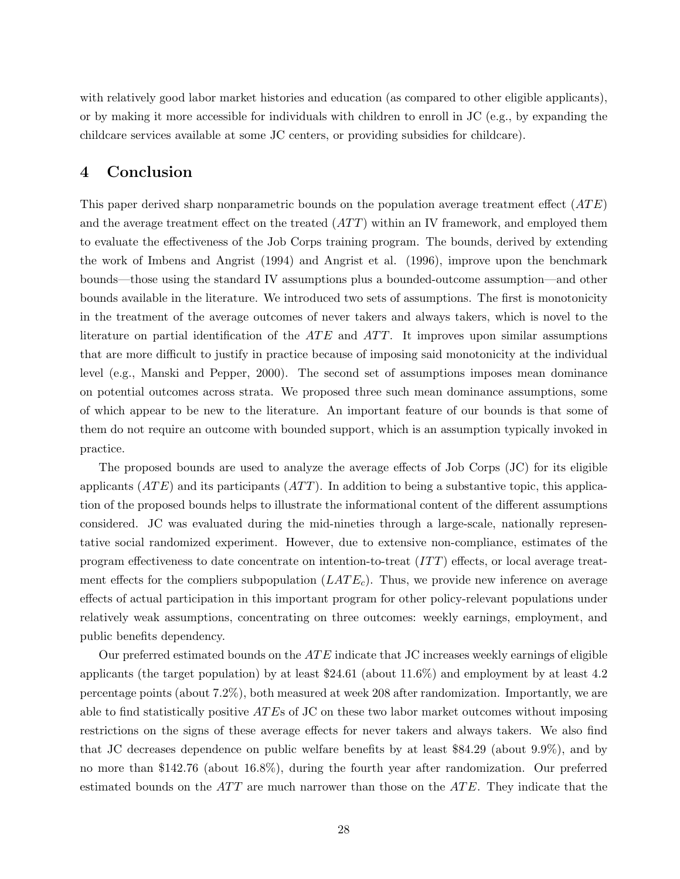with relatively good labor market histories and education (as compared to other eligible applicants), or by making it more accessible for individuals with children to enroll in JC (e.g., by expanding the childcare services available at some JC centers, or providing subsidies for childcare).

## 4 Conclusion

This paper derived sharp nonparametric bounds on the population average treatment effect ($ATE$) and the average treatment effect on the treated ($ATT$) within an IV framework, and employed them to evaluate the effectiveness of the Job Corps training program. The bounds, derived by extending the work of Imbens and Angrist (1994) and Angrist et al. (1996), improve upon the benchmark bounds—those using the standard IV assumptions plus a bounded-outcome assumption—and other bounds available in the literature. We introduced two sets of assumptions. The first is monotonicity in the treatment of the average outcomes of never takers and always takers, which is novel to the literature on partial identification of the $ATE$ and $ATT$. It improves upon similar assumptions that are more difficult to justify in practice because of imposing said monotonicity at the individual level (e.g., Manski and Pepper, 2000). The second set of assumptions imposes mean dominance on potential outcomes across strata. We proposed three such mean dominance assumptions, some of which appear to be new to the literature. An important feature of our bounds is that some of them do not require an outcome with bounded support, which is an assumption typically invoked in practice.

The proposed bounds are used to analyze the average effects of Job Corps (JC) for its eligible applicants ($ATE$) and its participants ($ATT$). In addition to being a substantive topic, this application of the proposed bounds helps to illustrate the informational content of the different assumptions considered. JC was evaluated during the mid-nineties through a large-scale, nationally representative social randomized experiment. However, due to extensive non-compliance, estimates of the program effectiveness to date concentrate on intention-to-treat ($ITT$) effects, or local average treatment effects for the compliers subpopulation ($LATE_c$). Thus, we provide new inference on average effects of actual participation in this important program for other policy-relevant populations under relatively weak assumptions, concentrating on three outcomes: weekly earnings, employment, and public benefits dependency.

Our preferred estimated bounds on the $ATE$ indicate that JC increases weekly earnings of eligible applicants (the target population) by at least \$24.61 (about 11.6%) and employment by at least 4.2 percentage points (about 7.2%), both measured at week 208 after randomization. Importantly, we are able to find statistically positive $ATE$s of JC on these two labor market outcomes without imposing restrictions on the signs of these average effects for never takers and always takers. We also find that JC decreases dependence on public welfare benefits by at least \$84.29 (about 9.9%), and by no more than \$142.76 (about 16.8%), during the fourth year after randomization. Our preferred estimated bounds on the $ATT$ are much narrower than those on the $ATE$. They indicate that the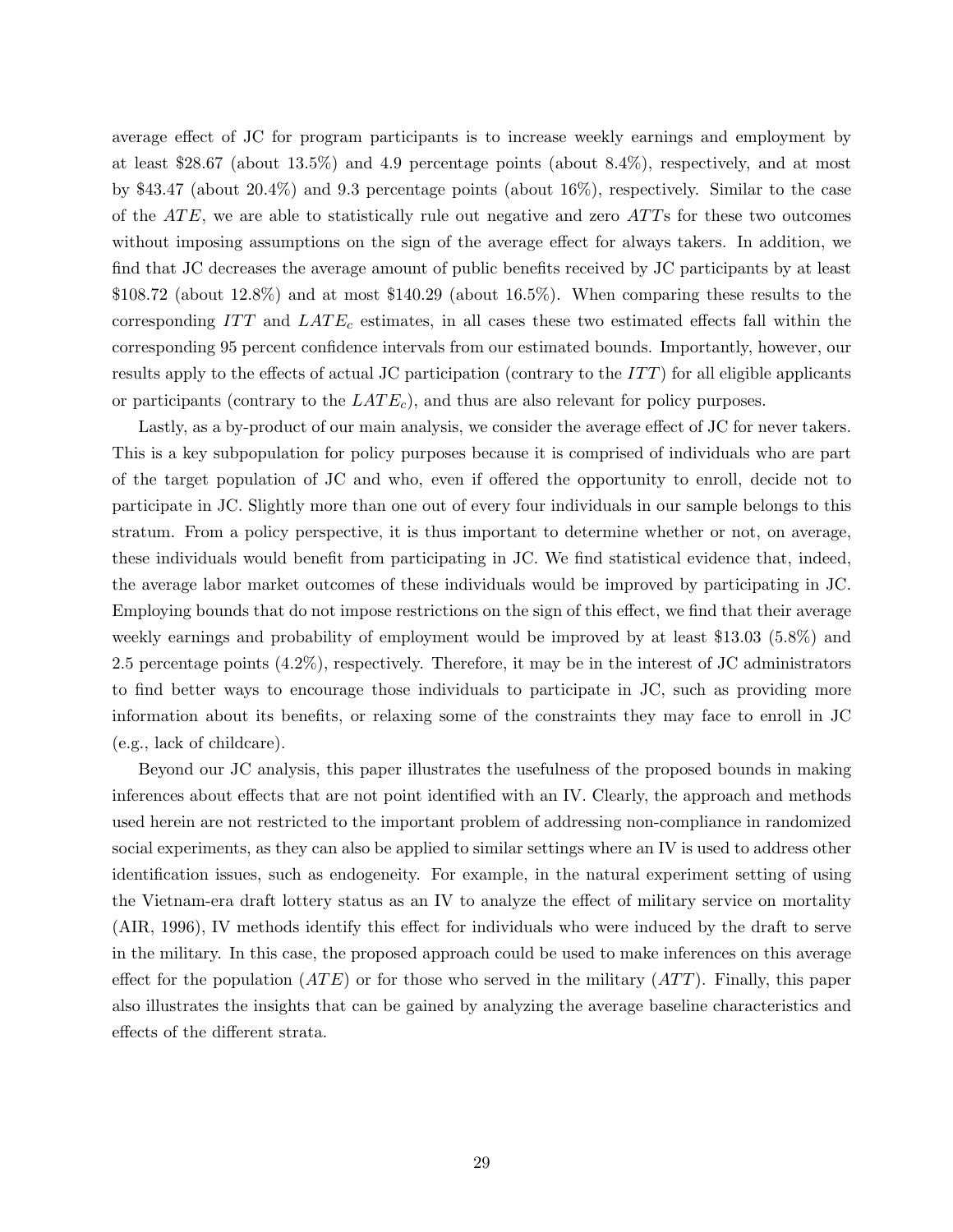average effect of JC for program participants is to increase weekly earnings and employment by at least \$28.67 (about 13.5%) and 4.9 percentage points (about 8.4%), respectively, and at most by \$43.47 (about 20.4%) and 9.3 percentage points (about 16%), respectively. Similar to the case of the $ATE$, we are able to statistically rule out negative and zero $ATT$s for these two outcomes without imposing assumptions on the sign of the average effect for always takers. In addition, we find that JC decreases the average amount of public benefits received by JC participants by at least \$108.72 (about 12.8%) and at most \$140.29 (about 16.5%). When comparing these results to the corresponding $ITT$ and $LATE_c$ estimates, in all cases these two estimated effects fall within the corresponding 95 percent confidence intervals from our estimated bounds. Importantly, however, our results apply to the effects of actual JC participation (contrary to the $ITT$) for all eligible applicants or participants (contrary to the $LATE_c$), and thus are also relevant for policy purposes.

Lastly, as a by-product of our main analysis, we consider the average effect of JC for never takers. This is a key subpopulation for policy purposes because it is comprised of individuals who are part of the target population of JC and who, even if offered the opportunity to enroll, decide not to participate in JC. Slightly more than one out of every four individuals in our sample belongs to this stratum. From a policy perspective, it is thus important to determine whether or not, on average, these individuals would benefit from participating in JC. We find statistical evidence that, indeed, the average labor market outcomes of these individuals would be improved by participating in JC. Employing bounds that do not impose restrictions on the sign of this effect, we find that their average weekly earnings and probability of employment would be improved by at least \$13.03 (5.8%) and 2.5 percentage points (4.2%), respectively. Therefore, it may be in the interest of JC administrators to find better ways to encourage those individuals to participate in JC, such as providing more information about its benefits, or relaxing some of the constraints they may face to enroll in JC (e.g., lack of childcare).

Beyond our JC analysis, this paper illustrates the usefulness of the proposed bounds in making inferences about effects that are not point identified with an IV. Clearly, the approach and methods used herein are not restricted to the important problem of addressing non-compliance in randomized social experiments, as they can also be applied to similar settings where an IV is used to address other identification issues, such as endogeneity. For example, in the natural experiment setting of using the Vietnam-era draft lottery status as an IV to analyze the effect of military service on mortality (AIR, 1996), IV methods identify this effect for individuals who were induced by the draft to serve in the military. In this case, the proposed approach could be used to make inferences on this average effect for the population ($ATE$) or for those who served in the military ($ATT$). Finally, this paper also illustrates the insights that can be gained by analyzing the average baseline characteristics and effects of the different strata.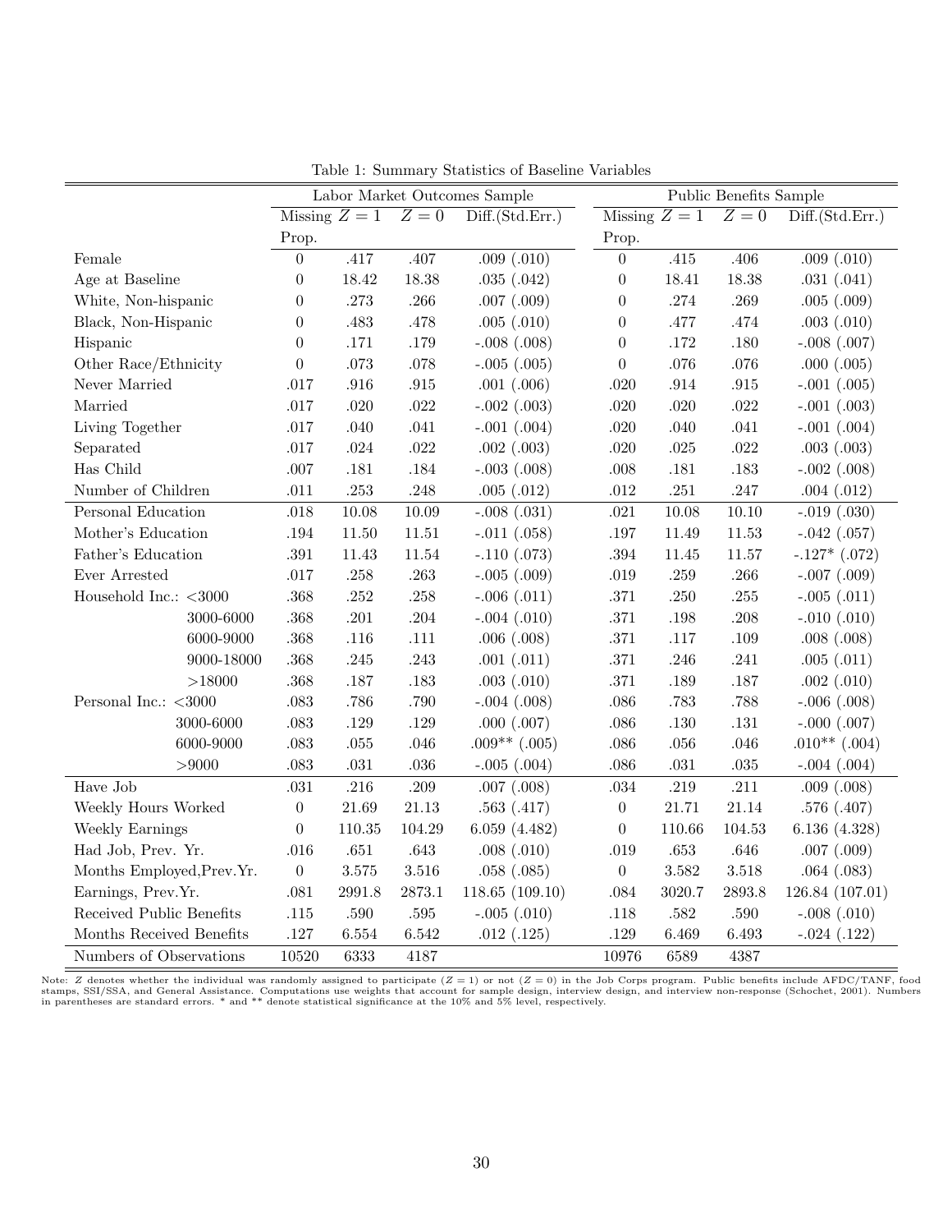Table 1: Summary Statistics of Baseline Variables

| | Labor Market Outcomes Sample | | | | Public Benefits Sample | | | |
|---|---|---|---|---|---|---|---|---|
| | Missing Prop. | $Z=1$ | $Z=0$ | Diff.(Std.Err.) | Missing Prop. | $Z=1$ | $Z=0$ | Diff.(Std.Err.) |
| Female | 0 | .417 | .407 | .009 (.010) | 0 | .415 | .406 | .009 (.010) |
| Age at Baseline | 0 | 18.42 | 18.38 | .035 (.042) | 0 | 18.41 | 18.38 | .031 (.041) |
| White, Non-hispanic | 0 | .273 | .266 | .007 (.009) | 0 | .274 | .269 | .005 (.009) |
| Black, Non-Hispanic | 0 | .483 | .478 | .005 (.010) | 0 | .477 | .474 | .003 (.010) |
| Hispanic | 0 | .171 | .179 | -.008 (.008) | 0 | .172 | .180 | -.008 (.007) |
| Other Race/Ethnicity | 0 | .073 | .078 | -.005 (.005) | 0 | .076 | .076 | .000 (.005) |
| Never Married | .017 | .916 | .915 | .001 (.006) | .020 | .914 | .915 | -.001 (.005) |
| Married | .017 | .020 | .022 | -.002 (.003) | .020 | .020 | .022 | -.001 (.003) |
| Living Together | .017 | .040 | .041 | -.001 (.004) | .020 | .040 | .041 | -.001 (.004) |
| Separated | .017 | .024 | .022 | .002 (.003) | .020 | .025 | .022 | .003 (.003) |
| Has Child | .007 | .181 | .184 | -.003 (.008) | .008 | .181 | .183 | -.002 (.008) |
| Number of Children | .011 | .253 | .248 | .005 (.012) | .012 | .251 | .247 | .004 (.012) |
| Personal Education | .018 | 10.08 | 10.09 | -.008 (.031) | .021 | 10.08 | 10.10 | -.019 (.030) |
| Mother's Education | .194 | 11.50 | 11.51 | -.011 (.058) | .197 | 11.49 | 11.53 | -.042 (.057) |
| Father's Education | .391 | 11.43 | 11.54 | -.110 (.073) | .394 | 11.45 | 11.57 | -.127* (.072) |
| Ever Arrested | .017 | .258 | .263 | -.005 (.009) | .019 | .259 | .266 | -.007 (.009) |
| Household Inc.: <3000 | .368 | .252 | .258 | -.006 (.011) | .371 | .250 | .255 | -.005 (.011) |
| 3000-6000 | .368 | .201 | .204 | -.004 (.010) | .371 | .198 | .208 | -.010 (.010) |
| 6000-9000 | .368 | .116 | .111 | .006 (.008) | .371 | .117 | .109 | .008 (.008) |
| 9000-18000 | .368 | .245 | .243 | .001 (.011) | .371 | .246 | .241 | .005 (.011) |
| >18000 | .368 | .187 | .183 | .003 (.010) | .371 | .189 | .187 | .002 (.010) |
| Personal Inc.: <3000 | .083 | .786 | .790 | -.004 (.008) | .086 | .783 | .788 | -.006 (.008) |
| 3000-6000 | .083 | .129 | .129 | .000 (.007) | .086 | .130 | .131 | -.000 (.007) |
| 6000-9000 | .083 | .055 | .046 | .009** (.005) | .086 | .056 | .046 | .010** (.004) |
| >9000 | .083 | .031 | .036 | -.005 (.004) | .086 | .031 | .035 | -.004 (.004) |
| Have Job | .031 | .216 | .209 | .007 (.008) | .034 | .219 | .211 | .009 (.008) |
| Weekly Hours Worked | 0 | 21.69 | 21.13 | .563 (.417) | 0 | 21.71 | 21.14 | .576 (.407) |
| Weekly Earnings | 0 | 110.35 | 104.29 | 6.059 (4.482) | 0 | 110.66 | 104.53 | 6.136 (4.328) |
| Had Job, Prev. Yr. | .016 | .651 | .643 | .008 (.010) | .019 | .653 | .646 | .007 (.009) |
| Months Employed,Prev.Yr. | 0 | 3.575 | 3.516 | .058 (.085) | 0 | 3.582 | 3.518 | .064 (.083) |
| Earnings, Prev.Yr. | .081 | 2991.8 | 2873.1 | 118.65 (109.10) | .084 | 3020.7 | 2893.8 | 126.84 (107.01) |
| Received Public Benefits | .115 | .590 | .595 | -.005 (.010) | .118 | .582 | .590 | -.008 (.010) |
| Months Received Benefits | .127 | 6.554 | 6.542 | .012 (.125) | .129 | 6.469 | 6.493 | -.024 (.122) |
| Numbers of Observations | 10520 | 6333 | 4187 | | 10976 | 6589 | 4387 | |

Note: $Z$ denotes whether the individual was randomly assigned to participate ($Z = 1$) or not ($Z = 0$) in the Job Corps program. Public benefits include AFDC/TANF, food stamps, SSI/SSA, and General Assistance. Computations use weights that account for sample design, interview design, and interview non-response (Schochet, 2001). Numbers in parentheses are standard errors. * and ** denote statistical significance at the 10% and 5% level, respectively.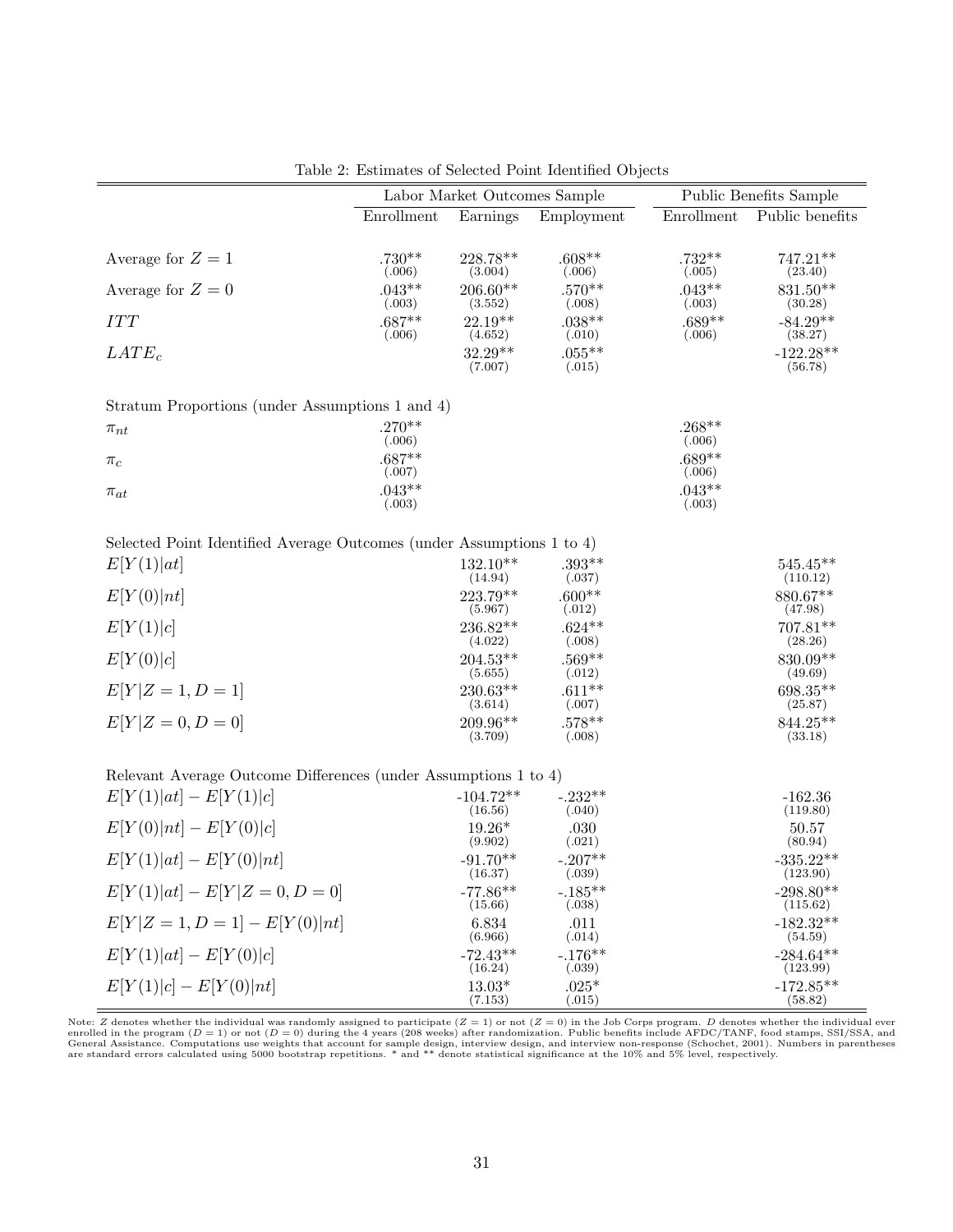Table 2: Estimates of Selected Point Identified Objects

| | Labor Market Outcomes Sample | | | Public Benefits Sample | |
|---|---|---|---|---|---|
| | Enrollment | Earnings | Employment | Enrollment | Public benefits |
| Average for $Z=1$ | .730** (.006) | 228.78** (3.004) | .608** (.006) | .732** (.005) | 747.21** (23.40) |
| Average for $Z=0$ | .043** (.003) | 206.60** (3.552) | .570** (.008) | .043** (.003) | 831.50** (30.28) |
| $ITT$ | .687** (.006) | 22.19** (4.652) | .038** (.010) | .689** (.006) | -84.29** (38.27) |
| $LATE_c$ | | 32.29** (7.007) | .055** (.015) | | -122.28** (56.78) |
| Stratum Proportions (under Assumptions 1 and 4) | | | | | |
| $\pi_{nt}$ | .270** (.006) | | | .268** (.006) | |
| $\pi_c$ | .687** (.007) | | | .689** (.006) | |
| $\pi_{at}$ | .043** (.003) | | | .043** (.003) | |
| Selected Point Identified Average Outcomes (under Assumptions 1 to 4) | | | | | |
| $E[Y(1)\|at]$ | | 132.10** (14.94) | .393** (.037) | | 545.45** (110.12) |
| $E[Y(0)\|nt]$ | | 223.79** (5.967) | .600** (.012) | | 880.67** (47.98) |
| $E[Y(1)\|c]$ | | 236.82** (4.022) | .624** (.008) | | 707.81** (28.26) |
| $E[Y(0)\|c]$ | | 204.53** (5.655) | .569** (.012) | | 830.09** (49.69) |
| $E[Y\|Z=1,D=1]$ | | 230.63** (3.614) | .611** (.007) | | 698.35** (25.87) |
| $E[Y\|Z=0,D=0]$ | | 209.96** (3.709) | .578** (.008) | | 844.25** (33.18) |
| Relevant Average Outcome Differences (under Assumptions 1 to 4) | | | | | |
| $E[Y(1)\|at]-E[Y(1)\|c]$ | | -104.72** (16.56) | -.232** (.040) | | -162.36 (119.80) |
| $E[Y(0)\|nt]-E[Y(0)\|c]$ | | 19.26* (9.902) | .030 (.021) | | 50.57 (80.94) |
| $E[Y(1)\|at]-E[Y(0)\|nt]$ | | -91.70** (16.37) | -.207** (.039) | | -335.22** (123.90) |
| $E[Y(1)\|at]-E[Y\|Z=0,D=0]$ | | -77.86** (15.66) | -.185** (.038) | | -298.80** (115.62) |
| $E[Y\|Z=1,D=1]-E[Y(0)\|nt]$ | | 6.834 (6.966) | .011 (.014) | | -182.32** (54.59) |
| $E[Y(1)\|at]-E[Y(0)\|c]$ | | -72.43** (16.24) | -.176** (.039) | | -284.64** (123.99) |
| $E[Y(1)\|c]-E[Y(0)\|nt]$ | | 13.03* (7.153) | .025* (.015) | | -172.85** (58.82) |

Note: $Z$ denotes whether the individual was randomly assigned to participate ($Z=1$) or not ($Z=0$) in the Job Corps program. $D$ denotes whether the individual ever enrolled in the program ($D=1$) or not ($D=0$) during the 4 years (208 weeks) after randomization. Public benefits include AFDC/TANF, food stamps, SSI/SSA, and General Assistance. Computations use weights that account for sample design, interview design, and interview non-response (Schochet, 2001). Numbers in parentheses are standard errors calculated using 5000 bootstrap repetitions. * and ** denote statistical significance at the 10% and 5% level, respectively.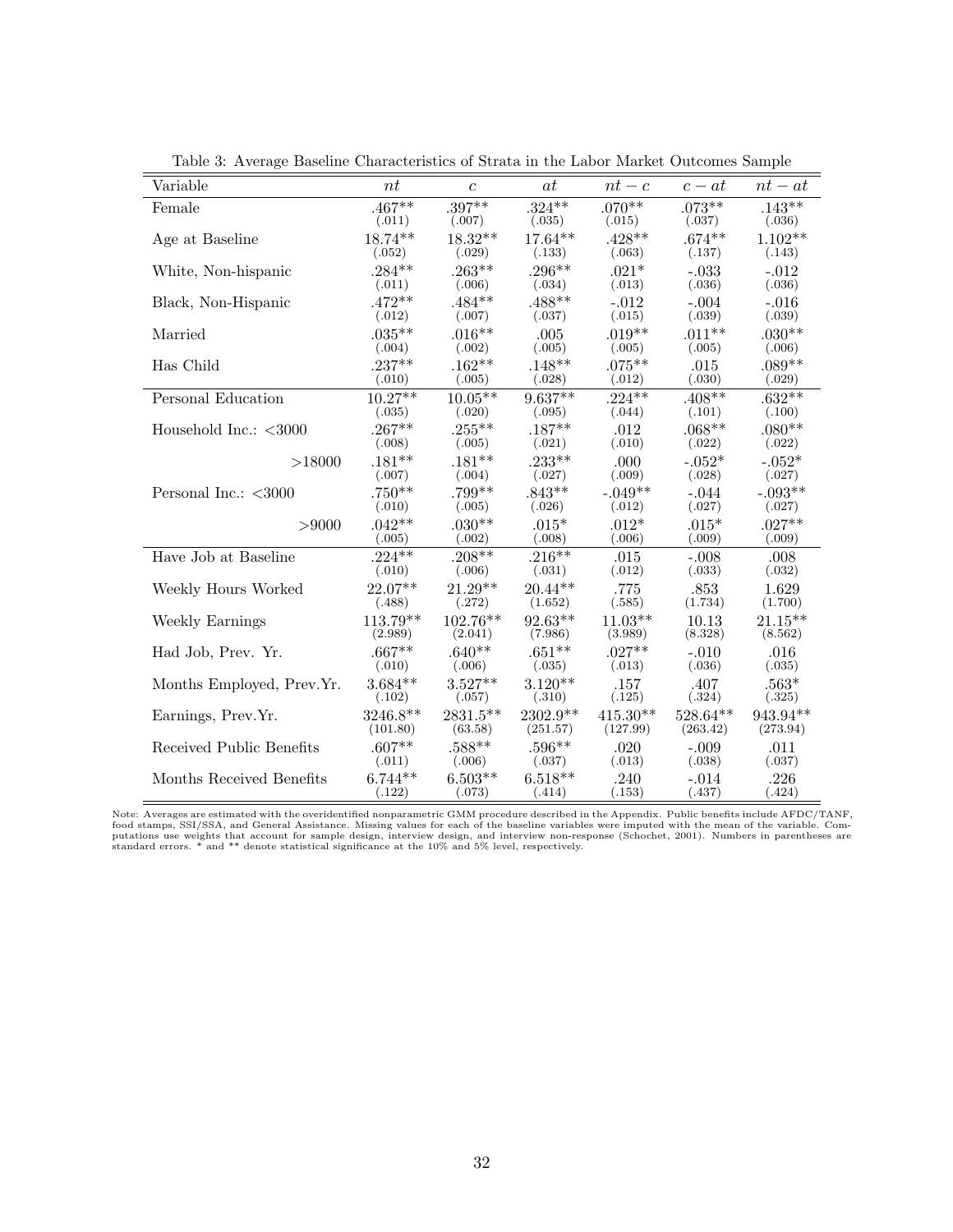Table 3: Average Baseline Characteristics of Strata in the Labor Market Outcomes Sample

| Variable | $nt$ | $c$ | $at$ | $nt-c$ | $c-at$ | $nt-at$ |
|---|---|---|---|---|---|---|
| Female | .467** | .397** | .324** | .070** | .073** | .143** |
| | (.011) | (.007) | (.035) | (.015) | (.037) | (.036) |
| Age at Baseline | 18.74** | 18.32** | 17.64** | .428** | .674** | 1.102** |
| | (.052) | (.029) | (.133) | (.063) | (.137) | (.143) |
| White, Non-hispanic | .284** | .263** | .296** | .021* | -.033 | -.012 |
| | (.011) | (.006) | (.034) | (.013) | (.036) | (.036) |
| Black, Non-Hispanic | .472** | .484** | .488** | -.012 | -.004 | -.016 |
| | (.012) | (.007) | (.037) | (.015) | (.039) | (.039) |
| Married | .035** | .016** | .005 | .019** | .011** | .030** |
| | (.004) | (.002) | (.005) | (.005) | (.005) | (.006) |
| Has Child | .237** | .162** | .148** | .075** | .015 | .089** |
| | (.010) | (.005) | (.028) | (.012) | (.030) | (.029) |
| Personal Education | 10.27** | 10.05** | 9.637** | .224** | .408** | .632** |
| | (.035) | (.020) | (.095) | (.044) | (.101) | (.100) |
| Household Inc.: <3000 | .267** | .255** | .187** | .012 | .068** | .080** |
| | (.008) | (.005) | (.021) | (.010) | (.022) | (.022) |
| >18000 | .181** | .181** | .233** | .000 | -.052* | -.052* |
| | (.007) | (.004) | (.027) | (.009) | (.028) | (.027) |
| Personal Inc.: <3000 | .750** | .799** | .843** | -.049** | -.044 | -.093** |
| | (.010) | (.005) | (.026) | (.012) | (.027) | (.027) |
| >9000 | .042** | .030** | .015* | .012* | .015* | .027** |
| | (.005) | (.002) | (.008) | (.006) | (.009) | (.009) |
| Have Job at Baseline | .224** | .208** | .216** | .015 | -.008 | .008 |
| | (.010) | (.006) | (.031) | (.012) | (.033) | (.032) |
| Weekly Hours Worked | 22.07** | 21.29** | 20.44** | .775 | .853 | 1.629 |
| | (.488) | (.272) | (1.652) | (.585) | (1.734) | (1.700) |
| Weekly Earnings | 113.79** | 102.76** | 92.63** | 11.03** | 10.13 | 21.15** |
| | (2.989) | (2.041) | (7.986) | (3.989) | (8.328) | (8.562) |
| Had Job, Prev. Yr. | .667** | .640** | .651** | .027** | -.010 | .016 |
| | (.010) | (.006) | (.035) | (.013) | (.036) | (.035) |
| Months Employed, Prev.Yr. | 3.684** | 3.527** | 3.120** | .157 | .407 | .563* |
| | (.102) | (.057) | (.310) | (.125) | (.324) | (.325) |
| Earnings, Prev.Yr. | 3246.8** | 2831.5** | 2302.9** | 415.30** | 528.64** | 943.94** |
| | (101.80) | (63.58) | (251.57) | (127.99) | (263.42) | (273.94) |
| Received Public Benefits | .607** | .588** | .596** | .020 | -.009 | .011 |
| | (.011) | (.006) | (.037) | (.013) | (.038) | (.037) |
| Months Received Benefits | 6.744** | 6.503** | 6.518** | .240 | -.014 | .226 |
| | (.122) | (.073) | (.414) | (.153) | (.437) | (.424) |

Note: Averages are estimated with the overidentified nonparametric GMM procedure described in the Appendix. Public benefits include AFDC/TANF, food stamps, SSI/SSA, and General Assistance. Missing values for each of the baseline variables were imputed with the mean of the variable. Computations use weights that account for sample design, interview design, and interview non-response (Schochet, 2001). Numbers in parentheses are standard errors. * and ** denote statistical significance at the 10% and 5% level, respectively.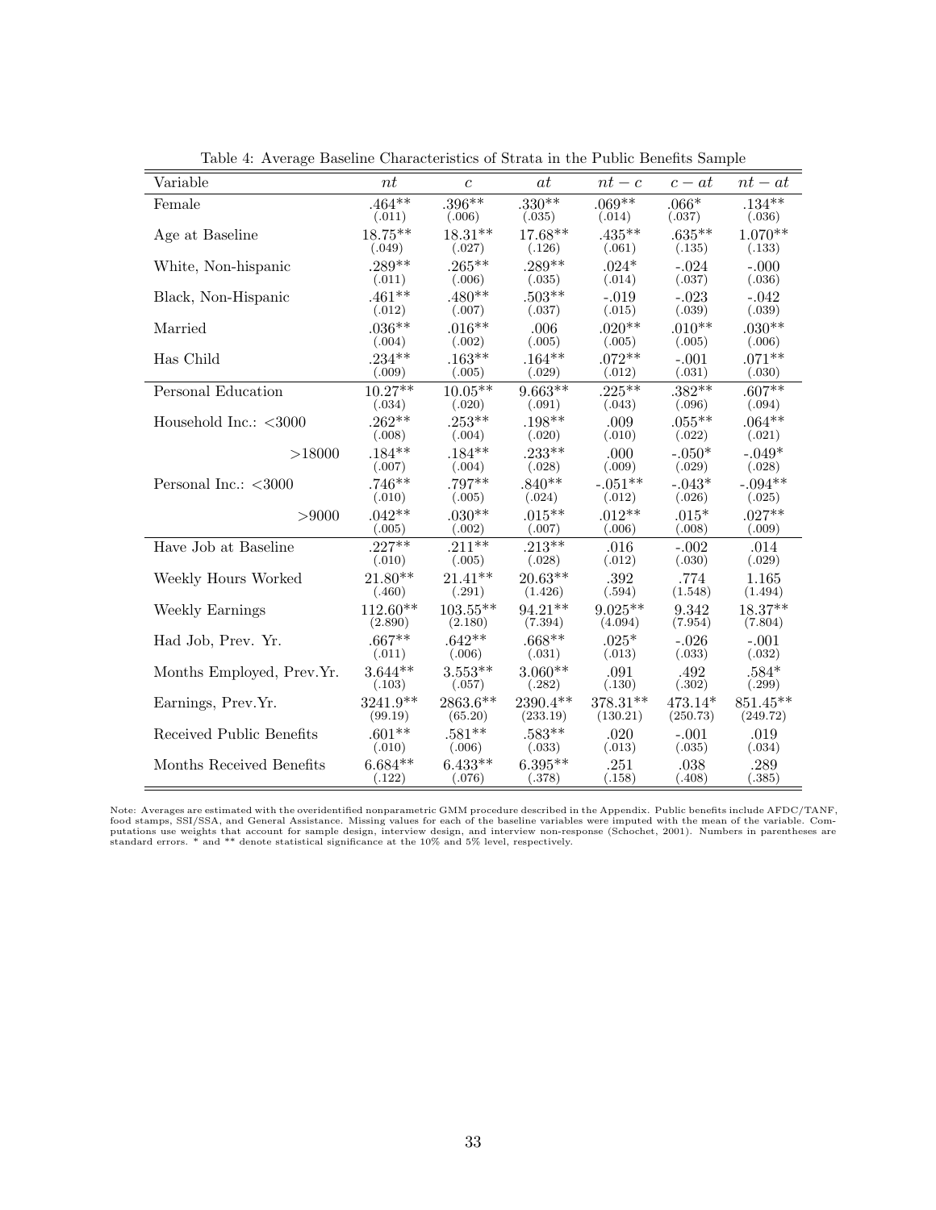Table 4: Average Baseline Characteristics of Strata in the Public Benefits Sample

| Variable | $nt$ | $c$ | $at$ | $nt-c$ | $c-at$ | $nt-at$ |
|---|---|---|---|---|---|---|
| Female | .464** | .396** | .330** | .069** | .066* | .134** |
| | (.011) | (.006) | (.035) | (.014) | (.037) | (.036) |
| Age at Baseline | 18.75** | 18.31** | 17.68** | .435** | .635** | 1.070** |
| | (.049) | (.027) | (.126) | (.061) | (.135) | (.133) |
| White, Non-hispanic | .289** | .265** | .289** | .024* | -.024 | -.000 |
| | (.011) | (.006) | (.035) | (.014) | (.037) | (.036) |
| Black, Non-Hispanic | .461** | .480** | .503** | -.019 | -.023 | -.042 |
| | (.012) | (.007) | (.037) | (.015) | (.039) | (.039) |
| Married | .036** | .016** | .006 | .020** | .010** | .030** |
| | (.004) | (.002) | (.005) | (.005) | (.005) | (.006) |
| Has Child | .234** | .163** | .164** | .072** | -.001 | .071** |
| | (.009) | (.005) | (.029) | (.012) | (.031) | (.030) |
| Personal Education | 10.27** | 10.05** | 9.663** | .225** | .382** | .607** |
| | (.034) | (.020) | (.091) | (.043) | (.096) | (.094) |
| Household Inc.: <3000 | .262** | .253** | .198** | .009 | .055** | .064** |
| | (.008) | (.004) | (.020) | (.010) | (.022) | (.021) |
| >18000 | .184** | .184** | .233** | .000 | -.050* | -.049* |
| | (.007) | (.004) | (.028) | (.009) | (.029) | (.028) |
| Personal Inc.: <3000 | .746** | .797** | .840** | -.051** | -.043* | -.094** |
| | (.010) | (.005) | (.024) | (.012) | (.026) | (.025) |
| >9000 | .042** | .030** | .015** | .012** | .015* | .027** |
| | (.005) | (.002) | (.007) | (.006) | (.008) | (.009) |
| Have Job at Baseline | .227** | .211** | .213** | .016 | -.002 | .014 |
| | (.010) | (.005) | (.028) | (.012) | (.030) | (.029) |
| Weekly Hours Worked | 21.80** | 21.41** | 20.63** | .392 | .774 | 1.165 |
| | (.460) | (.291) | (1.426) | (.594) | (1.548) | (1.494) |
| Weekly Earnings | 112.60** | 103.55** | 94.21** | 9.025** | 9.342 | 18.37** |
| | (2.890) | (2.180) | (7.394) | (4.094) | (7.954) | (7.804) |
| Had Job, Prev. Yr. | .667** | .642** | .668** | .025* | -.026 | -.001 |
| | (.011) | (.006) | (.031) | (.013) | (.033) | (.032) |
| Months Employed, Prev.Yr. | 3.644** | 3.553** | 3.060** | .091 | .492 | .584* |
| | (.103) | (.057) | (.282) | (.130) | (.302) | (.299) |
| Earnings, Prev.Yr. | 3241.9** | 2863.6** | 2390.4** | 378.31** | 473.14* | 851.45** |
| | (99.19) | (65.20) | (233.19) | (130.21) | (250.73) | (249.72) |
| Received Public Benefits | .601** | .581** | .583** | .020 | -.001 | .019 |
| | (.010) | (.006) | (.033) | (.013) | (.035) | (.034) |
| Months Received Benefits | 6.684** | 6.433** | 6.395** | .251 | .038 | .289 |
| | (.122) | (.076) | (.378) | (.158) | (.408) | (.385) |

Note: Averages are estimated with the overidentified nonparametric GMM procedure described in the Appendix. Public benefits include AFDC/TANF, food stamps, SSI/SSA, and General Assistance. Missing values for each of the baseline variables were imputed with the mean of the variable. Computations use weights that account for sample design, interview design, and interview non-response (Schochet, 2001). Numbers in parentheses are standard errors. * and ** denote statistical significance at the 10% and 5% level, respectively.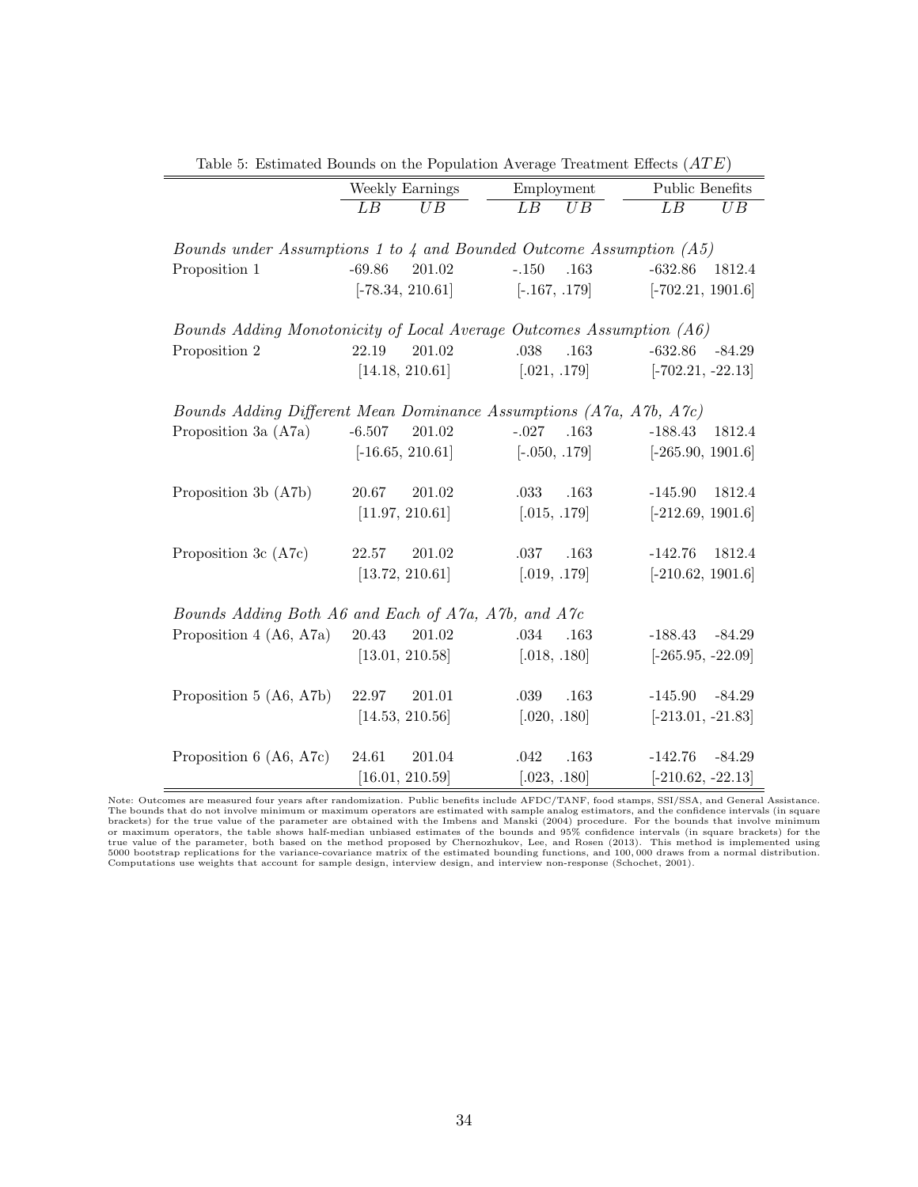Table 5: Estimated Bounds on the Population Average Treatment Effects ($ATE$)

| | Weekly Earnings | | Employment | | Public Benefits | |
|---|---|---|---|---|---|---|
| | $LB$ | $UB$ | $LB$ | $UB$ | $LB$ | $UB$ |
| *Bounds under Assumptions 1 to 4 and Bounded Outcome Assumption (A5)* | | | | | | |
| Proposition 1 | -69.86 | 201.02 | -.150 | .163 | -632.86 | 1812.4 |
| | [-78.34, 210.61] | | [-.167, .179] | | [-702.21, 1901.6] | |
| *Bounds Adding Monotonicity of Local Average Outcomes Assumption (A6)* | | | | | | |
| Proposition 2 | 22.19 | 201.02 | .038 | .163 | -632.86 | -84.29 |
| | [14.18, 210.61] | | [.021, .179] | | [-702.21, -22.13] | |
| *Bounds Adding Different Mean Dominance Assumptions (A7a, A7b, A7c)* | | | | | | |
| Proposition 3a (A7a) | -6.507 | 201.02 | -.027 | .163 | -188.43 | 1812.4 |
| | [-16.65, 210.61] | | [-.050, .179] | | [-265.90, 1901.6] | |
| Proposition 3b (A7b) | 20.67 | 201.02 | .033 | .163 | -145.90 | 1812.4 |
| | [11.97, 210.61] | | [.015, .179] | | [-212.69, 1901.6] | |
| Proposition 3c (A7c) | 22.57 | 201.02 | .037 | .163 | -142.76 | 1812.4 |
| | [13.72, 210.61] | | [.019, .179] | | [-210.62, 1901.6] | |
| *Bounds Adding Both A6 and Each of A7a, A7b, and A7c* | | | | | | |
| Proposition 4 (A6, A7a) | 20.43 | 201.02 | .034 | .163 | -188.43 | -84.29 |
| | [13.01, 210.58] | | [.018, .180] | | [-265.95, -22.09] | |
| Proposition 5 (A6, A7b) | 22.97 | 201.01 | .039 | .163 | -145.90 | -84.29 |
| | [14.53, 210.56] | | [.020, .180] | | [-213.01, -21.83] | |
| Proposition 6 (A6, A7c) | 24.61 | 201.04 | .042 | .163 | -142.76 | -84.29 |
| | [16.01, 210.59] | | [.023, .180] | | [-210.62, -22.13] | |

Note: Outcomes are measured four years after randomization. Public benefits include AFDC/TANF, food stamps, SSI/SSA, and General Assistance. The bounds that do not involve minimum or maximum operators are estimated with sample analog estimators, and the confidence intervals (in square brackets) for the true value of the parameter are obtained with the Imbens and Manski (2004) procedure. For the bounds that involve minimum or maximum operators, the table shows half-median unbiased estimates of the bounds and 95% confidence intervals (in square brackets) for the true value of the parameter, both based on the method proposed by Chernozhukov, Lee, and Rosen (2013). This method is implemented using 5000 bootstrap replications for the variance-covariance matrix of the estimated bounding functions, and 100,000 draws from a normal distribution. Computations use weights that account for sample design, interview design, and interview non-response (Schochet, 2001).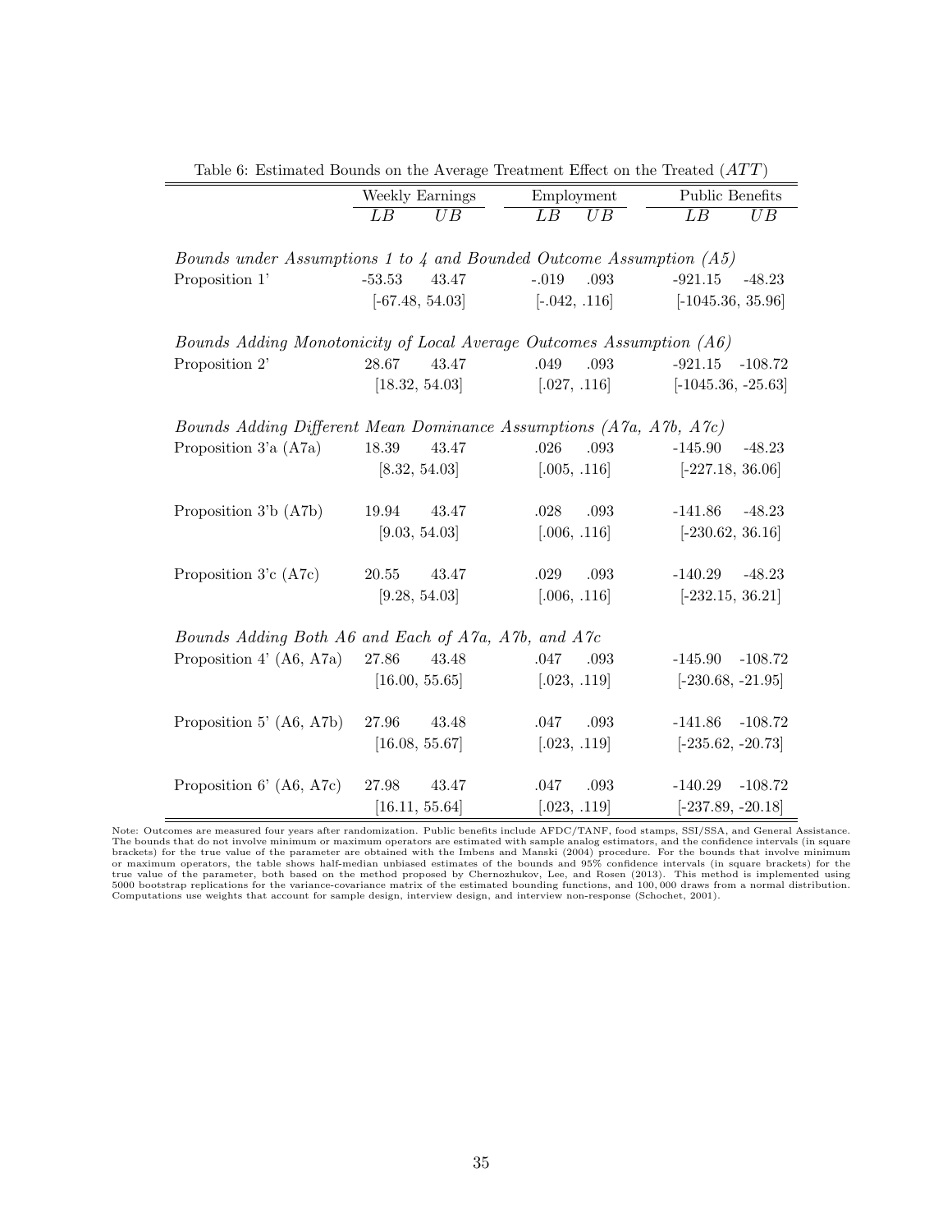Table 6: Estimated Bounds on the Average Treatment Effect on the Treated ($ATT$)

| | Weekly Earnings | | Employment | | Public Benefits | |
|---|---|---|---|---|---|---|
| | $LB$ | $UB$ | $LB$ | $UB$ | $LB$ | $UB$ |
| *Bounds under Assumptions 1 to 4 and Bounded Outcome Assumption (A5)* | | | | | | |
| Proposition 1' | -53.53 | 43.47 | -.019 | .093 | -921.15 | -48.23 |
| | [-67.48, 54.03] | | [-.042, .116] | | [-1045.36, 35.96] | |
| *Bounds Adding Monotonicity of Local Average Outcomes Assumption (A6)* | | | | | | |
| Proposition 2' | 28.67 | 43.47 | .049 | .093 | -921.15 | -108.72 |
| | [18.32, 54.03] | | [.027, .116] | | [-1045.36, -25.63] | |
| *Bounds Adding Different Mean Dominance Assumptions (A7a, A7b, A7c)* | | | | | | |
| Proposition 3'a (A7a) | 18.39 | 43.47 | .026 | .093 | -145.90 | -48.23 |
| | [8.32, 54.03] | | [.005, .116] | | [-227.18, 36.06] | |
| Proposition 3'b (A7b) | 19.94 | 43.47 | .028 | .093 | -141.86 | -48.23 |
| | [9.03, 54.03] | | [.006, .116] | | [-230.62, 36.16] | |
| Proposition 3'c (A7c) | 20.55 | 43.47 | .029 | .093 | -140.29 | -48.23 |
| | [9.28, 54.03] | | [.006, .116] | | [-232.15, 36.21] | |
| *Bounds Adding Both A6 and Each of A7a, A7b, and A7c* | | | | | | |
| Proposition 4' (A6, A7a) | 27.86 | 43.48 | .047 | .093 | -145.90 | -108.72 |
| | [16.00, 55.65] | | [.023, .119] | | [-230.68, -21.95] | |
| Proposition 5' (A6, A7b) | 27.96 | 43.48 | .047 | .093 | -141.86 | -108.72 |
| | [16.08, 55.67] | | [.023, .119] | | [-235.62, -20.73] | |
| Proposition 6' (A6, A7c) | 27.98 | 43.47 | .047 | .093 | -140.29 | -108.72 |
| | [16.11, 55.64] | | [.023, .119] | | [-237.89, -20.18] | |

Note: Outcomes are measured four years after randomization. Public benefits include AFDC/TANF, food stamps, SSI/SSA, and General Assistance. The bounds that do not involve minimum or maximum operators are estimated with sample analog estimators, and the confidence intervals (in square brackets) for the true value of the parameter are obtained with the Imbens and Manski (2004) procedure. For the bounds that involve minimum or maximum operators, the table shows half-median unbiased estimates of the bounds and 95% confidence intervals (in square brackets) for the true value of the parameter, both based on the method proposed by Chernozhukov, Lee, and Rosen (2013). This method is implemented using 5000 bootstrap replications for the variance-covariance matrix of the estimated bounding functions, and 100,000 draws from a normal distribution. Computations use weights that account for sample design, interview design, and interview non-response (Schochet, 2001).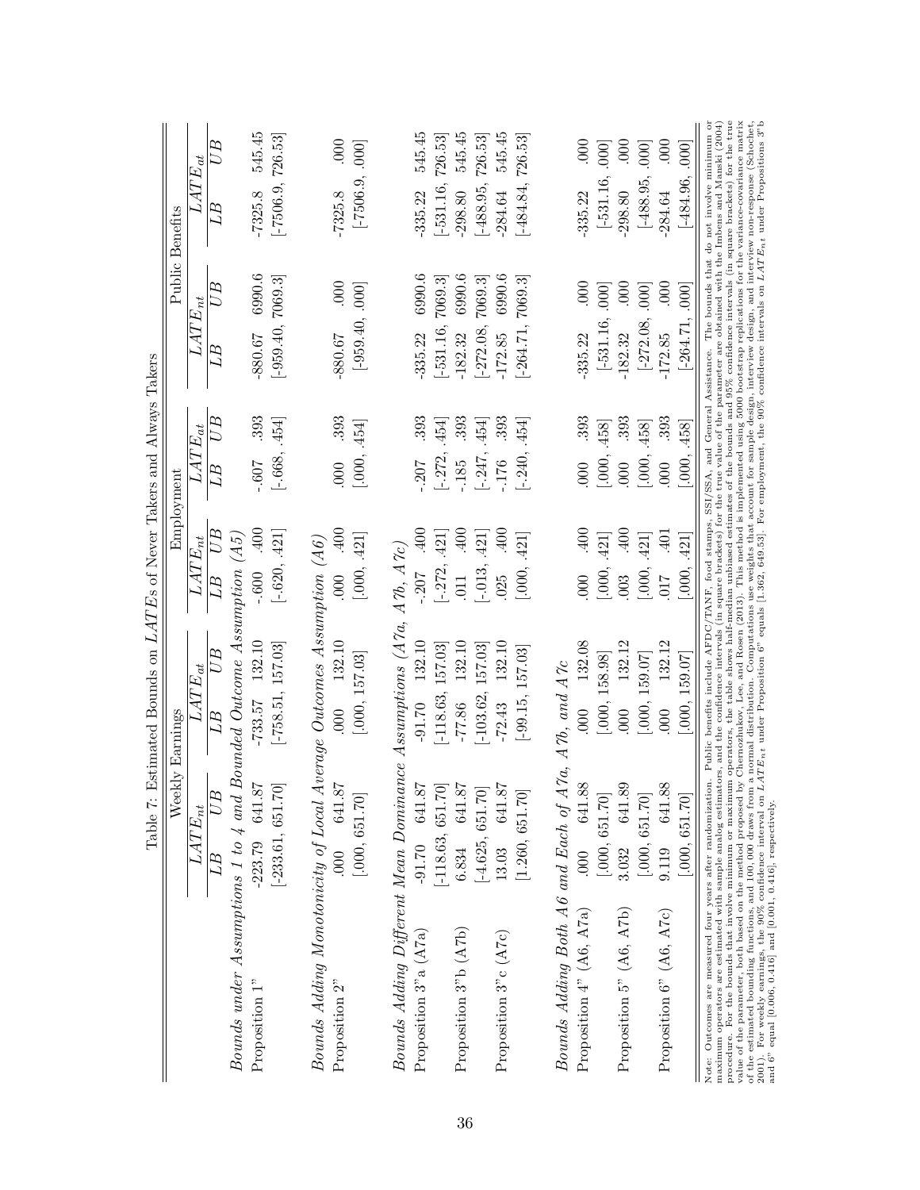Table 7: Estimated Bounds on $LATE$s of Never Takers and Always Takers

| | Weekly Earnings | | | | Employment | | | | Public Benefits | | | |
|---|---|---|---|---|---|---|---|---|---|---|---|---|
| | $LATE_{nt}$ | | $LATE_{at}$ | | $LATE_{nt}$ | | $LATE_{at}$ | | $LATE_{nt}$ | | $LATE_{at}$ | |
| | $LB$ | $UB$ | $LB$ | $UB$ | $LB$ | $UB$ | $LB$ | $UB$ | $LB$ | $UB$ | $LB$ | $UB$ |
| *Bounds under Assumptions 1 to 4 and Bounded Outcome Assumption (A5)* | | | | | | | | | | | | |
| Proposition 1" | -223.79 | 641.87 | -733.57 | 132.10 | -.600 | .400 | -.607 | .393 | -880.67 | 6990.6 | -7325.8 | 545.45 |
| | [-233.61, | 651.70] | [-758.51, | 157.03] | [-.620, | .421] | [-.668, | .454] | [-959.40, | 7069.3] | [-7506.9, | 726.53] |
| *Bounds Adding Monotonicity of Local Average Outcomes Assumption (A6)* | | | | | | | | | | | | |
| Proposition 2" | .000 | 641.87 | .000 | 132.10 | .000 | .400 | .000 | .393 | -880.67 | .000 | -7325.8 | .000 |
| | [.000, | 651.70] | [.000, | 157.03] | [.000, | .421] | [.000, | .454] | [-959.40, | .000] | [-7506.9, | .000] |
| *Bounds Adding Different Mean Dominance Assumptions (A7a, A7b, A7c)* | | | | | | | | | | | | |
| Proposition 3"a (A7a) | -91.70 | 641.87 | -91.70 | 132.10 | -.207 | .400 | -.207 | .393 | -335.22 | 6990.6 | -335.22 | 545.45 |
| | [-118.63, | 651.70] | [-118.63, | 157.03] | [-.272, | .421] | [-.272, | .454] | [-531.16, | 7069.3] | [-531.16, | 726.53] |
| Proposition 3"b (A7b) | 6.834 | 641.87 | -77.86 | 132.10 | .011 | .400 | -.185 | .393 | -182.32 | 6990.6 | -298.80 | 545.45 |
| | [-4.625, | 651.70] | [-103.62, | 157.03] | [-.013, | .421] | [-.247, | .454] | [-272.08, | 7069.3] | [-488.95, | 726.53] |
| Proposition 3"c (A7c) | 13.03 | 641.87 | -72.43 | 132.10 | .025 | .400 | -.176 | .393 | -172.85 | 6990.6 | -284.64 | 545.45 |
| | [1.260, | 651.70] | [-99.15, | 157.03] | [.000, | .421] | [-.240, | .454] | [-264.71, | 7069.3] | [-484.84, | 726.53] |
| *Bounds Adding Both A6 and Each of A7a, A7b, and A7c* | | | | | | | | | | | | |
| Proposition 4" (A6, A7a) | .000 | 641.88 | .000 | 132.08 | .000 | .400 | .000 | .393 | -335.22 | .000 | -335.22 | .000 |
| | [.000, | 651.70] | [.000, | 158.98] | [.000, | .421] | [.000, | .458] | [-531.16, | .000] | [-531.16, | .000] |
| Proposition 5" (A6, A7b) | 3.032 | 641.89 | .000 | 132.12 | .003 | .400 | .000 | .393 | -182.32 | .000 | -298.80 | .000 |
| | [.000, | 651.70] | [.000, | 159.07] | [.000, | .421] | [.000, | .458] | [-272.08, | .000] | [-488.95, | .000] |
| Proposition 6" (A6, A7c) | 9.119 | 641.88 | .000 | 132.12 | .017 | .401 | .000 | .393 | -172.85 | .000 | -284.64 | .000 |
| | [.000, | 651.70] | [.000, | 159.07] | [.000, | .421] | [.000, | .458] | [-264.71, | .000] | [-484.96, | .000] |

Note: Outcomes are measured four years after randomization. Public benefits include AFDC/TANF, food stamps, SSI/SSA, and General Assistance. The bounds that do not involve minimum or maximum operators are estimated with sample analog estimators, and the confidence intervals (in square brackets) for the true value of the parameter are obtained with the Imbens and Manski (2004) procedure. For the bounds that involve minimum or maximum operators, the table shows half-median unbiased estimates of the bounds and 95% confidence intervals (in square brackets) for the true value of the parameter, both based on the method proposed by Chernozhukov, Lee, and Rosen (2013). This method is implemented using 5000 bootstrap replications for the variance-covariance matrix of the estimated bounding functions, and 100,000 draws from a normal distribution. Computations use weights that account for sample design, interview design, and interview non-response (Schochet, 2001). For weekly earnings, the 90% confidence interval on $LATE_{nt}$ under Proposition 6" equals [1.362, 649.53]. For employment, the 90% confidence intervals on $LATE_{nt}$ under Propositions 3"b and 6" equal [0.006, 0.416] and [0.001, 0.416], respectively.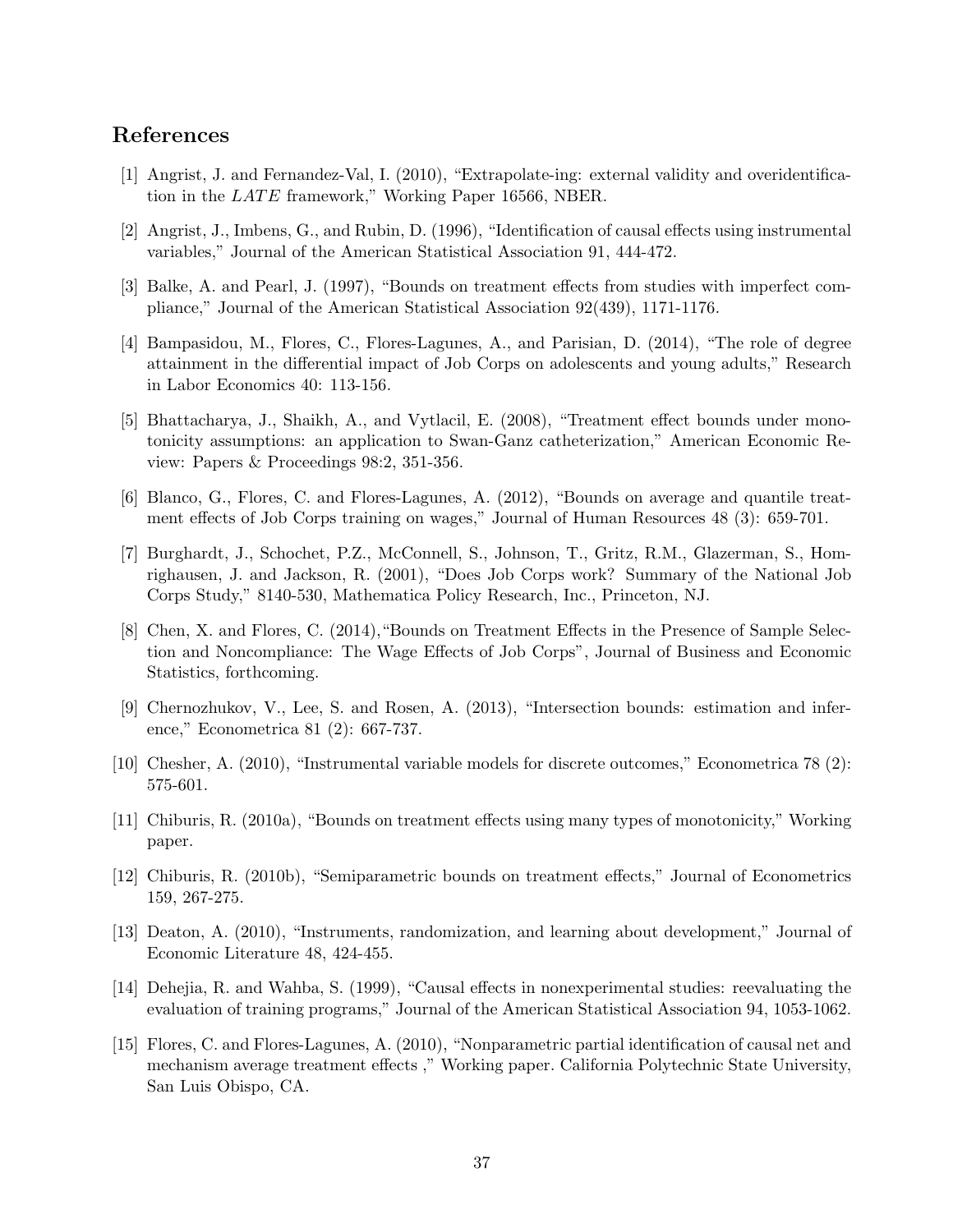## References

[1] Angrist, J. and Fernandez-Val, I. (2010), "Extrapolate-ing: external validity and overidentification in the *LATE* framework," Working Paper 16566, NBER.

[2] Angrist, J., Imbens, G., and Rubin, D. (1996), "Identification of causal effects using instrumental variables," Journal of the American Statistical Association 91, 444-472.

[3] Balke, A. and Pearl, J. (1997), "Bounds on treatment effects from studies with imperfect compliance," Journal of the American Statistical Association 92(439), 1171-1176.

[4] Bampasidou, M., Flores, C., Flores-Lagunes, A., and Parisian, D. (2014), "The role of degree attainment in the differential impact of Job Corps on adolescents and young adults," Research in Labor Economics 40: 113-156.

[5] Bhattacharya, J., Shaikh, A., and Vytlacil, E. (2008), "Treatment effect bounds under monotonicity assumptions: an application to Swan-Ganz catheterization," American Economic Review: Papers & Proceedings 98:2, 351-356.

[6] Blanco, G., Flores, C. and Flores-Lagunes, A. (2012), "Bounds on average and quantile treatment effects of Job Corps training on wages," Journal of Human Resources 48 (3): 659-701.

[7] Burghardt, J., Schochet, P.Z., McConnell, S., Johnson, T., Gritz, R.M., Glazerman, S., Homrighausen, J. and Jackson, R. (2001), "Does Job Corps work? Summary of the National Job Corps Study," 8140-530, Mathematica Policy Research, Inc., Princeton, NJ.

[8] Chen, X. and Flores, C. (2014),"Bounds on Treatment Effects in the Presence of Sample Selection and Noncompliance: The Wage Effects of Job Corps", Journal of Business and Economic Statistics, forthcoming.

[9] Chernozhukov, V., Lee, S. and Rosen, A. (2013), "Intersection bounds: estimation and inference," Econometrica 81 (2): 667-737.

[10] Chesher, A. (2010), "Instrumental variable models for discrete outcomes," Econometrica 78 (2): 575-601.

[11] Chiburis, R. (2010a), "Bounds on treatment effects using many types of monotonicity," Working paper.

[12] Chiburis, R. (2010b), "Semiparametric bounds on treatment effects," Journal of Econometrics 159, 267-275.

[13] Deaton, A. (2010), "Instruments, randomization, and learning about development," Journal of Economic Literature 48, 424-455.

[14] Dehejia, R. and Wahba, S. (1999), "Causal effects in nonexperimental studies: reevaluating the evaluation of training programs," Journal of the American Statistical Association 94, 1053-1062.

[15] Flores, C. and Flores-Lagunes, A. (2010), "Nonparametric partial identification of causal net and mechanism average treatment effects ," Working paper. California Polytechnic State University, San Luis Obispo, CA.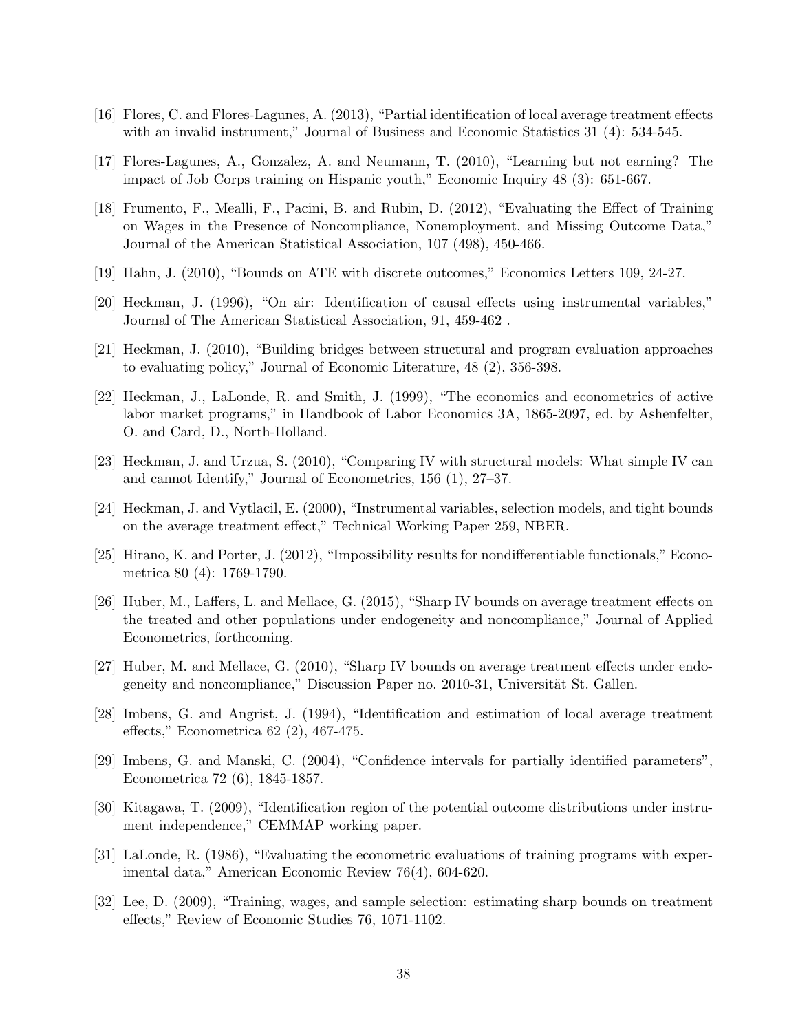[16] Flores, C. and Flores-Lagunes, A. (2013), "Partial identification of local average treatment effects with an invalid instrument," Journal of Business and Economic Statistics 31 (4): 534-545.

[17] Flores-Lagunes, A., Gonzalez, A. and Neumann, T. (2010), "Learning but not earning? The impact of Job Corps training on Hispanic youth," Economic Inquiry 48 (3): 651-667.

[18] Frumento, F., Mealli, F., Pacini, B. and Rubin, D. (2012), "Evaluating the Effect of Training on Wages in the Presence of Noncompliance, Nonemployment, and Missing Outcome Data," Journal of the American Statistical Association, 107 (498), 450-466.

[19] Hahn, J. (2010), "Bounds on ATE with discrete outcomes," Economics Letters 109, 24-27.

[20] Heckman, J. (1996), "On air: Identification of causal effects using instrumental variables," Journal of The American Statistical Association, 91, 459-462 .

[21] Heckman, J. (2010), "Building bridges between structural and program evaluation approaches to evaluating policy," Journal of Economic Literature, 48 (2), 356-398.

[22] Heckman, J., LaLonde, R. and Smith, J. (1999), "The economics and econometrics of active labor market programs," in Handbook of Labor Economics 3A, 1865-2097, ed. by Ashenfelter, O. and Card, D., North-Holland.

[23] Heckman, J. and Urzua, S. (2010), "Comparing IV with structural models: What simple IV can and cannot Identify," Journal of Econometrics, 156 (1), 27–37.

[24] Heckman, J. and Vytlacil, E. (2000), "Instrumental variables, selection models, and tight bounds on the average treatment effect," Technical Working Paper 259, NBER.

[25] Hirano, K. and Porter, J. (2012), "Impossibility results for nondifferentiable functionals," Econometrica 80 (4): 1769-1790.

[26] Huber, M., Laffers, L. and Mellace, G. (2015), "Sharp IV bounds on average treatment effects on the treated and other populations under endogeneity and noncompliance," Journal of Applied Econometrics, forthcoming.

[27] Huber, M. and Mellace, G. (2010), "Sharp IV bounds on average treatment effects under endogeneity and noncompliance," Discussion Paper no. 2010-31, Universität St. Gallen.

[28] Imbens, G. and Angrist, J. (1994), "Identification and estimation of local average treatment effects," Econometrica 62 (2), 467-475.

[29] Imbens, G. and Manski, C. (2004), "Confidence intervals for partially identified parameters", Econometrica 72 (6), 1845-1857.

[30] Kitagawa, T. (2009), "Identification region of the potential outcome distributions under instrument independence," CEMMAP working paper.

[31] LaLonde, R. (1986), "Evaluating the econometric evaluations of training programs with experimental data," American Economic Review 76(4), 604-620.

[32] Lee, D. (2009), "Training, wages, and sample selection: estimating sharp bounds on treatment effects," Review of Economic Studies 76, 1071-1102.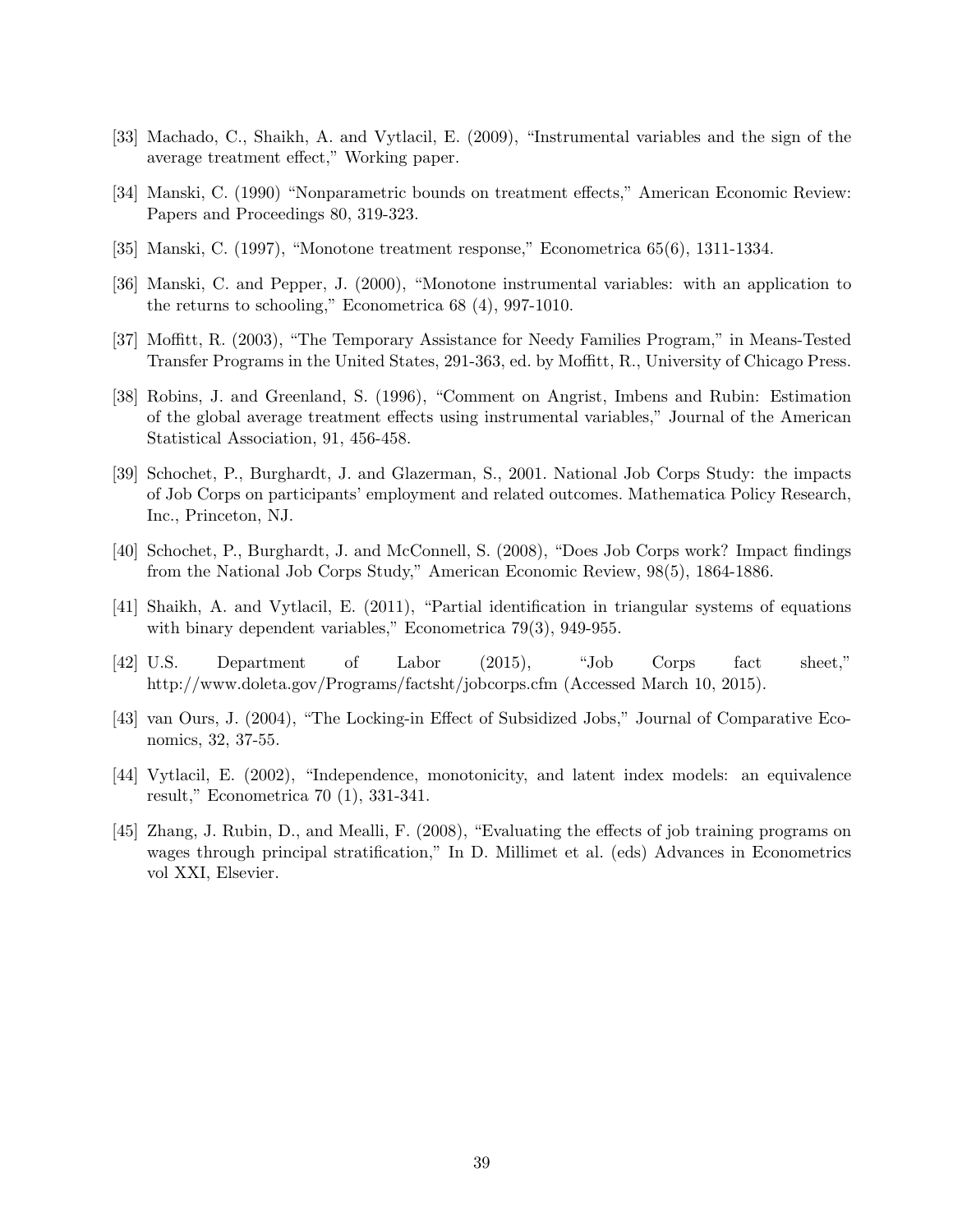[33] Machado, C., Shaikh, A. and Vytlacil, E. (2009), "Instrumental variables and the sign of the average treatment effect," Working paper.

[34] Manski, C. (1990) "Nonparametric bounds on treatment effects," American Economic Review: Papers and Proceedings 80, 319-323.

[35] Manski, C. (1997), "Monotone treatment response," Econometrica 65(6), 1311-1334.

[36] Manski, C. and Pepper, J. (2000), "Monotone instrumental variables: with an application to the returns to schooling," Econometrica 68 (4), 997-1010.

[37] Moffitt, R. (2003), "The Temporary Assistance for Needy Families Program," in Means-Tested Transfer Programs in the United States, 291-363, ed. by Moffitt, R., University of Chicago Press.

[38] Robins, J. and Greenland, S. (1996), "Comment on Angrist, Imbens and Rubin: Estimation of the global average treatment effects using instrumental variables," Journal of the American Statistical Association, 91, 456-458.

[39] Schochet, P., Burghardt, J. and Glazerman, S., 2001. National Job Corps Study: the impacts of Job Corps on participants' employment and related outcomes. Mathematica Policy Research, Inc., Princeton, NJ.

[40] Schochet, P., Burghardt, J. and McConnell, S. (2008), "Does Job Corps work? Impact findings from the National Job Corps Study," American Economic Review, 98(5), 1864-1886.

[41] Shaikh, A. and Vytlacil, E. (2011), "Partial identification in triangular systems of equations with binary dependent variables," Econometrica 79(3), 949-955.

[42] U.S. Department of Labor (2015), "Job Corps fact sheet," http://www.doleta.gov/Programs/factsht/jobcorps.cfm (Accessed March 10, 2015).

[43] van Ours, J. (2004), "The Locking-in Effect of Subsidized Jobs," Journal of Comparative Economics, 32, 37-55.

[44] Vytlacil, E. (2002), "Independence, monotonicity, and latent index models: an equivalence result," Econometrica 70 (1), 331-341.

[45] Zhang, J. Rubin, D., and Mealli, F. (2008), "Evaluating the effects of job training programs on wages through principal stratification," In D. Millimet et al. (eds) Advances in Econometrics vol XXI, Elsevier.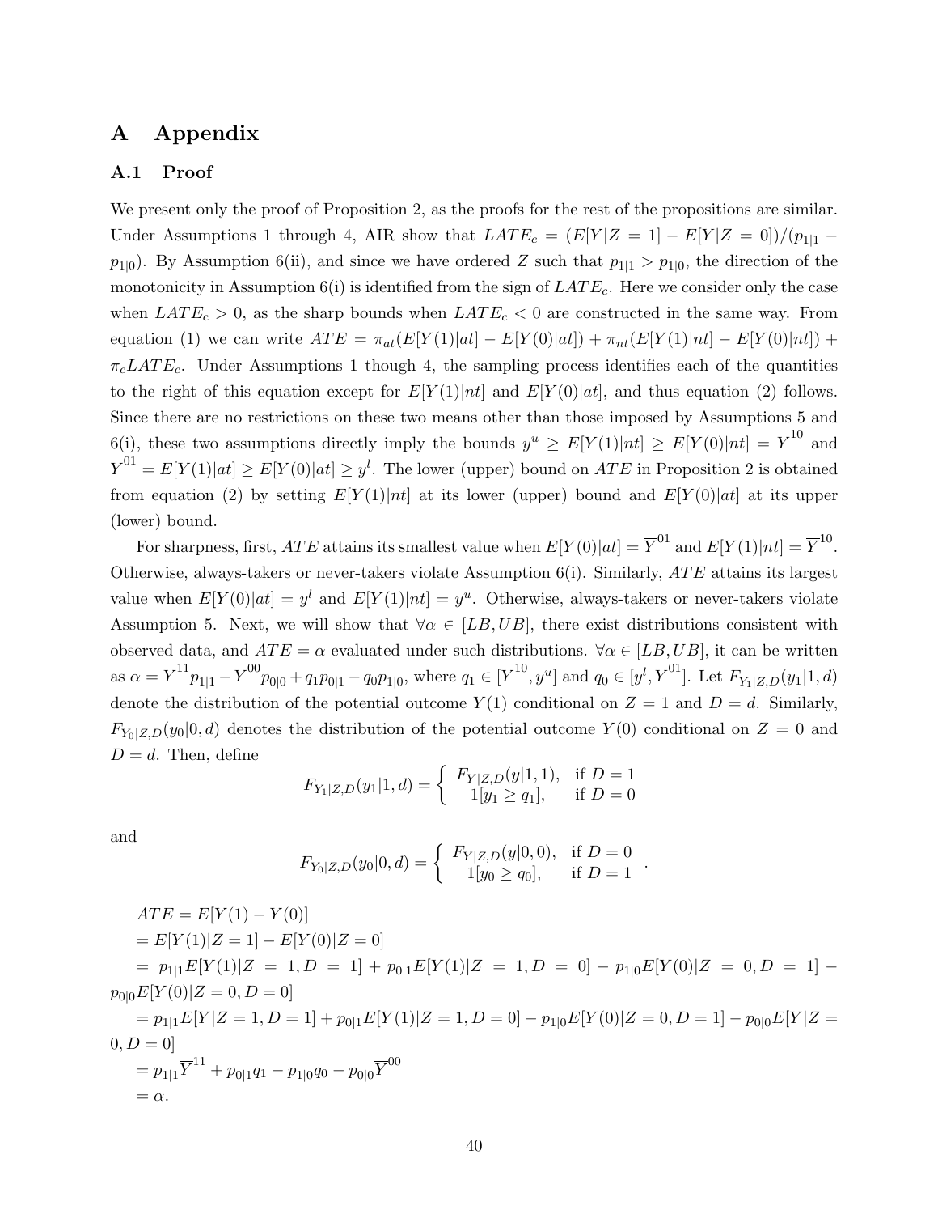# A Appendix

## A.1 Proof

We present only the proof of Proposition 2, as the proofs for the rest of the propositions are similar. Under Assumptions 1 through 4, AIR show that $LATE_c = (E[Y|Z=1] - E[Y|Z=0])/(p_{1|1} - p_{1|0})$. By Assumption 6(ii), and since we have ordered $Z$ such that $p_{1|1} > p_{1|0}$, the direction of the monotonicity in Assumption 6(i) is identified from the sign of $LATE_c$. Here we consider only the case when $LATE_c > 0$, as the sharp bounds when $LATE_c < 0$ are constructed in the same way. From equation (1) we can write $ATE = \pi_{at}(E[Y(1)|at] - E[Y(0)|at]) + \pi_{nt}(E[Y(1)|nt] - E[Y(0)|nt]) + \pi_c LATE_c$. Under Assumptions 1 though 4, the sampling process identifies each of the quantities to the right of this equation except for $E[Y(1)|nt]$ and $E[Y(0)|at]$, and thus equation (2) follows. Since there are no restrictions on these two means other than those imposed by Assumptions 5 and 6(i), these two assumptions directly imply the bounds $y^u \geq E[Y(1)|nt] \geq E[Y(0)|nt] = \overline{Y}^{10}$ and $\overline{Y}^{01} = E[Y(1)|at] \geq E[Y(0)|at] \geq y^l$. The lower (upper) bound on $ATE$ in Proposition 2 is obtained from equation (2) by setting $E[Y(1)|nt]$ at its lower (upper) bound and $E[Y(0)|at]$ at its upper (lower) bound.

For sharpness, first, $ATE$ attains its smallest value when $E[Y(0)|at] = \overline{Y}^{01}$ and $E[Y(1)|nt] = \overline{Y}^{10}$. Otherwise, always-takers or never-takers violate Assumption 6(i). Similarly, $ATE$ attains its largest value when $E[Y(0)|at] = y^l$ and $E[Y(1)|nt] = y^u$. Otherwise, always-takers or never-takers violate Assumption 5. Next, we will show that $\forall \alpha \in [LB, UB]$, there exist distributions consistent with observed data, and $ATE = \alpha$ evaluated under such distributions. $\forall \alpha \in [LB, UB]$, it can be written as $\alpha = \overline{Y}^{11} p_{1|1} - \overline{Y}^{00} p_{0|0} + q_1 p_{0|1} - q_0 p_{1|0}$, where $q_1 \in [\overline{Y}^{10}, y^u]$ and $q_0 \in [y^l, \overline{Y}^{01}]$. Let $F_{Y_1|Z,D}(y_1|1,d)$ denote the distribution of the potential outcome $Y(1)$ conditional on $Z=1$ and $D=d$. Similarly, $F_{Y_0|Z,D}(y_0|0,d)$ denotes the distribution of the potential outcome $Y(0)$ conditional on $Z=0$ and $D=d$. Then, define

$$F_{Y_1|Z,D}(y_1|1,d) = \begin{cases} F_{Y|Z,D}(y|1,1), & \text{if } D=1 \\ 1[y_1 \geq q_1], & \text{if } D=0 \end{cases}$$

and

$$F_{Y_0|Z,D}(y_0|0,d) = \begin{cases} F_{Y|Z,D}(y|0,0), & \text{if } D=0 \\ 1[y_0 \geq q_0], & \text{if } D=1 \end{cases}.$$

$$
\begin{aligned}
ATE &= E[Y(1) - Y(0)] \\
&= E[Y(1)|Z=1] - E[Y(0)|Z=0] \\
&= p_{1|1}E[Y(1)|Z=1, D=1] + p_{0|1}E[Y(1)|Z=1, D=0] - p_{1|0}E[Y(0)|Z=0, D=1] - p_{0|0}E[Y(0)|Z=0, D=0] \\
&= p_{1|1}E[Y|Z=1, D=1] + p_{0|1}E[Y(1)|Z=1, D=0] - p_{1|0}E[Y(0)|Z=0, D=1] - p_{0|0}E[Y|Z=0, D=0] \\
&= p_{1|1}\overline{Y}^{11} + p_{0|1}q_1 - p_{1|0}q_0 - p_{0|0}\overline{Y}^{00} \\
&= \alpha.
\end{aligned}
$$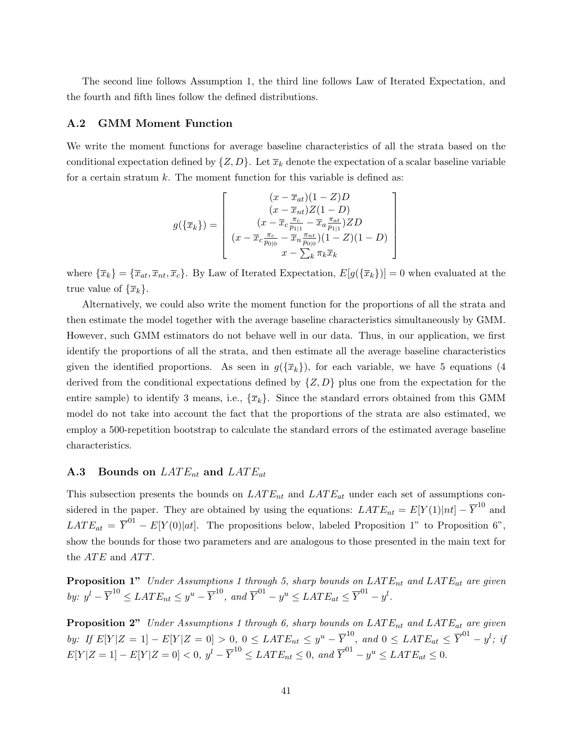The second line follows Assumption 1, the third line follows Law of Iterated Expectation, and the fourth and fifth lines follow the defined distributions.

### A.2 GMM Moment Function

We write the moment functions for average baseline characteristics of all the strata based on the conditional expectation defined by $\{Z, D\}$. Let $\overline{x}_k$ denote the expectation of a scalar baseline variable for a certain stratum $k$. The moment function for this variable is defined as:

$$g(\{\overline{x}_k\}) = \begin{bmatrix} (x - \overline{x}_{at})(1-Z)D \\ (x - \overline{x}_{nt})Z(1-D) \\ (x - \overline{x}_c \frac{\pi_c}{p_{1|1}} - \overline{x}_a \frac{\pi_{at}}{p_{1|1}})ZD \\ (x - \overline{x}_c \frac{\pi_c}{p_{0|0}} - \overline{x}_n \frac{\pi_{nt}}{p_{0|0}})(1-Z)(1-D) \\ x - \sum_k \pi_k \overline{x}_k \end{bmatrix}$$

where $\{\overline{x}_k\} = \{\overline{x}_{at}, \overline{x}_{nt}, \overline{x}_c\}$. By Law of Iterated Expectation, $E[g(\{\overline{x}_k\})] = 0$ when evaluated at the true value of $\{\overline{x}_k\}$.

Alternatively, we could also write the moment function for the proportions of all the strata and then estimate the model together with the average baseline characteristics simultaneously by GMM. However, such GMM estimators do not behave well in our data. Thus, in our application, we first identify the proportions of all the strata, and then estimate all the average baseline characteristics given the identified proportions. As seen in $g(\{\overline{x}_k\})$, for each variable, we have 5 equations (4 derived from the conditional expectations defined by $\{Z, D\}$ plus one from the expectation for the entire sample) to identify 3 means, i.e., $\{\overline{x}_k\}$. Since the standard errors obtained from this GMM model do not take into account the fact that the proportions of the strata are also estimated, we employ a 500-repetition bootstrap to calculate the standard errors of the estimated average baseline characteristics.

### A.3 Bounds on $LATE_{nt}$ and $LATE_{at}$

This subsection presents the bounds on $LATE_{nt}$ and $LATE_{at}$ under each set of assumptions considered in the paper. They are obtained by using the equations: $LATE_{nt} = E[Y(1)|nt] - \overline{Y}^{10}$ and $LATE_{at} = \overline{Y}^{01} - E[Y(0)|at]$. The propositions below, labeled Proposition 1" to Proposition 6", show the bounds for those two parameters and are analogous to those presented in the main text for the $ATE$ and $ATT$.

**Proposition 1"** *Under Assumptions 1 through 5, sharp bounds on $LATE_{nt}$ and $LATE_{at}$ are given by:* $y^l - \overline{Y}^{10} \leq LATE_{nt} \leq y^u - \overline{Y}^{10}$, *and* $\overline{Y}^{01} - y^u \leq LATE_{at} \leq \overline{Y}^{01} - y^l$.

**Proposition 2"** *Under Assumptions 1 through 6, sharp bounds on $LATE_{nt}$ and $LATE_{at}$ are given by: If* $E[Y|Z=1] - E[Y|Z=0] > 0$, $0 \leq LATE_{nt} \leq y^u - \overline{Y}^{10}$, *and* $0 \leq LATE_{at} \leq \overline{Y}^{01} - y^l$; *if* $E[Y|Z=1] - E[Y|Z=0] < 0$, $y^l - \overline{Y}^{10} \leq LATE_{nt} \leq 0$, *and* $\overline{Y}^{01} - y^u \leq LATE_{at} \leq 0$.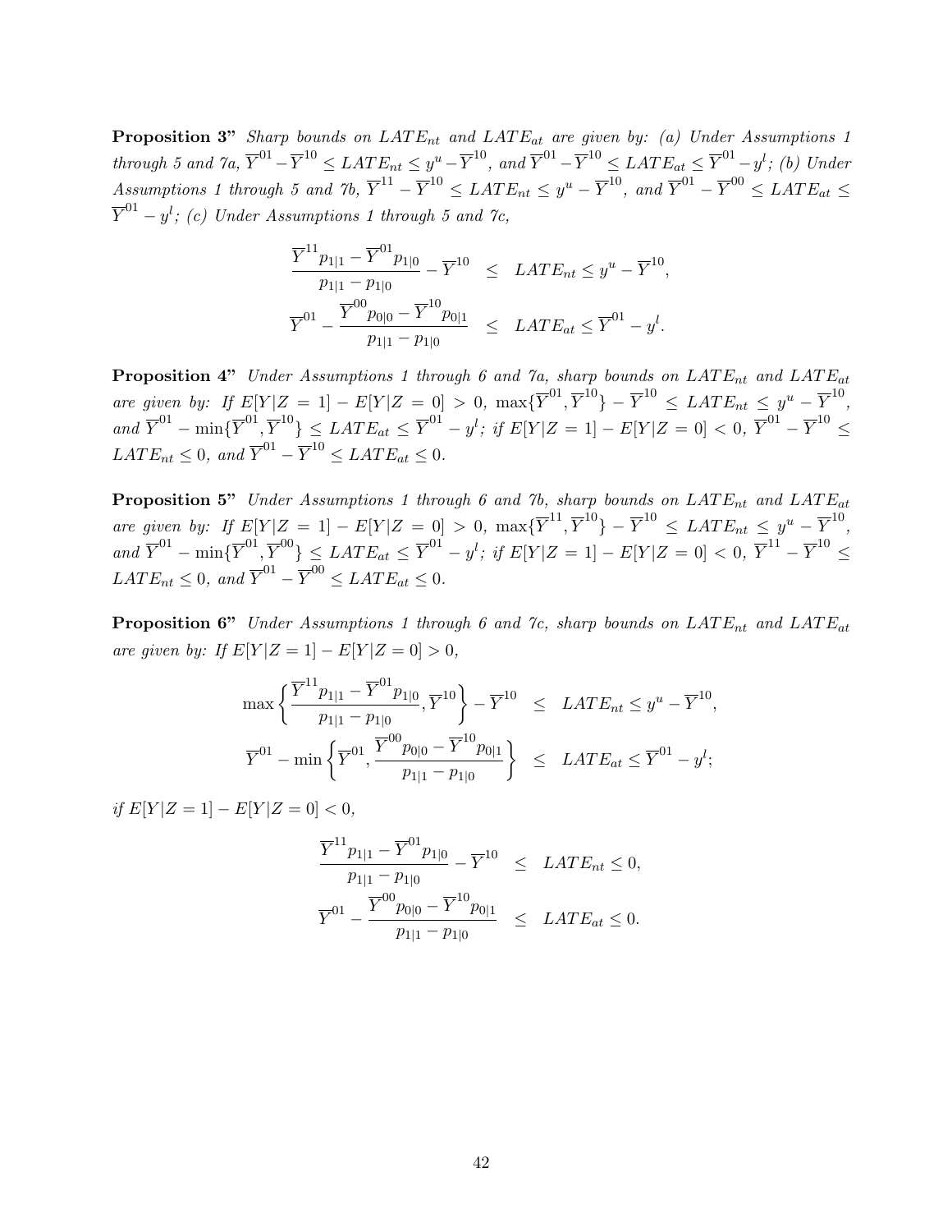**Proposition 3"** *Sharp bounds on $LATE_{nt}$ and $LATE_{at}$ are given by: (a) Under Assumptions 1 through 5 and 7a, $\overline{Y}^{01} - \overline{Y}^{10} \leq LATE_{nt} \leq y^u - \overline{Y}^{10}$, and $\overline{Y}^{01} - \overline{Y}^{10} \leq LATE_{at} \leq \overline{Y}^{01} - y^l$; (b) Under Assumptions 1 through 5 and 7b, $\overline{Y}^{11} - \overline{Y}^{10} \leq LATE_{nt} \leq y^u - \overline{Y}^{10}$, and $\overline{Y}^{01} - \overline{Y}^{00} \leq LATE_{at} \leq \overline{Y}^{01} - y^l$; (c) Under Assumptions 1 through 5 and 7c,*

$$
\begin{aligned}
\frac{\overline{Y}^{11} p_{1|1} - \overline{Y}^{01} p_{1|0}}{p_{1|1} - p_{1|0}} - \overline{Y}^{10} &\leq LATE_{nt} \leq y^u - \overline{Y}^{10}, \\
\overline{Y}^{01} - \frac{\overline{Y}^{00} p_{0|0} - \overline{Y}^{10} p_{0|1}}{p_{1|1} - p_{1|0}} &\leq LATE_{at} \leq \overline{Y}^{01} - y^l.
\end{aligned}
$$

**Proposition 4"** *Under Assumptions 1 through 6 and 7a, sharp bounds on $LATE_{nt}$ and $LATE_{at}$ are given by: If $E[Y|Z=1] - E[Y|Z=0] > 0$, $\max\{\overline{Y}^{01}, \overline{Y}^{10}\} - \overline{Y}^{10} \leq LATE_{nt} \leq y^u - \overline{Y}^{10}$, and $\overline{Y}^{01} - \min\{\overline{Y}^{01}, \overline{Y}^{10}\} \leq LATE_{at} \leq \overline{Y}^{01} - y^l$; if $E[Y|Z=1] - E[Y|Z=0] < 0$, $\overline{Y}^{01} - \overline{Y}^{10} \leq LATE_{nt} \leq 0$, and $\overline{Y}^{01} - \overline{Y}^{10} \leq LATE_{at} \leq 0$.*

**Proposition 5"** *Under Assumptions 1 through 6 and 7b, sharp bounds on $LATE_{nt}$ and $LATE_{at}$ are given by: If $E[Y|Z=1] - E[Y|Z=0] > 0$, $\max\{\overline{Y}^{11}, \overline{Y}^{10}\} - \overline{Y}^{10} \leq LATE_{nt} \leq y^u - \overline{Y}^{10}$, and $\overline{Y}^{01} - \min\{\overline{Y}^{01}, \overline{Y}^{00}\} \leq LATE_{at} \leq \overline{Y}^{01} - y^l$; if $E[Y|Z=1] - E[Y|Z=0] < 0$, $\overline{Y}^{11} - \overline{Y}^{10} \leq LATE_{nt} \leq 0$, and $\overline{Y}^{01} - \overline{Y}^{00} \leq LATE_{at} \leq 0$.*

**Proposition 6"** *Under Assumptions 1 through 6 and 7c, sharp bounds on $LATE_{nt}$ and $LATE_{at}$ are given by: If $E[Y|Z=1] - E[Y|Z=0] > 0$,*

$$
\begin{aligned}
\max\left\{\frac{\overline{Y}^{11} p_{1|1} - \overline{Y}^{01} p_{1|0}}{p_{1|1} - p_{1|0}}, \overline{Y}^{10}\right\} - \overline{Y}^{10} &\leq LATE_{nt} \leq y^u - \overline{Y}^{10}, \\
\overline{Y}^{01} - \min\left\{\overline{Y}^{01}, \frac{\overline{Y}^{00} p_{0|0} - \overline{Y}^{10} p_{0|1}}{p_{1|1} - p_{1|0}}\right\} &\leq LATE_{at} \leq \overline{Y}^{01} - y^l;
\end{aligned}
$$

*if $E[Y|Z=1] - E[Y|Z=0] < 0$,*

$$
\begin{aligned}
\frac{\overline{Y}^{11} p_{1|1} - \overline{Y}^{01} p_{1|0}}{p_{1|1} - p_{1|0}} - \overline{Y}^{10} &\leq LATE_{nt} \leq 0, \\
\overline{Y}^{01} - \frac{\overline{Y}^{00} p_{0|0} - \overline{Y}^{10} p_{0|1}}{p_{1|1} - p_{1|0}} &\leq LATE_{at} \leq 0.
\end{aligned}
$$